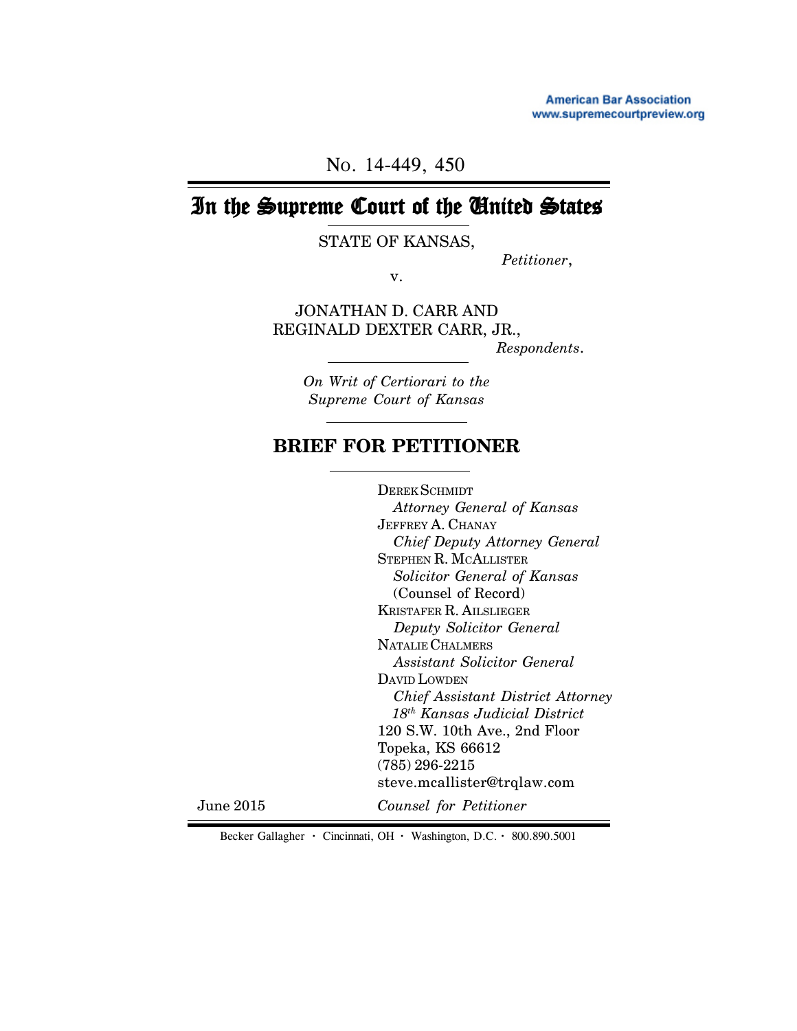American Bar Association
www.supremecourtpreview.org

No. 14-449, 450

# In the Supreme Court of the United States

STATE OF KANSAS,

*Petitioner*,

v.

JONATHAN D. CARR AND
REGINALD DEXTER CARR, JR.,

*Respondents*.

*On Writ of Certiorari to the Supreme Court of Kansas*

## BRIEF FOR PETITIONER

DEREK SCHMIDT
*Attorney General of Kansas*
JEFFREY A. CHANAY
*Chief Deputy Attorney General*
STEPHEN R. MCALLISTER
*Solicitor General of Kansas*
(Counsel of Record)
KRISTAFER R. AILSLIEGER
*Deputy Solicitor General*
NATALIE CHALMERS
*Assistant Solicitor General*
DAVID LOWDEN
*Chief Assistant District Attorney*
*18th Kansas Judicial District*
120 S.W. 10th Ave., 2nd Floor
Topeka, KS 66612
(785) 296-2215
steve.mcallister@trqlaw.com

June 2015

*Counsel for Petitioner*

Becker Gallagher · Cincinnati, OH · Washington, D.C. · 800.890.5001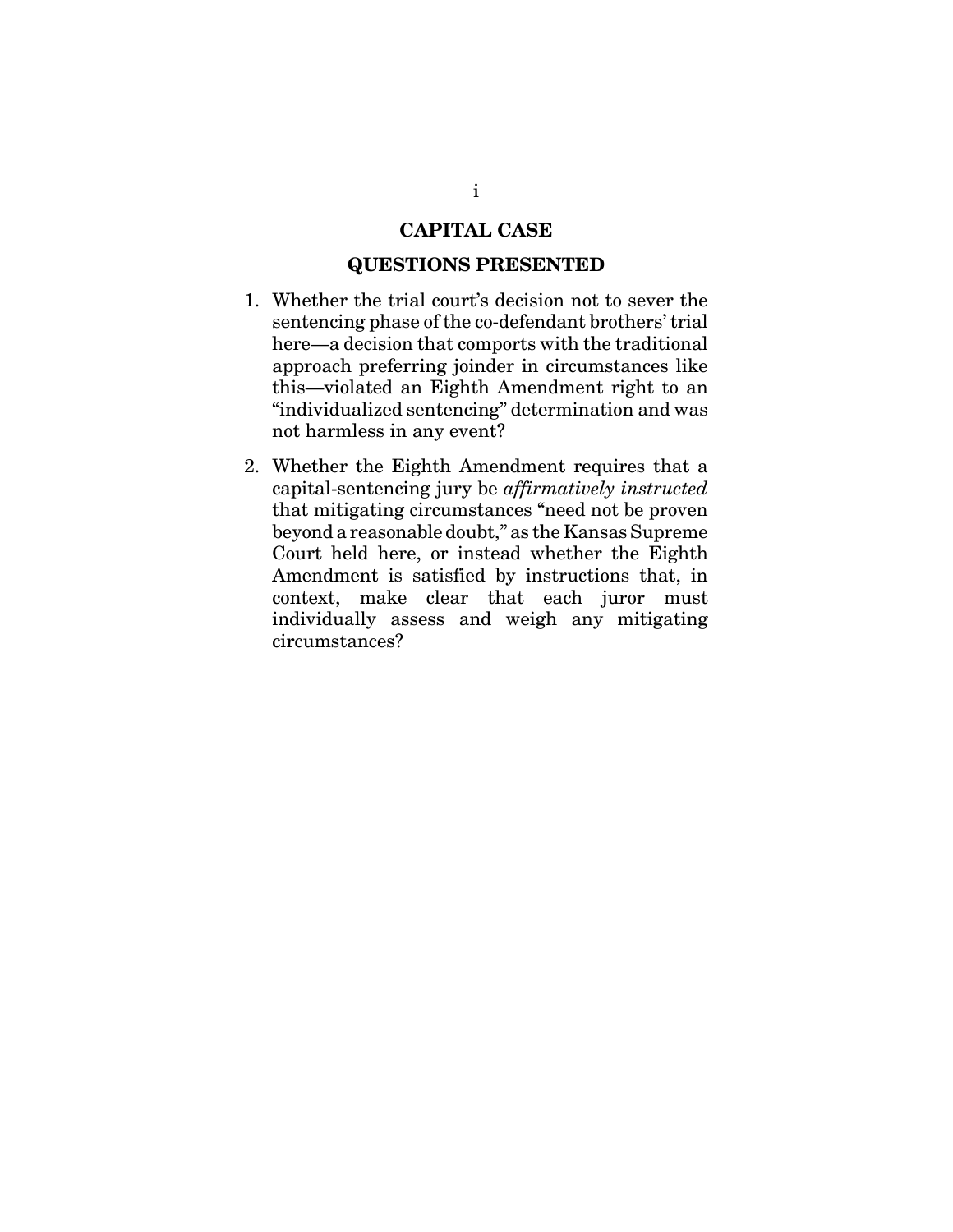**CAPITAL CASE**

**QUESTIONS PRESENTED**

1. Whether the trial court's decision not to sever the sentencing phase of the co-defendant brothers' trial here—a decision that comports with the traditional approach preferring joinder in circumstances like this—violated an Eighth Amendment right to an "individualized sentencing" determination and was not harmless in any event?

2. Whether the Eighth Amendment requires that a capital-sentencing jury be *affirmatively instructed* that mitigating circumstances "need not be proven beyond a reasonable doubt," as the Kansas Supreme Court held here, or instead whether the Eighth Amendment is satisfied by instructions that, in context, make clear that each juror must individually assess and weigh any mitigating circumstances?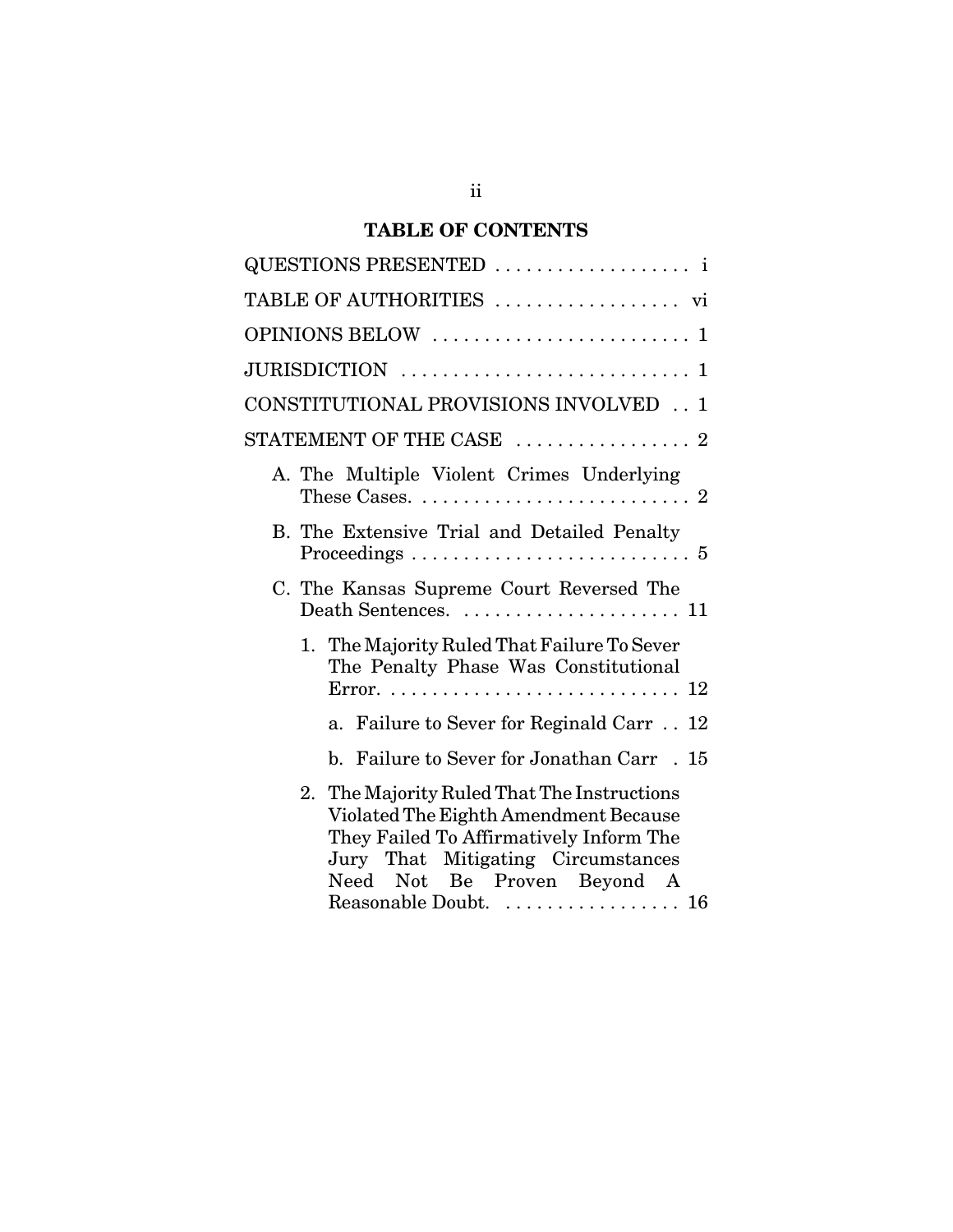## TABLE OF CONTENTS

QUESTIONS PRESENTED . . . . . . . . . . . . . . . . . . i

TABLE OF AUTHORITIES . . . . . . . . . . . . . . . . . vi

OPINIONS BELOW . . . . . . . . . . . . . . . . . . . . . . . . 1

JURISDICTION . . . . . . . . . . . . . . . . . . . . . . . . . . 1

CONSTITUTIONAL PROVISIONS INVOLVED . . 1

STATEMENT OF THE CASE . . . . . . . . . . . . . . . . 2

- A. The Multiple Violent Crimes Underlying These Cases. . . . . . . . . . . . . . . . . . . . . . . . . . 2
- B. The Extensive Trial and Detailed Penalty Proceedings . . . . . . . . . . . . . . . . . . . . . . . . . . 5
- C. The Kansas Supreme Court Reversed The Death Sentences. . . . . . . . . . . . . . . . . . . . . 11
  - 1. The Majority Ruled That Failure To Sever The Penalty Phase Was Constitutional Error. . . . . . . . . . . . . . . . . . . . . . . . . . . . 12
    - a. Failure to Sever for Reginald Carr . . 12
    - b. Failure to Sever for Jonathan Carr . 15
  - 2. The Majority Ruled That The Instructions Violated The Eighth Amendment Because They Failed To Affirmatively Inform The Jury That Mitigating Circumstances Need Not Be Proven Beyond A Reasonable Doubt. . . . . . . . . . . . . . . . . 16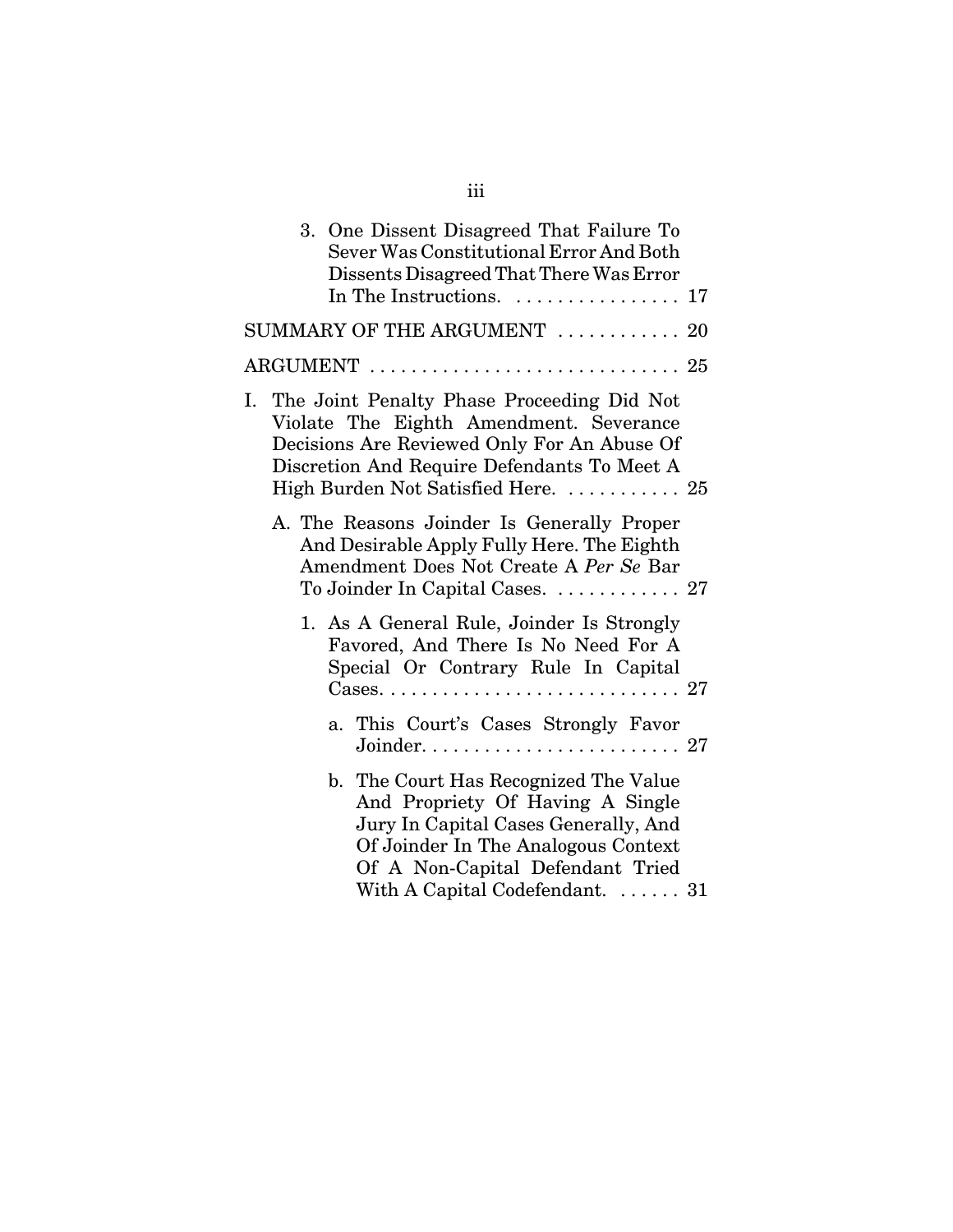3. One Dissent Disagreed That Failure To Sever Was Constitutional Error And Both Dissents Disagreed That There Was Error In The Instructions. . . . . . . . . . . . . . . . . 17

SUMMARY OF THE ARGUMENT . . . . . . . . . . . . 20

ARGUMENT . . . . . . . . . . . . . . . . . . . . . . . . . . . . . . 25

I. The Joint Penalty Phase Proceeding Did Not Violate The Eighth Amendment. Severance Decisions Are Reviewed Only For An Abuse Of Discretion And Require Defendants To Meet A High Burden Not Satisfied Here. . . . . . . . . . . . 25

A. The Reasons Joinder Is Generally Proper And Desirable Apply Fully Here. The Eighth Amendment Does Not Create A *Per Se* Bar To Joinder In Capital Cases. . . . . . . . . . . . . 27

1. As A General Rule, Joinder Is Strongly Favored, And There Is No Need For A Special Or Contrary Rule In Capital Cases. . . . . . . . . . . . . . . . . . . . . . . . . . . . . 27

a. This Court's Cases Strongly Favor Joinder. . . . . . . . . . . . . . . . . . . . . . . . . . 27

b. The Court Has Recognized The Value And Propriety Of Having A Single Jury In Capital Cases Generally, And Of Joinder In The Analogous Context Of A Non-Capital Defendant Tried With A Capital Codefendant. . . . . . . 31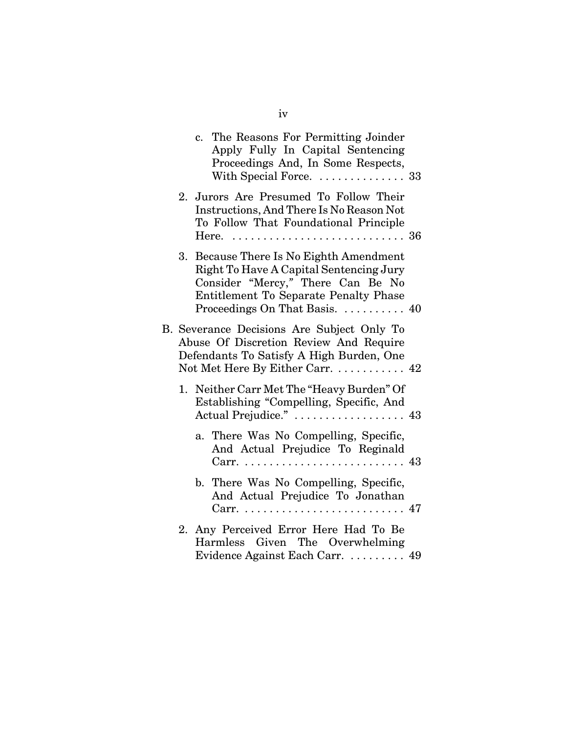c. The Reasons For Permitting Joinder Apply Fully In Capital Sentencing Proceedings And, In Some Respects, With Special Force. .............. 33

2. Jurors Are Presumed To Follow Their Instructions, And There Is No Reason Not To Follow That Foundational Principle Here. ............................ 36

3. Because There Is No Eighth Amendment Right To Have A Capital Sentencing Jury Consider "Mercy," There Can Be No Entitlement To Separate Penalty Phase Proceedings On That Basis. .......... 40

B. Severance Decisions Are Subject Only To Abuse Of Discretion Review And Require Defendants To Satisfy A High Burden, One Not Met Here By Either Carr. ........... 42

1. Neither Carr Met The "Heavy Burden" Of Establishing "Compelling, Specific, And Actual Prejudice." .................. 43

a. There Was No Compelling, Specific, And Actual Prejudice To Reginald Carr. .......................... 43

b. There Was No Compelling, Specific, And Actual Prejudice To Jonathan Carr. .......................... 47

2. Any Perceived Error Here Had To Be Harmless Given The Overwhelming Evidence Against Each Carr. ......... 49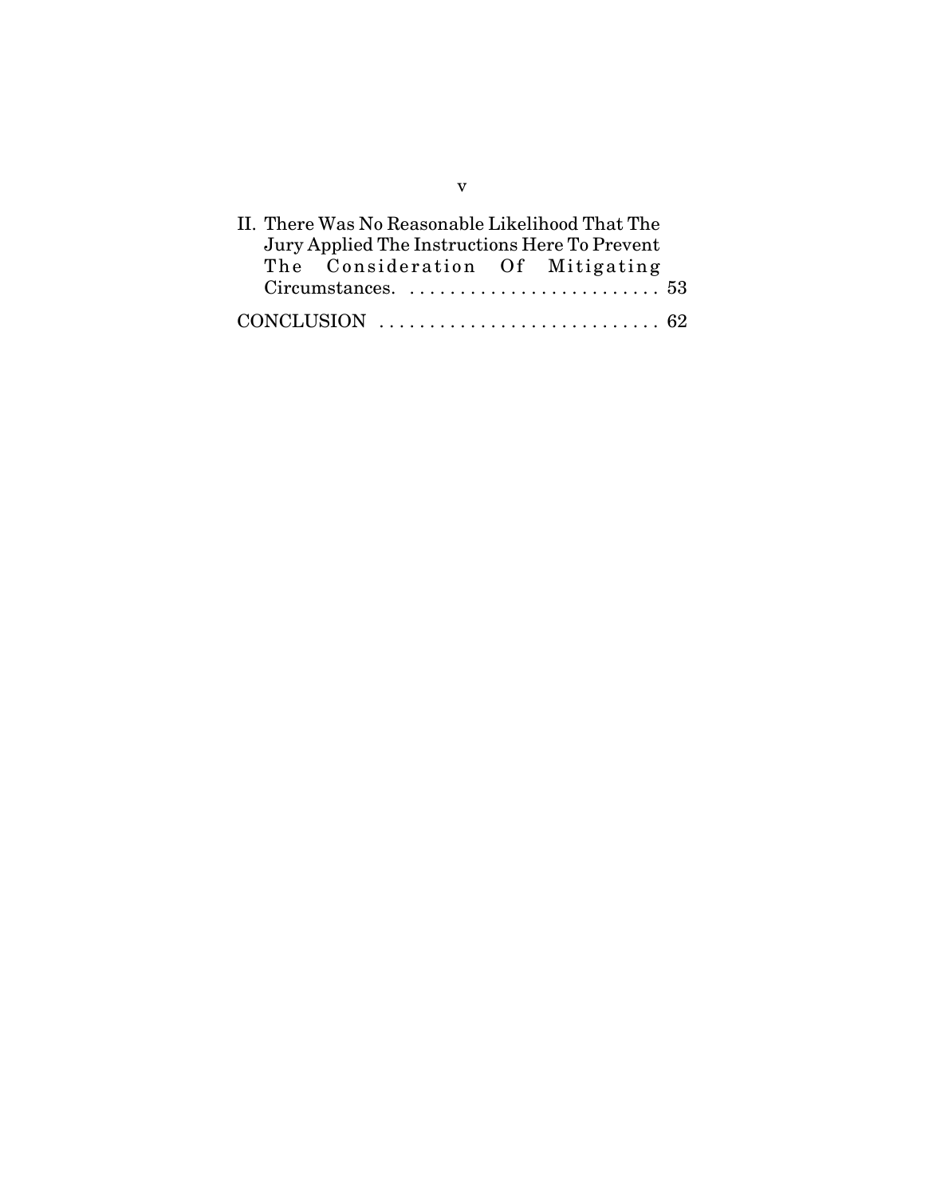II. There Was No Reasonable Likelihood That The Jury Applied The Instructions Here To Prevent The Consideration Of Mitigating Circumstances. . . . . . . . . . . . . . . . . . . . . . . . . . 53

CONCLUSION . . . . . . . . . . . . . . . . . . . . . . . . . . . . 62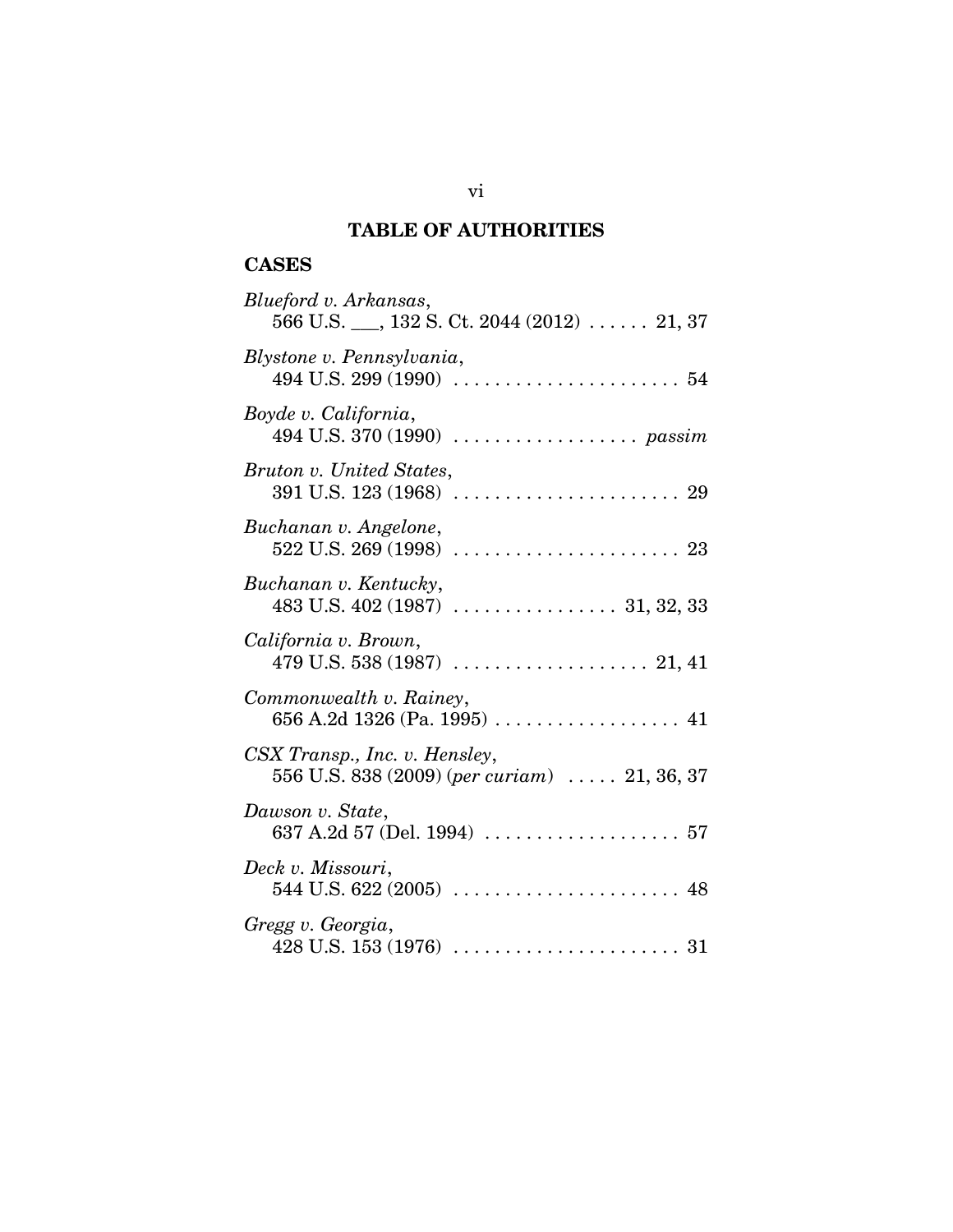# TABLE OF AUTHORITIES

## CASES

*Blueford v. Arkansas*,
566 U.S. ___, 132 S. Ct. 2044 (2012) . . . . . . 21, 37

*Blystone v. Pennsylvania*,
494 U.S. 299 (1990) . . . . . . . . . . . . . . . . . . . . . . 54

*Boyde v. California*,
494 U.S. 370 (1990) . . . . . . . . . . . . . . . . . . *passim*

*Bruton v. United States*,
391 U.S. 123 (1968) . . . . . . . . . . . . . . . . . . . . . . 29

*Buchanan v. Angelone*,
522 U.S. 269 (1998) . . . . . . . . . . . . . . . . . . . . . . 23

*Buchanan v. Kentucky*,
483 U.S. 402 (1987) . . . . . . . . . . . . . . . . 31, 32, 33

*California v. Brown*,
479 U.S. 538 (1987) . . . . . . . . . . . . . . . . . . . 21, 41

*Commonwealth v. Rainey*,
656 A.2d 1326 (Pa. 1995) . . . . . . . . . . . . . . . . . . 41

*CSX Transp., Inc. v. Hensley*,
556 U.S. 838 (2009) (*per curiam*) . . . . . 21, 36, 37

*Dawson v. State*,
637 A.2d 57 (Del. 1994) . . . . . . . . . . . . . . . . . . . 57

*Deck v. Missouri*,
544 U.S. 622 (2005) . . . . . . . . . . . . . . . . . . . . . . 48

*Gregg v. Georgia*,
428 U.S. 153 (1976) . . . . . . . . . . . . . . . . . . . . . . 31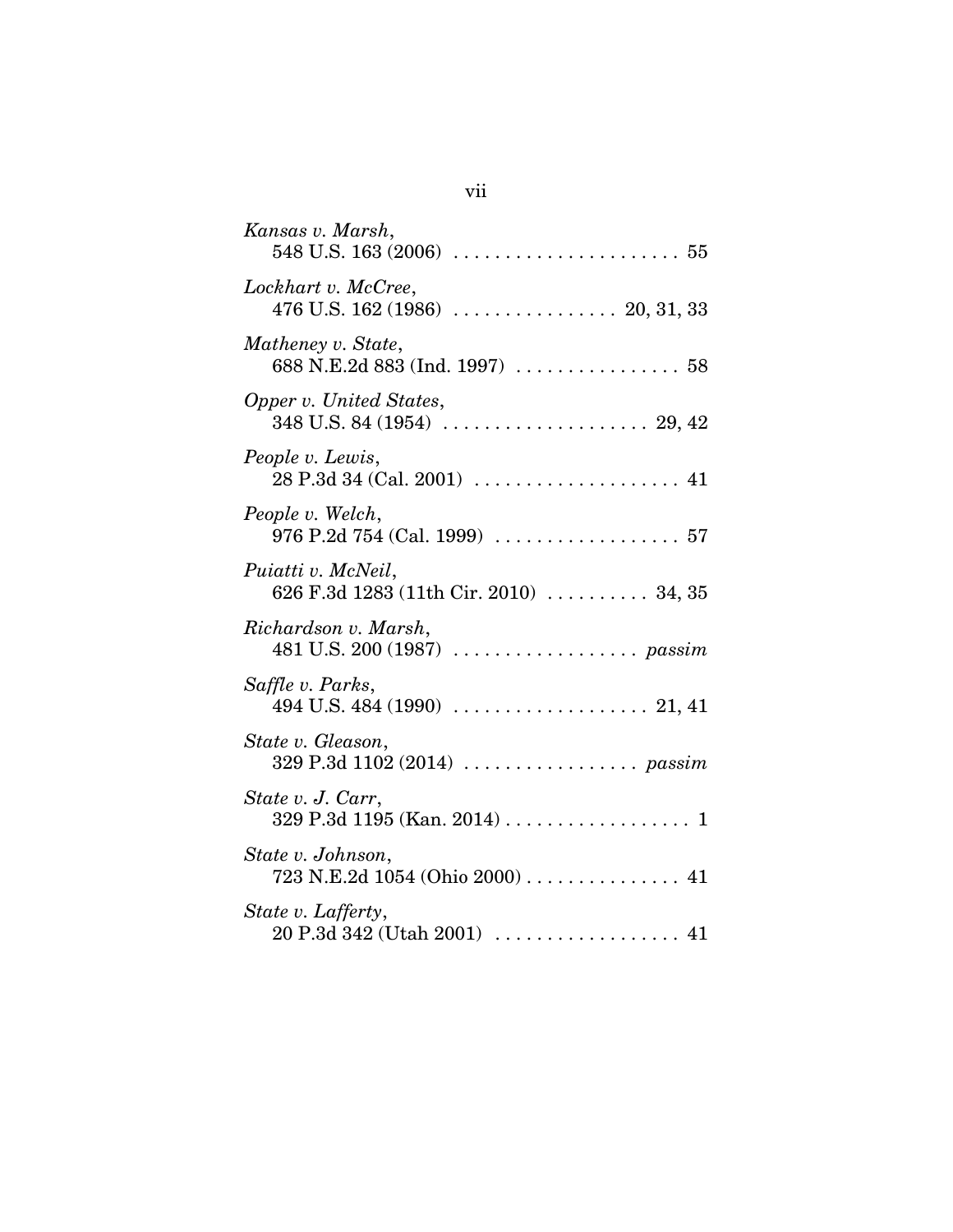*Kansas v. Marsh*,
548 U.S. 163 (2006) . . . . . . . . . . . . . . . . . . . . . . 55

*Lockhart v. McCree*,
476 U.S. 162 (1986) . . . . . . . . . . . . . . . . 20, 31, 33

*Matheney v. State*,
688 N.E.2d 883 (Ind. 1997) . . . . . . . . . . . . . . . . 58

*Opper v. United States*,
348 U.S. 84 (1954) . . . . . . . . . . . . . . . . . . . . 29, 42

*People v. Lewis*,
28 P.3d 34 (Cal. 2001) . . . . . . . . . . . . . . . . . . . . 41

*People v. Welch*,
976 P.2d 754 (Cal. 1999) . . . . . . . . . . . . . . . . . . 57

*Puiatti v. McNeil*,
626 F.3d 1283 (11th Cir. 2010) . . . . . . . . . . 34, 35

*Richardson v. Marsh*,
481 U.S. 200 (1987) . . . . . . . . . . . . . . . . . . *passim*

*Saffle v. Parks*,
494 U.S. 484 (1990) . . . . . . . . . . . . . . . . . . . 21, 41

*State v. Gleason*,
329 P.3d 1102 (2014) . . . . . . . . . . . . . . . . . *passim*

*State v. J. Carr*,
329 P.3d 1195 (Kan. 2014) . . . . . . . . . . . . . . . . . . 1

*State v. Johnson*,
723 N.E.2d 1054 (Ohio 2000) . . . . . . . . . . . . . . . 41

*State v. Lafferty*,
20 P.3d 342 (Utah 2001) . . . . . . . . . . . . . . . . . . 41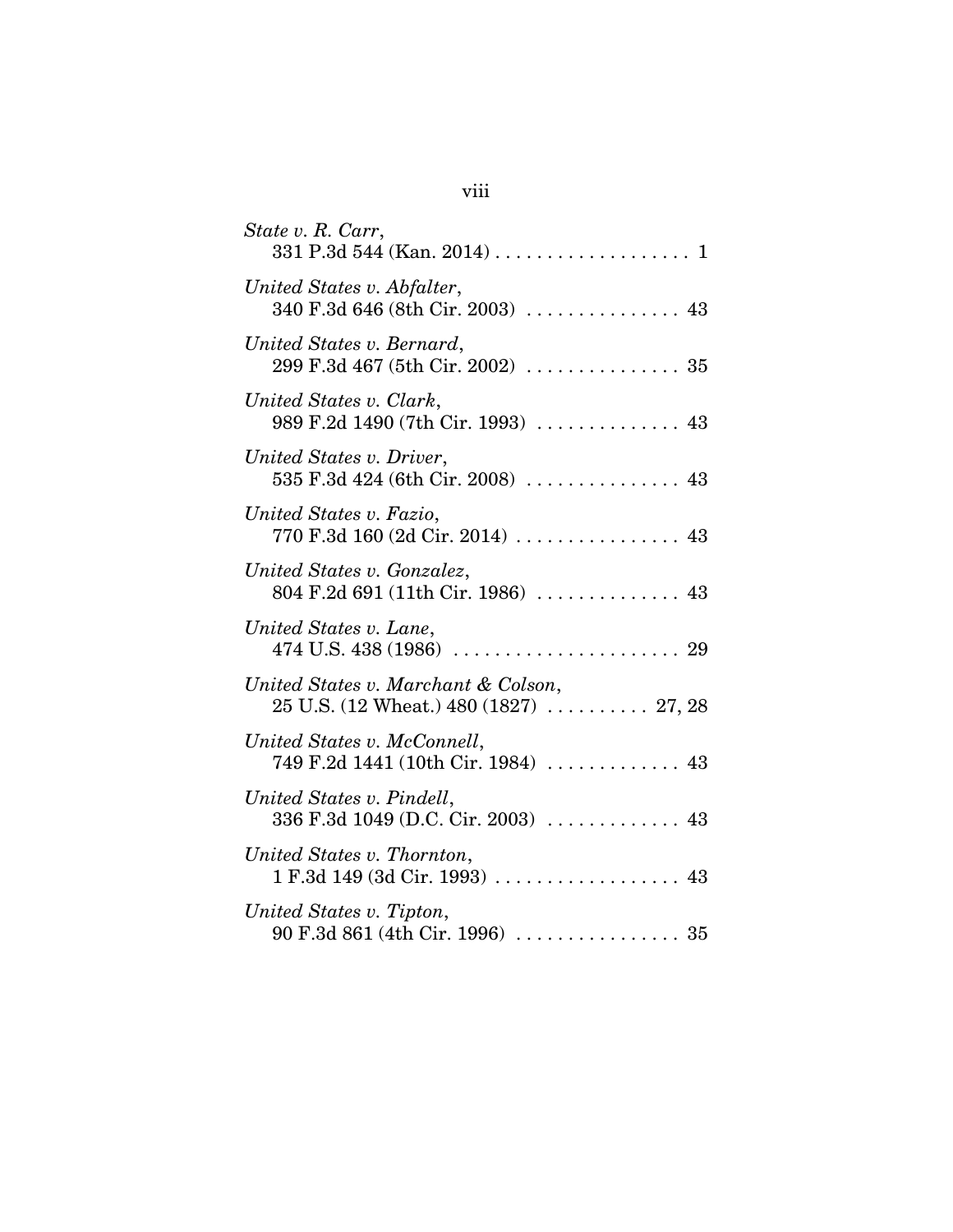*State v. R. Carr*,
331 P.3d 544 (Kan. 2014) . . . . . . . . . . . . . . . . . . . 1

*United States v. Abfalter*,
340 F.3d 646 (8th Cir. 2003) . . . . . . . . . . . . . . . 43

*United States v. Bernard*,
299 F.3d 467 (5th Cir. 2002) . . . . . . . . . . . . . . . 35

*United States v. Clark*,
989 F.2d 1490 (7th Cir. 1993) . . . . . . . . . . . . . . 43

*United States v. Driver*,
535 F.3d 424 (6th Cir. 2008) . . . . . . . . . . . . . . . 43

*United States v. Fazio*,
770 F.3d 160 (2d Cir. 2014) . . . . . . . . . . . . . . . . 43

*United States v. Gonzalez*,
804 F.2d 691 (11th Cir. 1986) . . . . . . . . . . . . . . 43

*United States v. Lane*,
474 U.S. 438 (1986) . . . . . . . . . . . . . . . . . . . . . . 29

*United States v. Marchant & Colson*,
25 U.S. (12 Wheat.) 480 (1827) . . . . . . . . . . 27, 28

*United States v. McConnell*,
749 F.2d 1441 (10th Cir. 1984) . . . . . . . . . . . . . 43

*United States v. Pindell*,
336 F.3d 1049 (D.C. Cir. 2003) . . . . . . . . . . . . . 43

*United States v. Thornton*,
1 F.3d 149 (3d Cir. 1993) . . . . . . . . . . . . . . . . . . 43

*United States v. Tipton*,
90 F.3d 861 (4th Cir. 1996) . . . . . . . . . . . . . . . . 35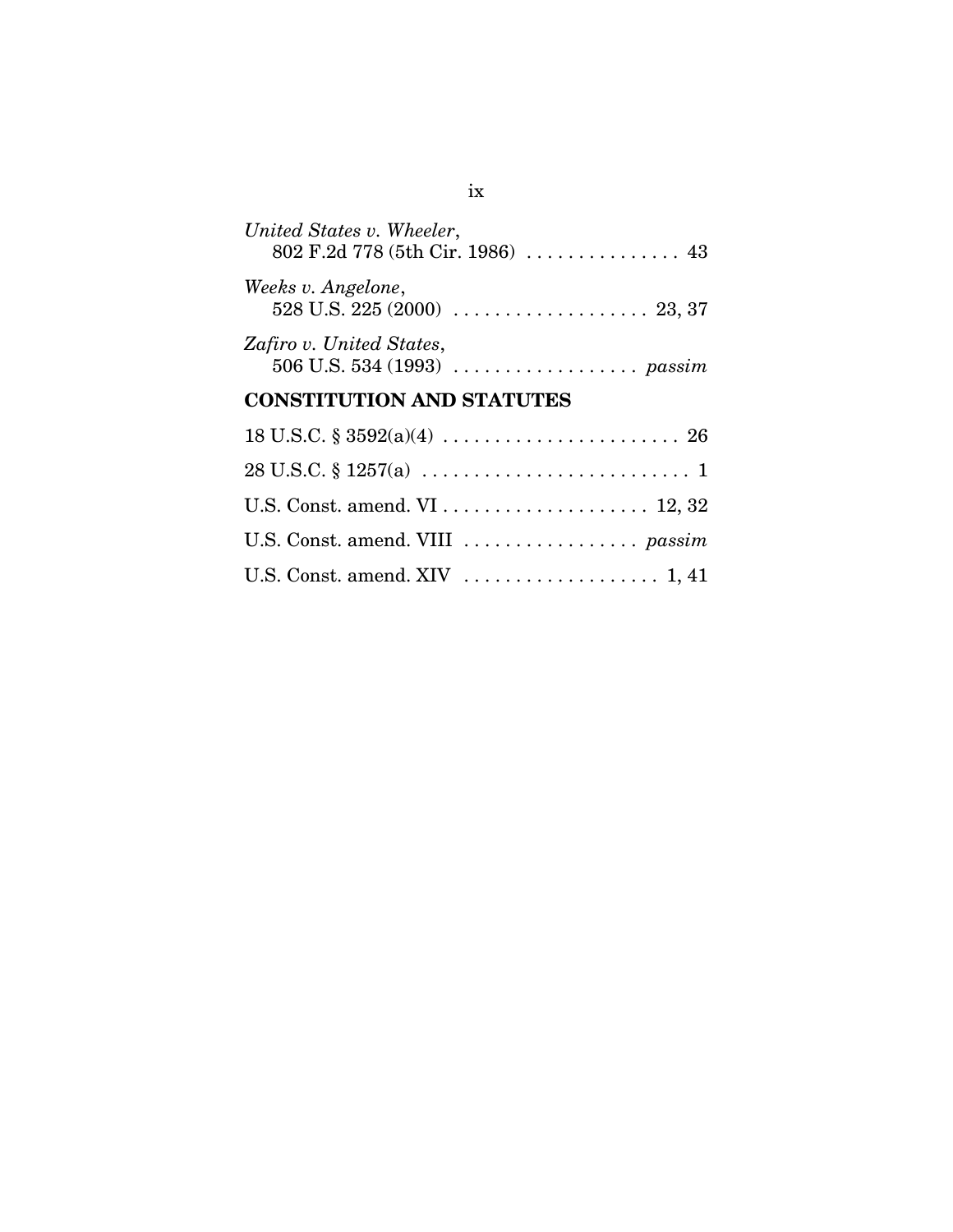*United States v. Wheeler*,
802 F.2d 778 (5th Cir. 1986) . . . . . . . . . . . . . . . 43

*Weeks v. Angelone*,
528 U.S. 225 (2000) . . . . . . . . . . . . . . . . . . . 23, 37

*Zafiro v. United States*,
506 U.S. 534 (1993) . . . . . . . . . . . . . . . . . . *passim*

## CONSTITUTION AND STATUTES

18 U.S.C. § 3592(a)(4) . . . . . . . . . . . . . . . . . . . . . . 26

28 U.S.C. § 1257(a) . . . . . . . . . . . . . . . . . . . . . . . . . 1

U.S. Const. amend. VI . . . . . . . . . . . . . . . . . . . . 12, 32

U.S. Const. amend. VIII . . . . . . . . . . . . . . . . . *passim*

U.S. Const. amend. XIV . . . . . . . . . . . . . . . . . . . 1, 41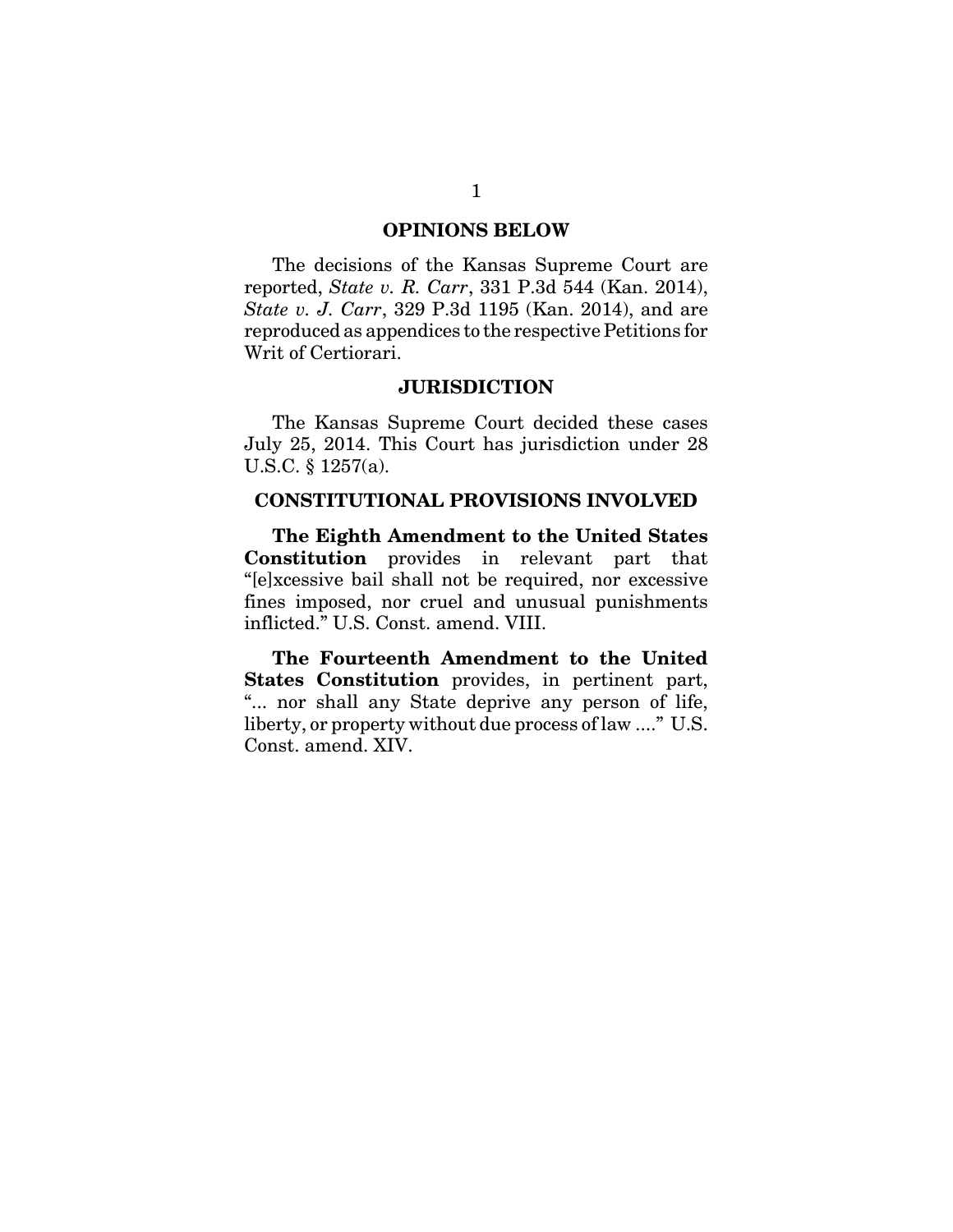## OPINIONS BELOW

The decisions of the Kansas Supreme Court are reported, *State v. R. Carr*, 331 P.3d 544 (Kan. 2014), *State v. J. Carr*, 329 P.3d 1195 (Kan. 2014), and are reproduced as appendices to the respective Petitions for Writ of Certiorari.

## JURISDICTION

The Kansas Supreme Court decided these cases July 25, 2014. This Court has jurisdiction under 28 U.S.C. § 1257(a).

## CONSTITUTIONAL PROVISIONS INVOLVED

**The Eighth Amendment to the United States Constitution** provides in relevant part that "[e]xcessive bail shall not be required, nor excessive fines imposed, nor cruel and unusual punishments inflicted." U.S. Const. amend. VIII.

**The Fourteenth Amendment to the United States Constitution** provides, in pertinent part, "... nor shall any State deprive any person of life, liberty, or property without due process of law ...." U.S. Const. amend. XIV.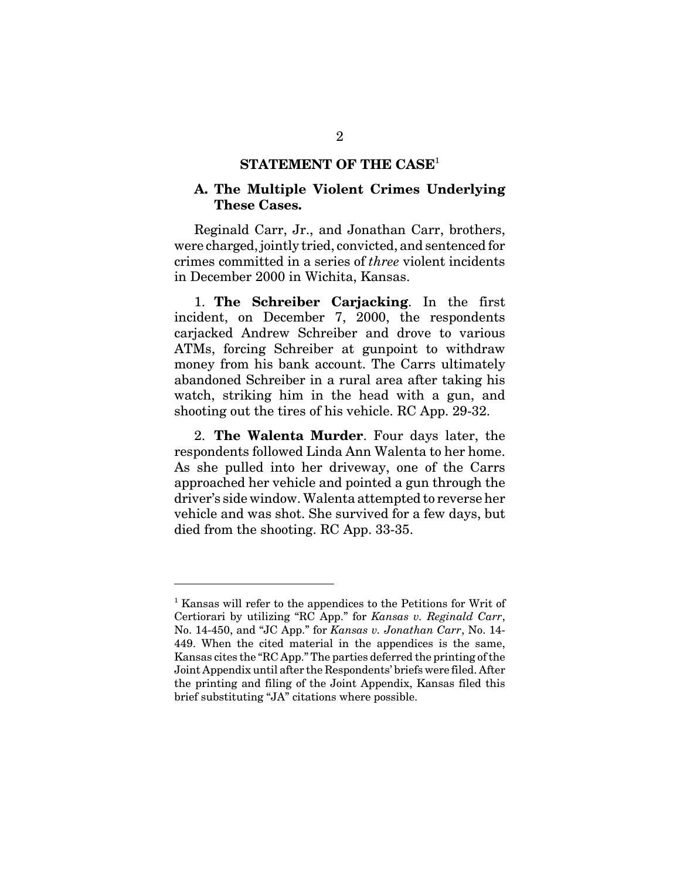## STATEMENT OF THE CASE[1]

### A. The Multiple Violent Crimes Underlying These Cases.

Reginald Carr, Jr., and Jonathan Carr, brothers, were charged, jointly tried, convicted, and sentenced for crimes committed in a series of *three* violent incidents in December 2000 in Wichita, Kansas.

1. **The Schreiber Carjacking**. In the first incident, on December 7, 2000, the respondents carjacked Andrew Schreiber and drove to various ATMs, forcing Schreiber at gunpoint to withdraw money from his bank account. The Carrs ultimately abandoned Schreiber in a rural area after taking his watch, striking him in the head with a gun, and shooting out the tires of his vehicle. RC App. 29-32.

2. **The Walenta Murder**. Four days later, the respondents followed Linda Ann Walenta to her home. As she pulled into her driveway, one of the Carrs approached her vehicle and pointed a gun through the driver's side window. Walenta attempted to reverse her vehicle and was shot. She survived for a few days, but died from the shooting. RC App. 33-35.

---

[1] Kansas will refer to the appendices to the Petitions for Writ of Certiorari by utilizing "RC App." for *Kansas v. Reginald Carr*, No. 14-450, and "JC App." for *Kansas v. Jonathan Carr*, No. 14-449. When the cited material in the appendices is the same, Kansas cites the "RC App." The parties deferred the printing of the Joint Appendix until after the Respondents' briefs were filed. After the printing and filing of the Joint Appendix, Kansas filed this brief substituting "JA" citations where possible.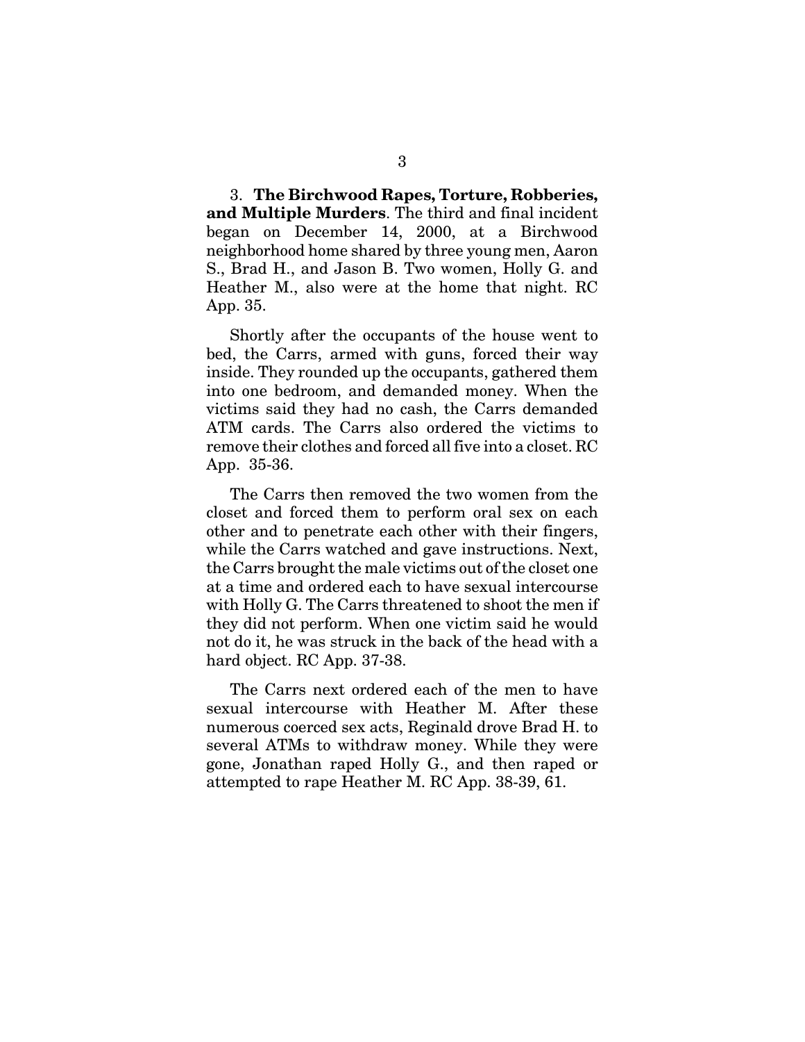3. **The Birchwood Rapes, Torture, Robberies, and Multiple Murders**. The third and final incident began on December 14, 2000, at a Birchwood neighborhood home shared by three young men, Aaron S., Brad H., and Jason B. Two women, Holly G. and Heather M., also were at the home that night. RC App. 35.

Shortly after the occupants of the house went to bed, the Carrs, armed with guns, forced their way inside. They rounded up the occupants, gathered them into one bedroom, and demanded money. When the victims said they had no cash, the Carrs demanded ATM cards. The Carrs also ordered the victims to remove their clothes and forced all five into a closet. RC App. 35-36.

The Carrs then removed the two women from the closet and forced them to perform oral sex on each other and to penetrate each other with their fingers, while the Carrs watched and gave instructions. Next, the Carrs brought the male victims out of the closet one at a time and ordered each to have sexual intercourse with Holly G. The Carrs threatened to shoot the men if they did not perform. When one victim said he would not do it, he was struck in the back of the head with a hard object. RC App. 37-38.

The Carrs next ordered each of the men to have sexual intercourse with Heather M. After these numerous coerced sex acts, Reginald drove Brad H. to several ATMs to withdraw money. While they were gone, Jonathan raped Holly G., and then raped or attempted to rape Heather M. RC App. 38-39, 61.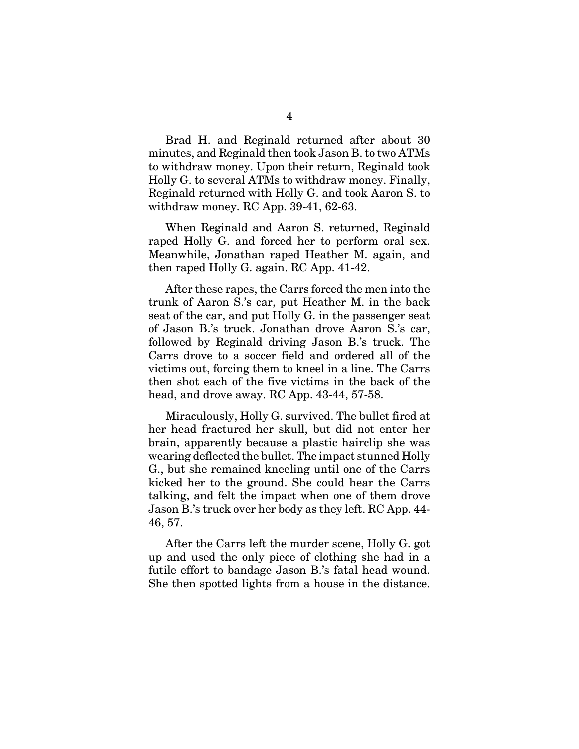Brad H. and Reginald returned after about 30 minutes, and Reginald then took Jason B. to two ATMs to withdraw money. Upon their return, Reginald took Holly G. to several ATMs to withdraw money. Finally, Reginald returned with Holly G. and took Aaron S. to withdraw money. RC App. 39-41, 62-63.

When Reginald and Aaron S. returned, Reginald raped Holly G. and forced her to perform oral sex. Meanwhile, Jonathan raped Heather M. again, and then raped Holly G. again. RC App. 41-42.

After these rapes, the Carrs forced the men into the trunk of Aaron S.'s car, put Heather M. in the back seat of the car, and put Holly G. in the passenger seat of Jason B.'s truck. Jonathan drove Aaron S.'s car, followed by Reginald driving Jason B.'s truck. The Carrs drove to a soccer field and ordered all of the victims out, forcing them to kneel in a line. The Carrs then shot each of the five victims in the back of the head, and drove away. RC App. 43-44, 57-58.

Miraculously, Holly G. survived. The bullet fired at her head fractured her skull, but did not enter her brain, apparently because a plastic hairclip she was wearing deflected the bullet. The impact stunned Holly G., but she remained kneeling until one of the Carrs kicked her to the ground. She could hear the Carrs talking, and felt the impact when one of them drove Jason B.'s truck over her body as they left. RC App. 44-46, 57.

After the Carrs left the murder scene, Holly G. got up and used the only piece of clothing she had in a futile effort to bandage Jason B.'s fatal head wound. She then spotted lights from a house in the distance.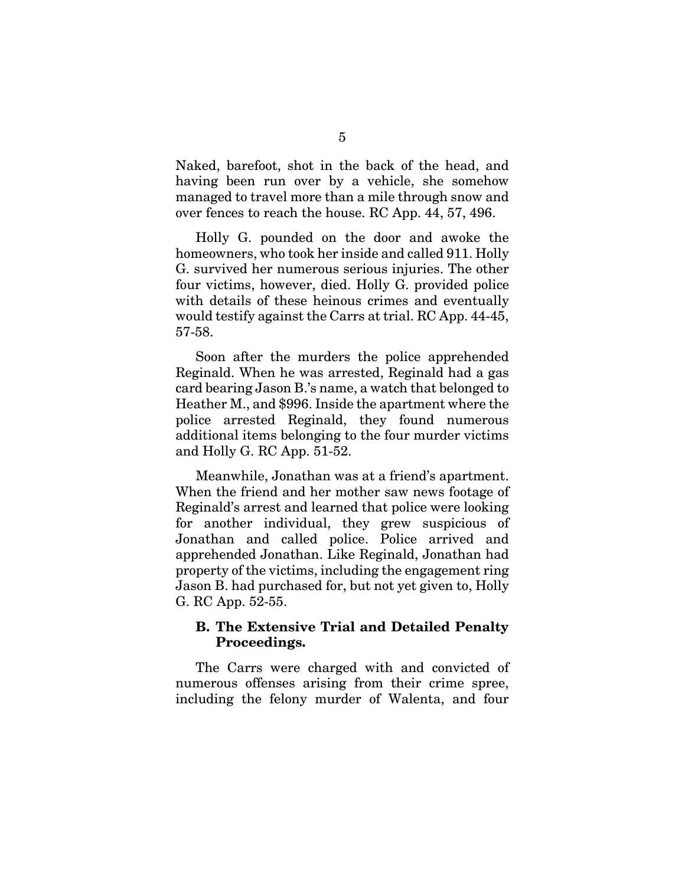Naked, barefoot, shot in the back of the head, and having been run over by a vehicle, she somehow managed to travel more than a mile through snow and over fences to reach the house. RC App. 44, 57, 496.

Holly G. pounded on the door and awoke the homeowners, who took her inside and called 911. Holly G. survived her numerous serious injuries. The other four victims, however, died. Holly G. provided police with details of these heinous crimes and eventually would testify against the Carrs at trial. RC App. 44-45, 57-58.

Soon after the murders the police apprehended Reginald. When he was arrested, Reginald had a gas card bearing Jason B.'s name, a watch that belonged to Heather M., and $996. Inside the apartment where the police arrested Reginald, they found numerous additional items belonging to the four murder victims and Holly G. RC App. 51-52.

Meanwhile, Jonathan was at a friend's apartment. When the friend and her mother saw news footage of Reginald's arrest and learned that police were looking for another individual, they grew suspicious of Jonathan and called police. Police arrived and apprehended Jonathan. Like Reginald, Jonathan had property of the victims, including the engagement ring Jason B. had purchased for, but not yet given to, Holly G. RC App. 52-55.

### B. The Extensive Trial and Detailed Penalty Proceedings.

The Carrs were charged with and convicted of numerous offenses arising from their crime spree, including the felony murder of Walenta, and four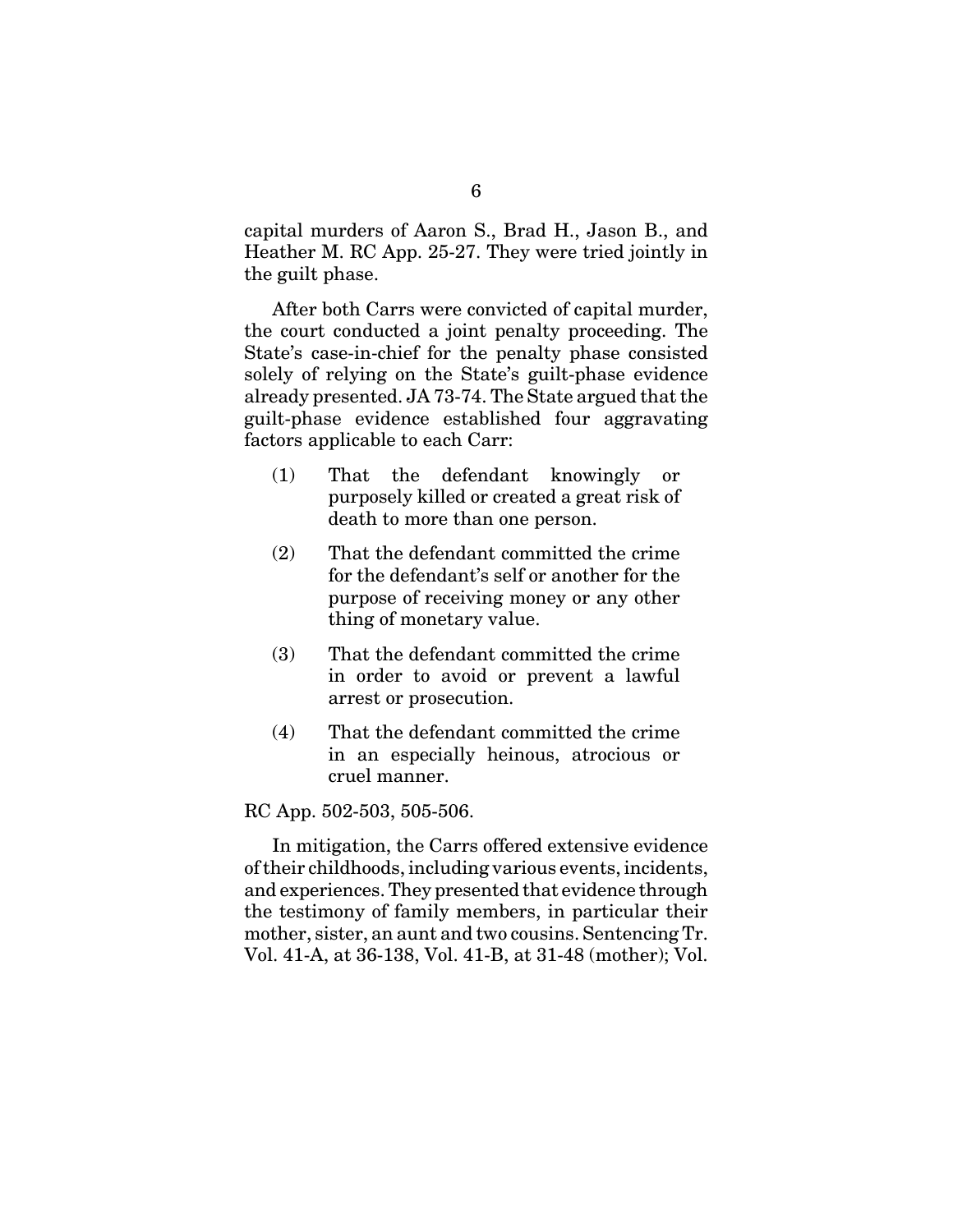capital murders of Aaron S., Brad H., Jason B., and Heather M. RC App. 25-27. They were tried jointly in the guilt phase.

After both Carrs were convicted of capital murder, the court conducted a joint penalty proceeding. The State's case-in-chief for the penalty phase consisted solely of relying on the State's guilt-phase evidence already presented. JA 73-74. The State argued that the guilt-phase evidence established four aggravating factors applicable to each Carr:

(1) That the defendant knowingly or purposely killed or created a great risk of death to more than one person.

(2) That the defendant committed the crime for the defendant's self or another for the purpose of receiving money or any other thing of monetary value.

(3) That the defendant committed the crime in order to avoid or prevent a lawful arrest or prosecution.

(4) That the defendant committed the crime in an especially heinous, atrocious or cruel manner.

RC App. 502-503, 505-506.

In mitigation, the Carrs offered extensive evidence of their childhoods, including various events, incidents, and experiences. They presented that evidence through the testimony of family members, in particular their mother, sister, an aunt and two cousins. Sentencing Tr. Vol. 41-A, at 36-138, Vol. 41-B, at 31-48 (mother); Vol.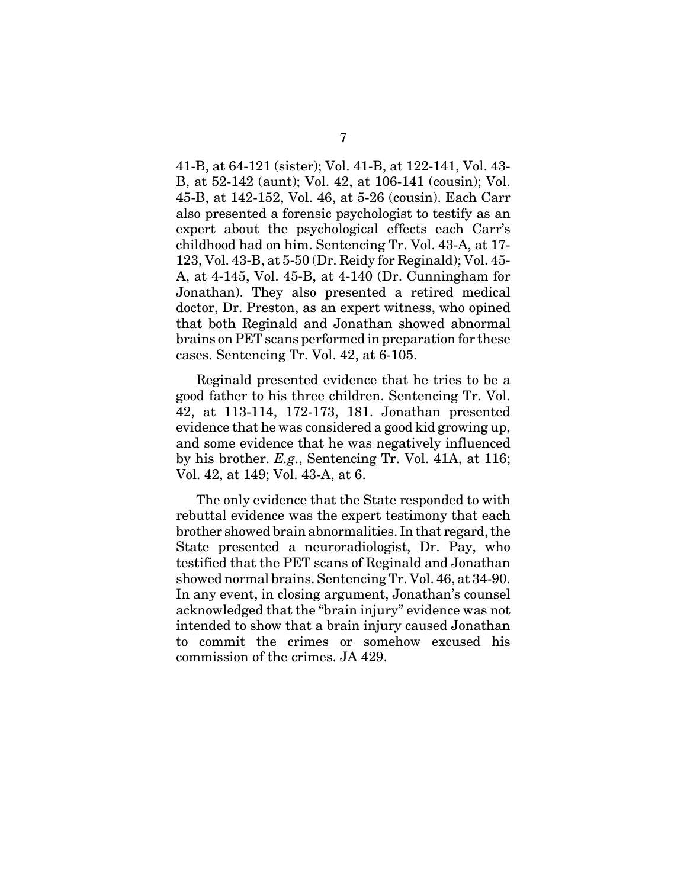41-B, at 64-121 (sister); Vol. 41-B, at 122-141, Vol. 43-B, at 52-142 (aunt); Vol. 42, at 106-141 (cousin); Vol. 45-B, at 142-152, Vol. 46, at 5-26 (cousin). Each Carr also presented a forensic psychologist to testify as an expert about the psychological effects each Carr's childhood had on him. Sentencing Tr. Vol. 43-A, at 17-123, Vol. 43-B, at 5-50 (Dr. Reidy for Reginald); Vol. 45-A, at 4-145, Vol. 45-B, at 4-140 (Dr. Cunningham for Jonathan). They also presented a retired medical doctor, Dr. Preston, as an expert witness, who opined that both Reginald and Jonathan showed abnormal brains on PET scans performed in preparation for these cases. Sentencing Tr. Vol. 42, at 6-105.

Reginald presented evidence that he tries to be a good father to his three children. Sentencing Tr. Vol. 42, at 113-114, 172-173, 181. Jonathan presented evidence that he was considered a good kid growing up, and some evidence that he was negatively influenced by his brother. *E.g*., Sentencing Tr. Vol. 41A, at 116; Vol. 42, at 149; Vol. 43-A, at 6.

The only evidence that the State responded to with rebuttal evidence was the expert testimony that each brother showed brain abnormalities. In that regard, the State presented a neuroradiologist, Dr. Pay, who testified that the PET scans of Reginald and Jonathan showed normal brains. Sentencing Tr. Vol. 46, at 34-90. In any event, in closing argument, Jonathan's counsel acknowledged that the "brain injury" evidence was not intended to show that a brain injury caused Jonathan to commit the crimes or somehow excused his commission of the crimes. JA 429.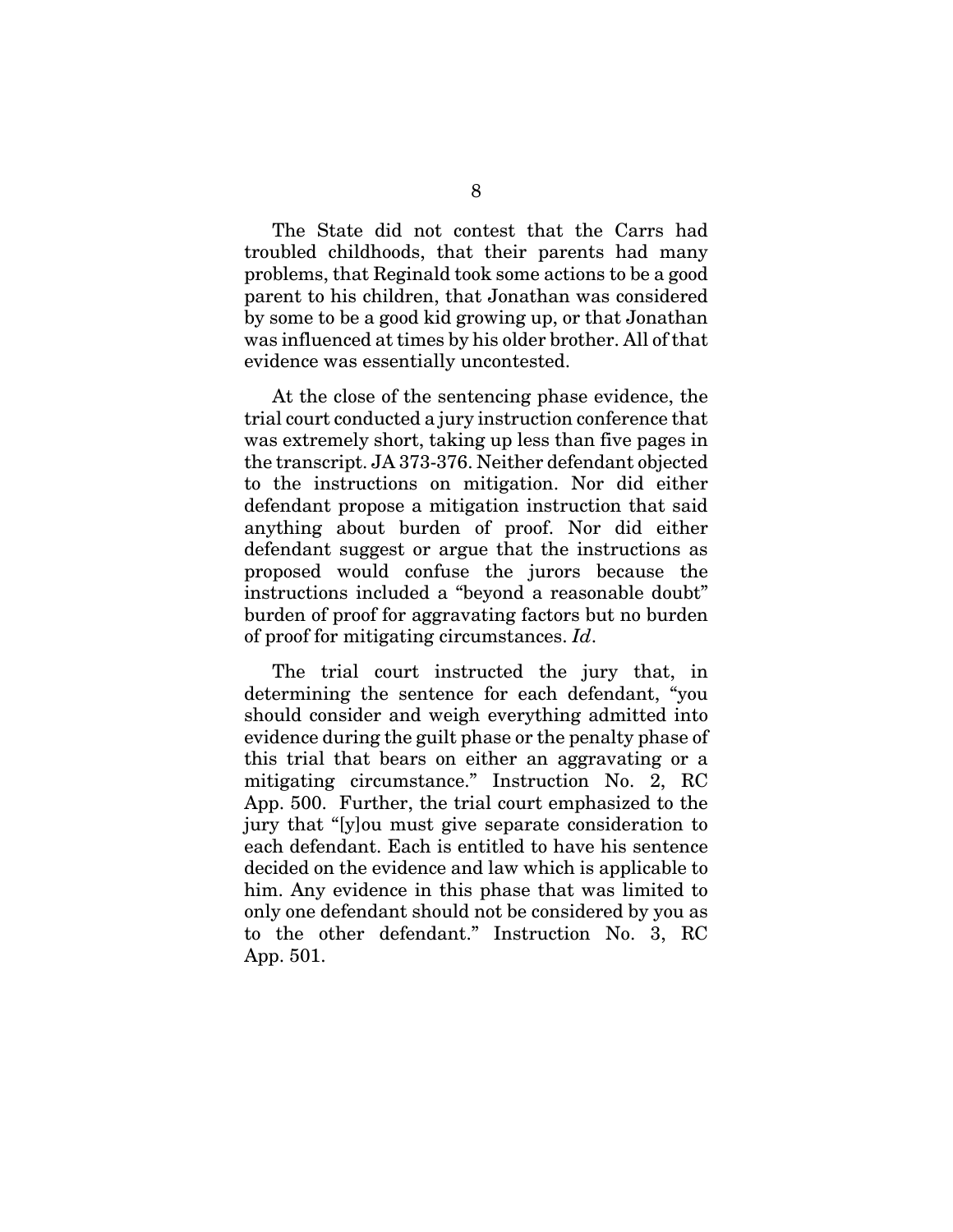The State did not contest that the Carrs had troubled childhoods, that their parents had many problems, that Reginald took some actions to be a good parent to his children, that Jonathan was considered by some to be a good kid growing up, or that Jonathan was influenced at times by his older brother. All of that evidence was essentially uncontested.

At the close of the sentencing phase evidence, the trial court conducted a jury instruction conference that was extremely short, taking up less than five pages in the transcript. JA 373-376. Neither defendant objected to the instructions on mitigation. Nor did either defendant propose a mitigation instruction that said anything about burden of proof. Nor did either defendant suggest or argue that the instructions as proposed would confuse the jurors because the instructions included a "beyond a reasonable doubt" burden of proof for aggravating factors but no burden of proof for mitigating circumstances. *Id*.

The trial court instructed the jury that, in determining the sentence for each defendant, "you should consider and weigh everything admitted into evidence during the guilt phase or the penalty phase of this trial that bears on either an aggravating or a mitigating circumstance." Instruction No. 2, RC App. 500. Further, the trial court emphasized to the jury that "[y]ou must give separate consideration to each defendant. Each is entitled to have his sentence decided on the evidence and law which is applicable to him. Any evidence in this phase that was limited to only one defendant should not be considered by you as to the other defendant." Instruction No. 3, RC App. 501.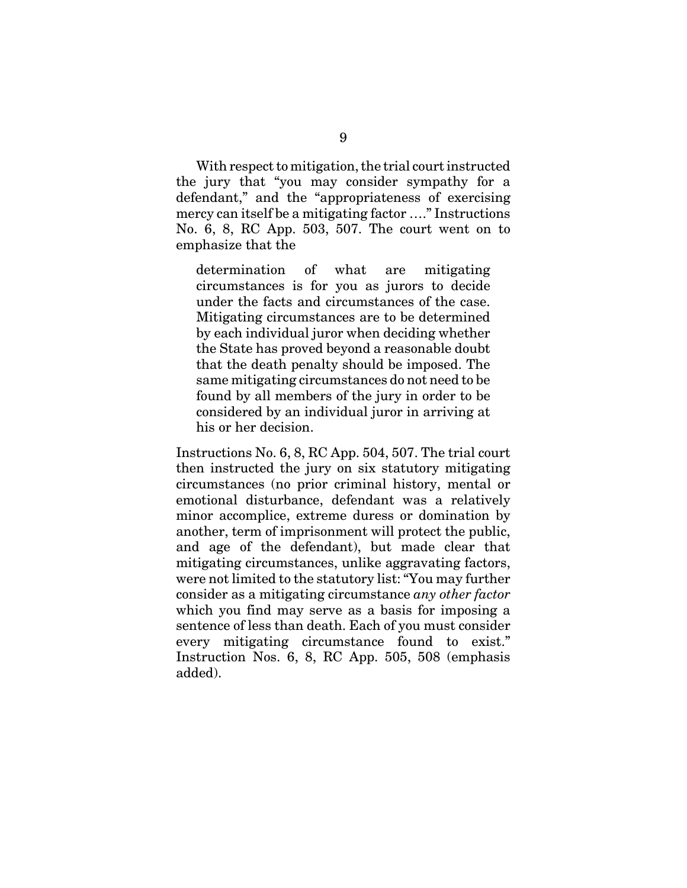With respect to mitigation, the trial court instructed the jury that "you may consider sympathy for a defendant," and the "appropriateness of exercising mercy can itself be a mitigating factor …." Instructions No. 6, 8, RC App. 503, 507. The court went on to emphasize that the

> determination of what are mitigating circumstances is for you as jurors to decide under the facts and circumstances of the case. Mitigating circumstances are to be determined by each individual juror when deciding whether the State has proved beyond a reasonable doubt that the death penalty should be imposed. The same mitigating circumstances do not need to be found by all members of the jury in order to be considered by an individual juror in arriving at his or her decision.

Instructions No. 6, 8, RC App. 504, 507. The trial court then instructed the jury on six statutory mitigating circumstances (no prior criminal history, mental or emotional disturbance, defendant was a relatively minor accomplice, extreme duress or domination by another, term of imprisonment will protect the public, and age of the defendant), but made clear that mitigating circumstances, unlike aggravating factors, were not limited to the statutory list: "You may further consider as a mitigating circumstance *any other factor* which you find may serve as a basis for imposing a sentence of less than death. Each of you must consider every mitigating circumstance found to exist." Instruction Nos. 6, 8, RC App. 505, 508 (emphasis added).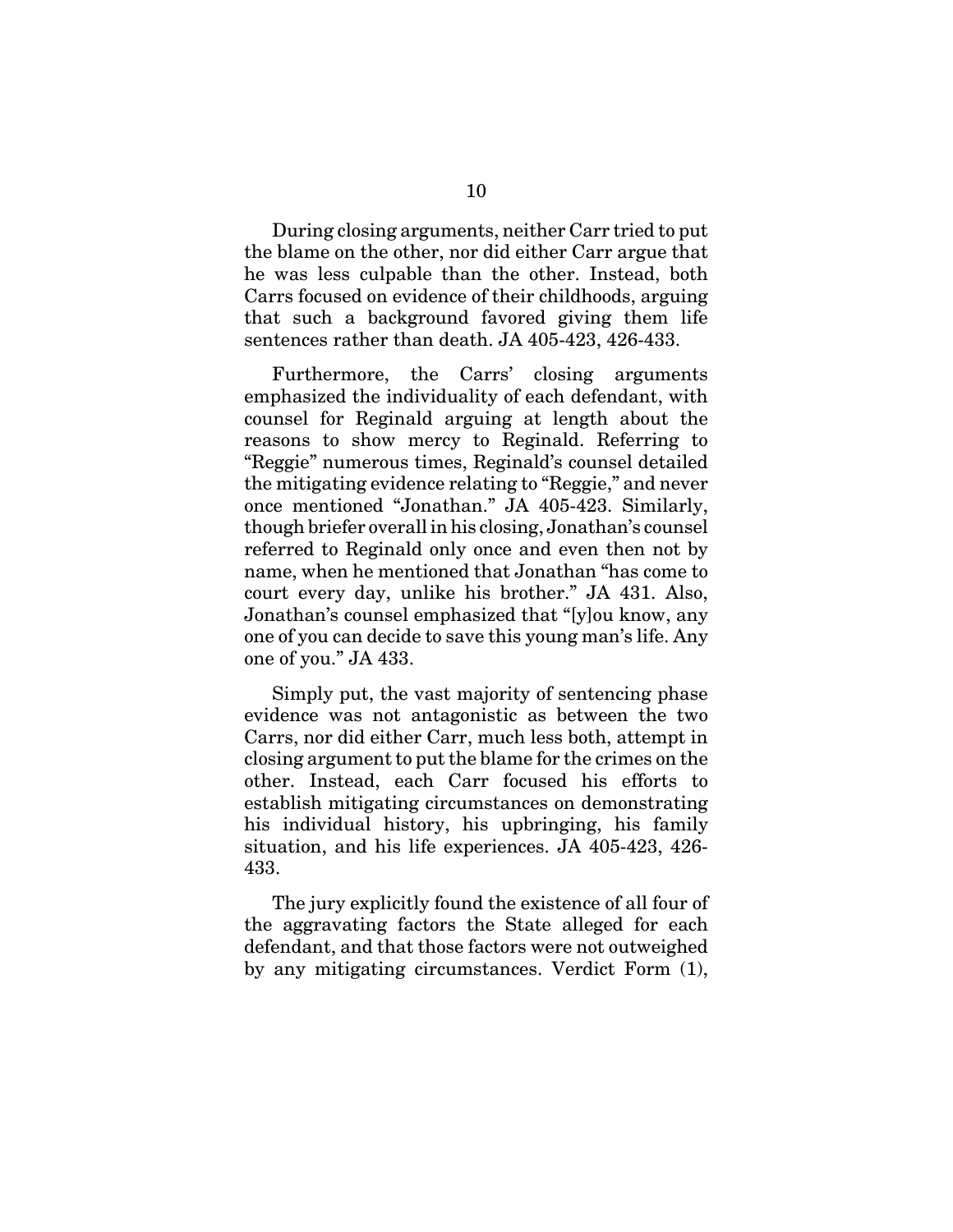During closing arguments, neither Carr tried to put the blame on the other, nor did either Carr argue that he was less culpable than the other. Instead, both Carrs focused on evidence of their childhoods, arguing that such a background favored giving them life sentences rather than death. JA 405-423, 426-433.

Furthermore, the Carrs' closing arguments emphasized the individuality of each defendant, with counsel for Reginald arguing at length about the reasons to show mercy to Reginald. Referring to "Reggie" numerous times, Reginald's counsel detailed the mitigating evidence relating to "Reggie," and never once mentioned "Jonathan." JA 405-423. Similarly, though briefer overall in his closing, Jonathan's counsel referred to Reginald only once and even then not by name, when he mentioned that Jonathan "has come to court every day, unlike his brother." JA 431. Also, Jonathan's counsel emphasized that "[y]ou know, any one of you can decide to save this young man's life. Any one of you." JA 433.

Simply put, the vast majority of sentencing phase evidence was not antagonistic as between the two Carrs, nor did either Carr, much less both, attempt in closing argument to put the blame for the crimes on the other. Instead, each Carr focused his efforts to establish mitigating circumstances on demonstrating his individual history, his upbringing, his family situation, and his life experiences. JA 405-423, 426-433.

The jury explicitly found the existence of all four of the aggravating factors the State alleged for each defendant, and that those factors were not outweighed by any mitigating circumstances. Verdict Form (1),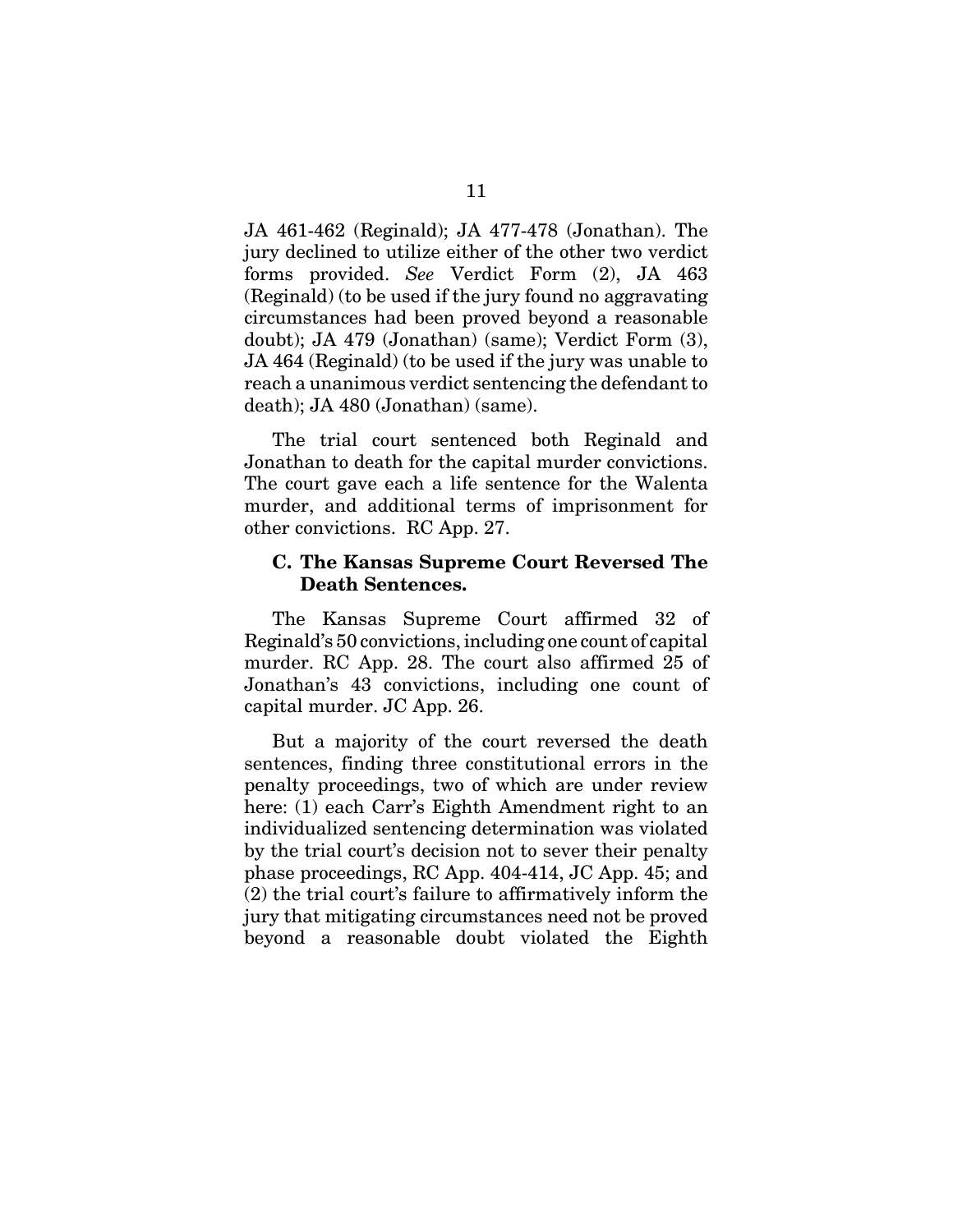JA 461-462 (Reginald); JA 477-478 (Jonathan). The jury declined to utilize either of the other two verdict forms provided. *See* Verdict Form (2), JA 463 (Reginald) (to be used if the jury found no aggravating circumstances had been proved beyond a reasonable doubt); JA 479 (Jonathan) (same); Verdict Form (3), JA 464 (Reginald) (to be used if the jury was unable to reach a unanimous verdict sentencing the defendant to death); JA 480 (Jonathan) (same).

The trial court sentenced both Reginald and Jonathan to death for the capital murder convictions. The court gave each a life sentence for the Walenta murder, and additional terms of imprisonment for other convictions. RC App. 27.

### C. The Kansas Supreme Court Reversed The Death Sentences.

The Kansas Supreme Court affirmed 32 of Reginald's 50 convictions, including one count of capital murder. RC App. 28. The court also affirmed 25 of Jonathan's 43 convictions, including one count of capital murder. JC App. 26.

But a majority of the court reversed the death sentences, finding three constitutional errors in the penalty proceedings, two of which are under review here: (1) each Carr's Eighth Amendment right to an individualized sentencing determination was violated by the trial court's decision not to sever their penalty phase proceedings, RC App. 404-414, JC App. 45; and (2) the trial court's failure to affirmatively inform the jury that mitigating circumstances need not be proved beyond a reasonable doubt violated the Eighth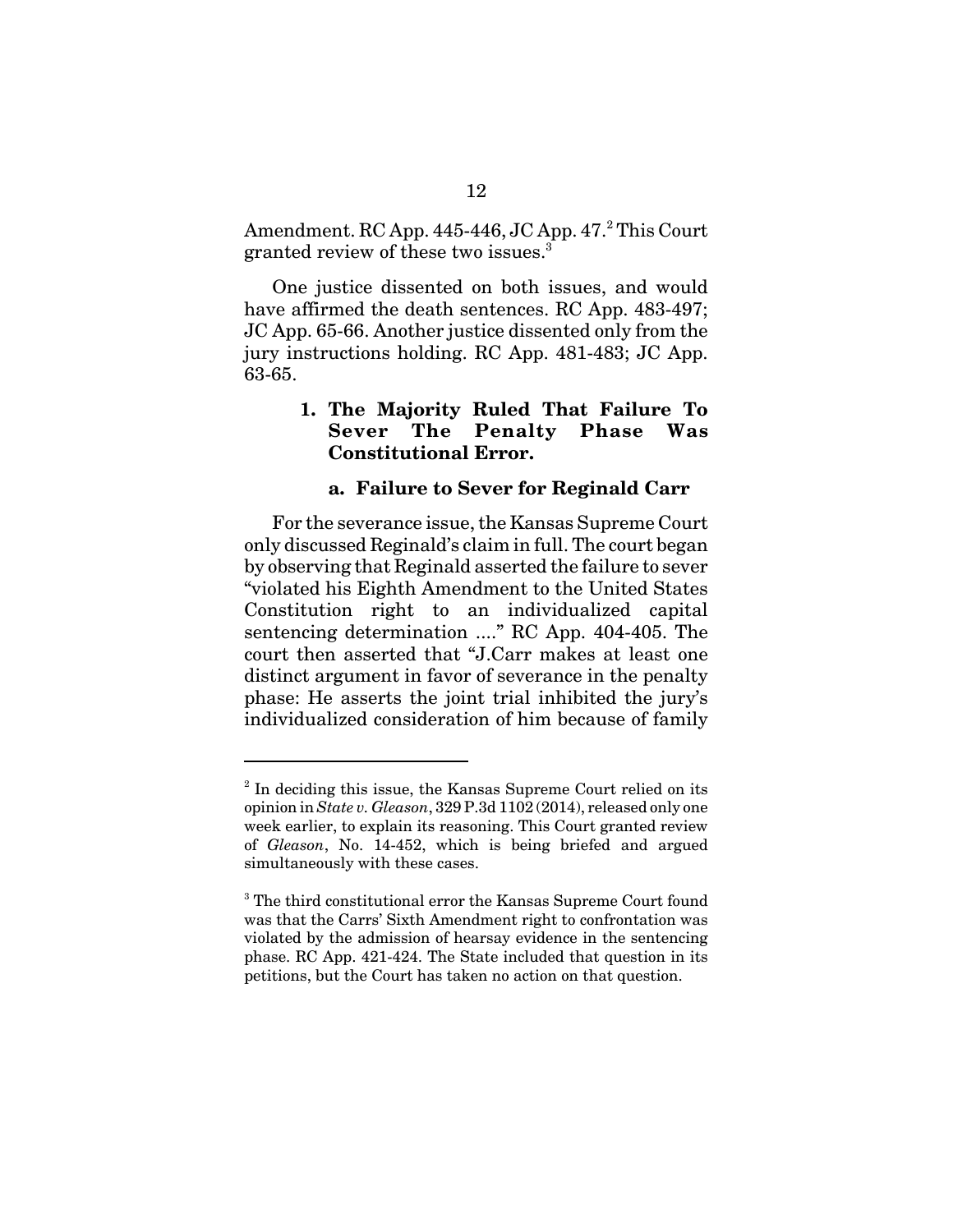Amendment. RC App. 445-446, JC App. 47.[2] This Court granted review of these two issues.[3]

One justice dissented on both issues, and would have affirmed the death sentences. RC App. 483-497; JC App. 65-66. Another justice dissented only from the jury instructions holding. RC App. 481-483; JC App. 63-65.

### 1. The Majority Ruled That Failure To Sever The Penalty Phase Was Constitutional Error.

#### a. Failure to Sever for Reginald Carr

For the severance issue, the Kansas Supreme Court only discussed Reginald's claim in full. The court began by observing that Reginald asserted the failure to sever "violated his Eighth Amendment to the United States Constitution right to an individualized capital sentencing determination ...." RC App. 404-405. The court then asserted that "J.Carr makes at least one distinct argument in favor of severance in the penalty phase: He asserts the joint trial inhibited the jury's individualized consideration of him because of family

---

[2] In deciding this issue, the Kansas Supreme Court relied on its opinion in *State v. Gleason*, 329 P.3d 1102 (2014), released only one week earlier, to explain its reasoning. This Court granted review of *Gleason*, No. 14-452, which is being briefed and argued simultaneously with these cases.

[3] The third constitutional error the Kansas Supreme Court found was that the Carrs' Sixth Amendment right to confrontation was violated by the admission of hearsay evidence in the sentencing phase. RC App. 421-424. The State included that question in its petitions, but the Court has taken no action on that question.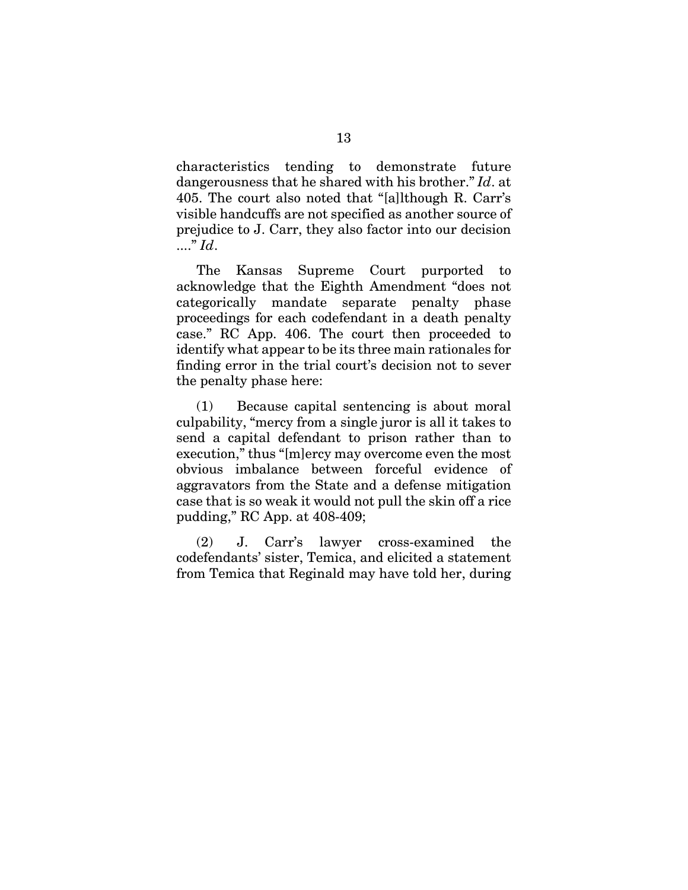characteristics tending to demonstrate future dangerousness that he shared with his brother." *Id*. at 405. The court also noted that "[a]lthough R. Carr's visible handcuffs are not specified as another source of prejudice to J. Carr, they also factor into our decision ...." *Id*.

The Kansas Supreme Court purported to acknowledge that the Eighth Amendment "does not categorically mandate separate penalty phase proceedings for each codefendant in a death penalty case." RC App. 406. The court then proceeded to identify what appear to be its three main rationales for finding error in the trial court's decision not to sever the penalty phase here:

(1) Because capital sentencing is about moral culpability, "mercy from a single juror is all it takes to send a capital defendant to prison rather than to execution," thus "[m]ercy may overcome even the most obvious imbalance between forceful evidence of aggravators from the State and a defense mitigation case that is so weak it would not pull the skin off a rice pudding," RC App. at 408-409;

(2) J. Carr's lawyer cross-examined the codefendants' sister, Temica, and elicited a statement from Temica that Reginald may have told her, during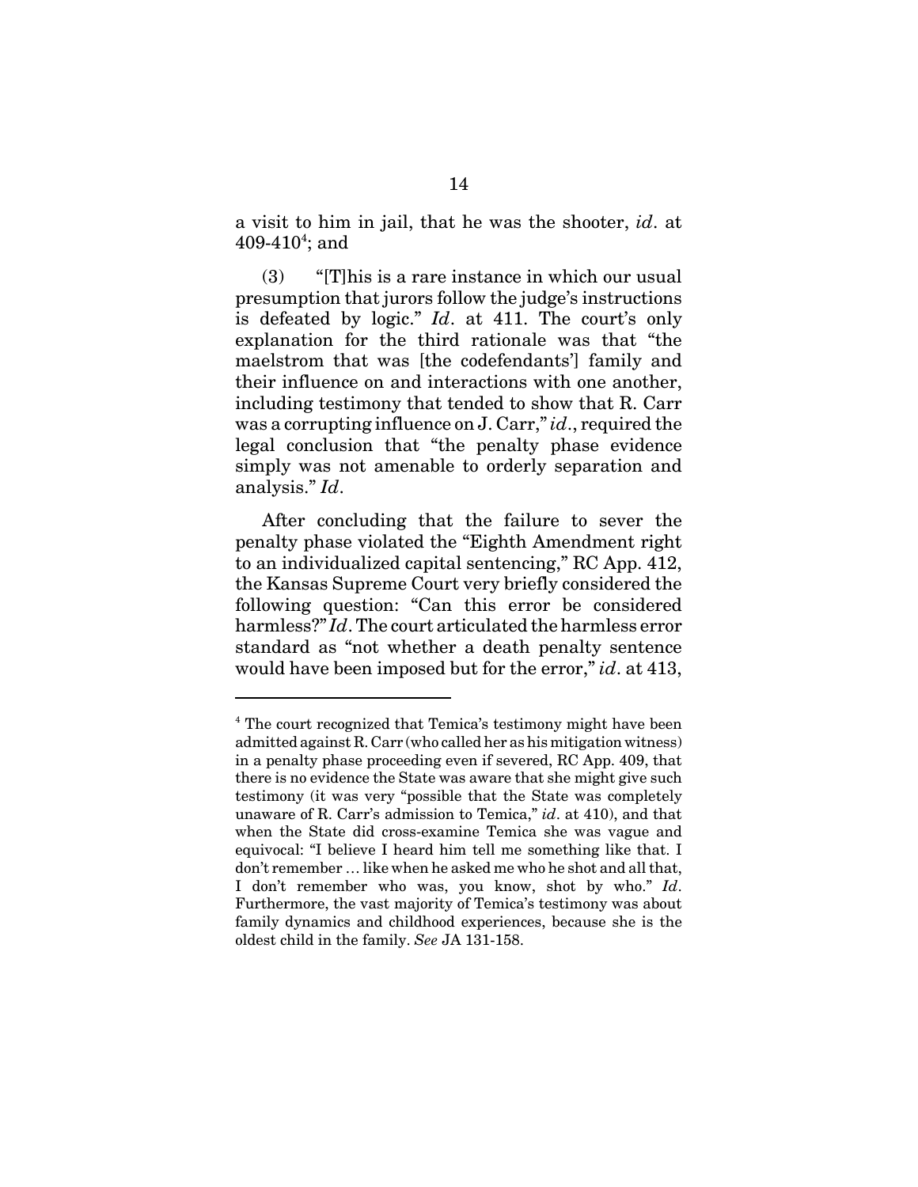a visit to him in jail, that he was the shooter, *id*. at 409-410[4]; and

(3) "[T]his is a rare instance in which our usual presumption that jurors follow the judge's instructions is defeated by logic." *Id*. at 411. The court's only explanation for the third rationale was that "the maelstrom that was [the codefendants'] family and their influence on and interactions with one another, including testimony that tended to show that R. Carr was a corrupting influence on J. Carr," *id*., required the legal conclusion that "the penalty phase evidence simply was not amenable to orderly separation and analysis." *Id*.

After concluding that the failure to sever the penalty phase violated the "Eighth Amendment right to an individualized capital sentencing," RC App. 412, the Kansas Supreme Court very briefly considered the following question: "Can this error be considered harmless?" *Id*. The court articulated the harmless error standard as "not whether a death penalty sentence would have been imposed but for the error," *id*. at 413,

---

[4] The court recognized that Temica's testimony might have been admitted against R. Carr (who called her as his mitigation witness) in a penalty phase proceeding even if severed, RC App. 409, that there is no evidence the State was aware that she might give such testimony (it was very "possible that the State was completely unaware of R. Carr's admission to Temica," *id*. at 410), and that when the State did cross-examine Temica she was vague and equivocal: "I believe I heard him tell me something like that. I don't remember … like when he asked me who he shot and all that, I don't remember who was, you know, shot by who." *Id*. Furthermore, the vast majority of Temica's testimony was about family dynamics and childhood experiences, because she is the oldest child in the family. *See* JA 131-158.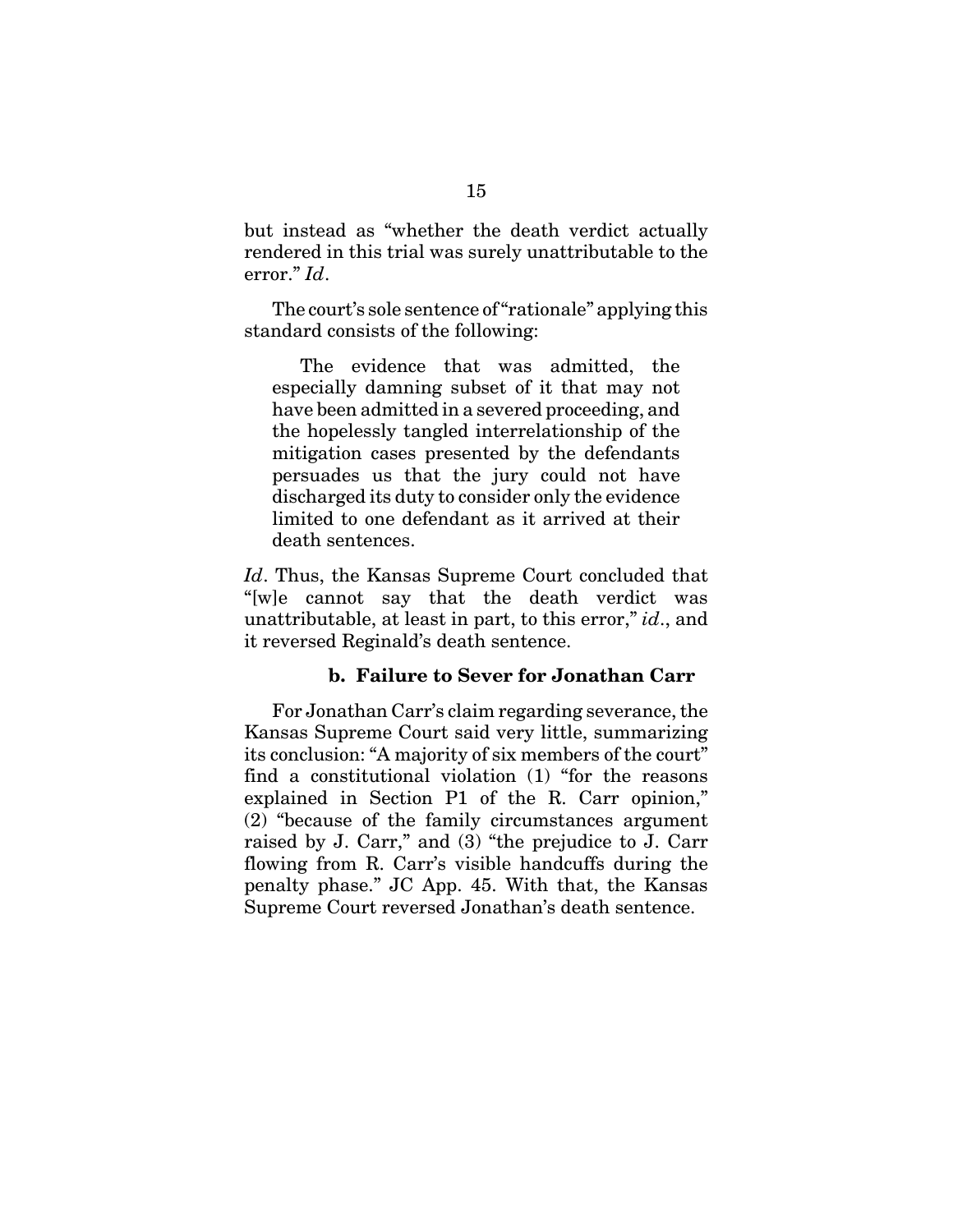but instead as "whether the death verdict actually rendered in this trial was surely unattributable to the error." *Id*.

The court's sole sentence of "rationale" applying this standard consists of the following:

> The evidence that was admitted, the especially damning subset of it that may not have been admitted in a severed proceeding, and the hopelessly tangled interrelationship of the mitigation cases presented by the defendants persuades us that the jury could not have discharged its duty to consider only the evidence limited to one defendant as it arrived at their death sentences.

*Id*. Thus, the Kansas Supreme Court concluded that "[w]e cannot say that the death verdict was unattributable, at least in part, to this error," *id*., and it reversed Reginald's death sentence.

#### b. Failure to Sever for Jonathan Carr

For Jonathan Carr's claim regarding severance, the Kansas Supreme Court said very little, summarizing its conclusion: "A majority of six members of the court" find a constitutional violation (1) "for the reasons explained in Section P1 of the R. Carr opinion," (2) "because of the family circumstances argument raised by J. Carr," and (3) "the prejudice to J. Carr flowing from R. Carr's visible handcuffs during the penalty phase." JC App. 45. With that, the Kansas Supreme Court reversed Jonathan's death sentence.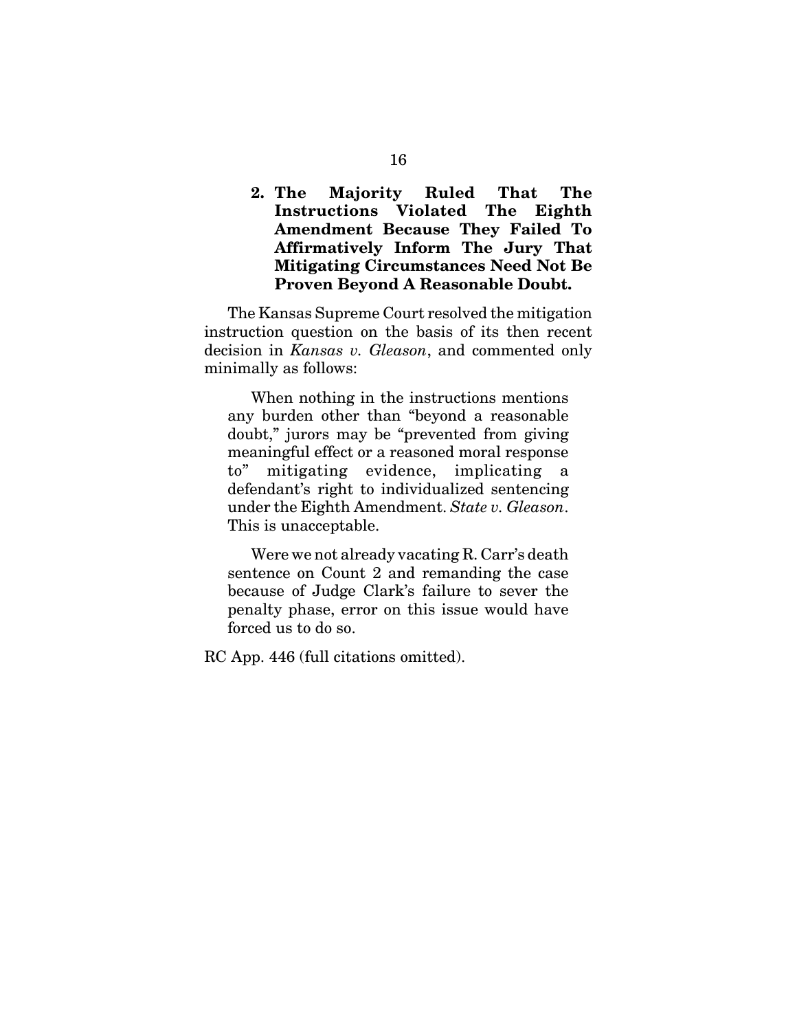### 2. The Majority Ruled That The Instructions Violated The Eighth Amendment Because They Failed To Affirmatively Inform The Jury That Mitigating Circumstances Need Not Be Proven Beyond A Reasonable Doubt.

The Kansas Supreme Court resolved the mitigation instruction question on the basis of its then recent decision in *Kansas v. Gleason*, and commented only minimally as follows:

> When nothing in the instructions mentions any burden other than "beyond a reasonable doubt," jurors may be "prevented from giving meaningful effect or a reasoned moral response to" mitigating evidence, implicating a defendant's right to individualized sentencing under the Eighth Amendment. *State v. Gleason*. This is unacceptable.
>
> Were we not already vacating R. Carr's death sentence on Count 2 and remanding the case because of Judge Clark's failure to sever the penalty phase, error on this issue would have forced us to do so.

RC App. 446 (full citations omitted).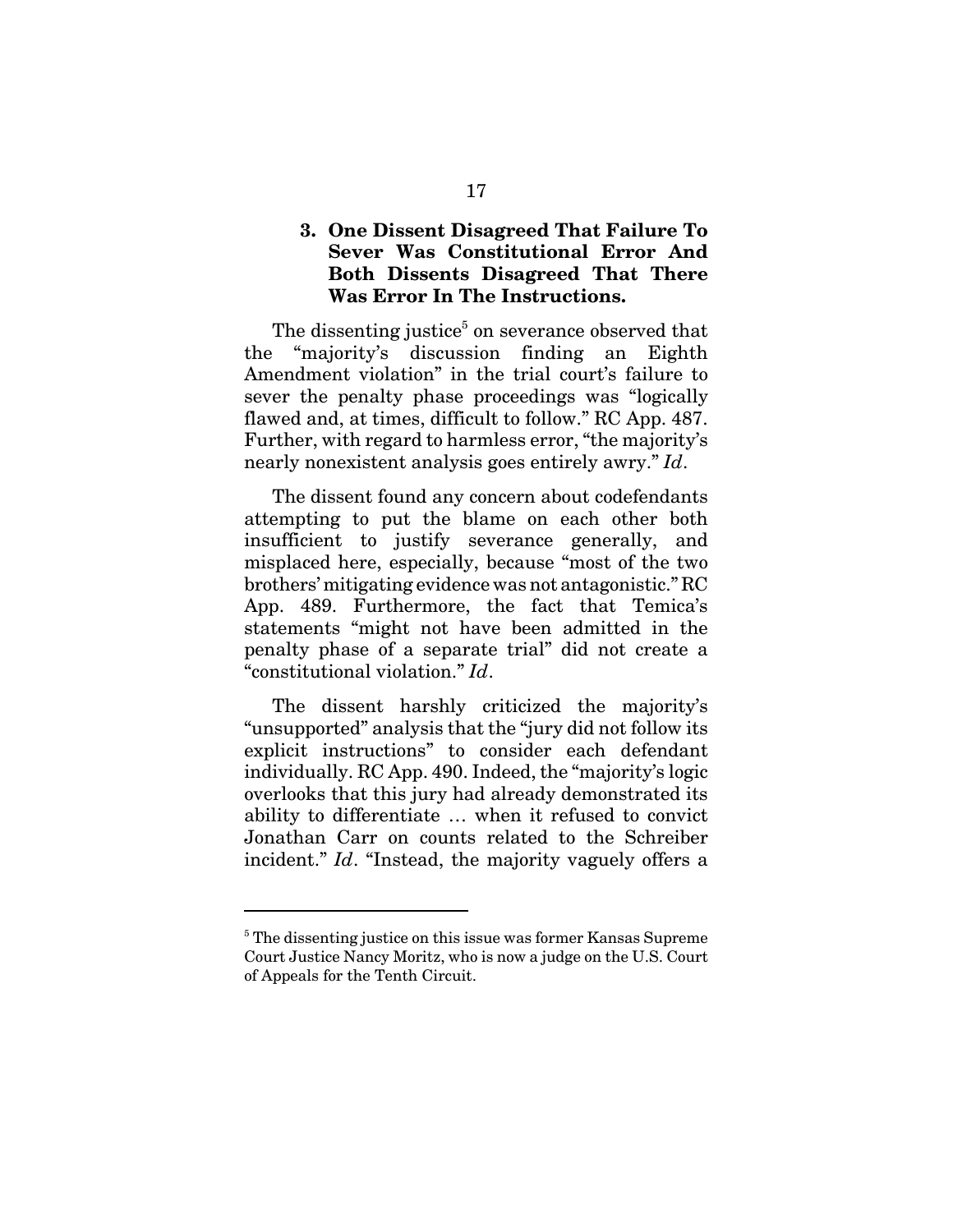### 3. One Dissent Disagreed That Failure To Sever Was Constitutional Error And Both Dissents Disagreed That There Was Error In The Instructions.

The dissenting justice[5] on severance observed that the "majority's discussion finding an Eighth Amendment violation" in the trial court's failure to sever the penalty phase proceedings was "logically flawed and, at times, difficult to follow." RC App. 487. Further, with regard to harmless error, "the majority's nearly nonexistent analysis goes entirely awry." *Id*.

The dissent found any concern about codefendants attempting to put the blame on each other both insufficient to justify severance generally, and misplaced here, especially, because "most of the two brothers' mitigating evidence was not antagonistic." RC App. 489. Furthermore, the fact that Temica's statements "might not have been admitted in the penalty phase of a separate trial" did not create a "constitutional violation." *Id*.

The dissent harshly criticized the majority's "unsupported" analysis that the "jury did not follow its explicit instructions" to consider each defendant individually. RC App. 490. Indeed, the "majority's logic overlooks that this jury had already demonstrated its ability to differentiate … when it refused to convict Jonathan Carr on counts related to the Schreiber incident." *Id*. "Instead, the majority vaguely offers a

---

[5] The dissenting justice on this issue was former Kansas Supreme Court Justice Nancy Moritz, who is now a judge on the U.S. Court of Appeals for the Tenth Circuit.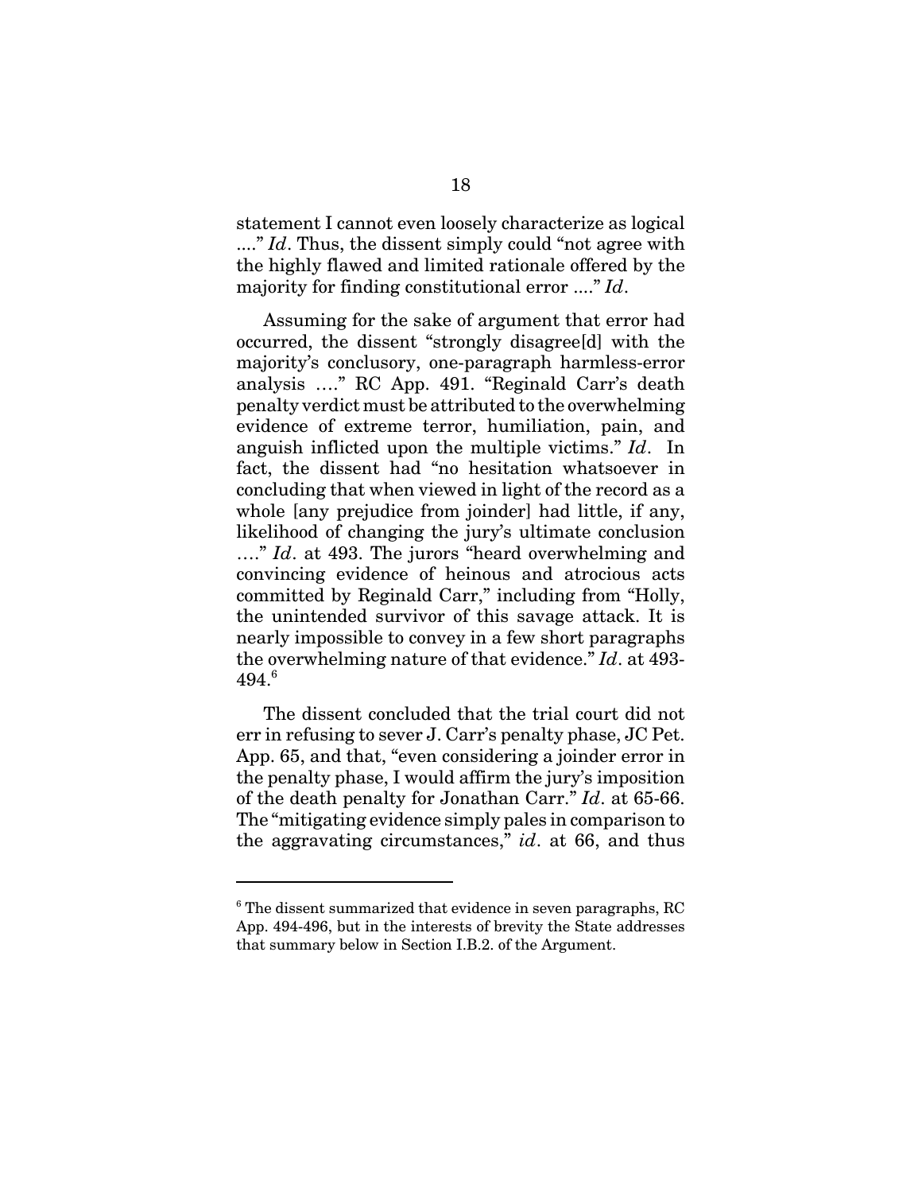statement I cannot even loosely characterize as logical ...." *Id*. Thus, the dissent simply could "not agree with the highly flawed and limited rationale offered by the majority for finding constitutional error ...." *Id*.

Assuming for the sake of argument that error had occurred, the dissent "strongly disagree[d] with the majority's conclusory, one-paragraph harmless-error analysis …." RC App. 491. "Reginald Carr's death penalty verdict must be attributed to the overwhelming evidence of extreme terror, humiliation, pain, and anguish inflicted upon the multiple victims." *Id*. In fact, the dissent had "no hesitation whatsoever in concluding that when viewed in light of the record as a whole [any prejudice from joinder] had little, if any, likelihood of changing the jury's ultimate conclusion …." *Id*. at 493. The jurors "heard overwhelming and convincing evidence of heinous and atrocious acts committed by Reginald Carr," including from "Holly, the unintended survivor of this savage attack. It is nearly impossible to convey in a few short paragraphs the overwhelming nature of that evidence." *Id*. at 493-494.[6]

The dissent concluded that the trial court did not err in refusing to sever J. Carr's penalty phase, JC Pet. App. 65, and that, "even considering a joinder error in the penalty phase, I would affirm the jury's imposition of the death penalty for Jonathan Carr." *Id*. at 65-66. The "mitigating evidence simply pales in comparison to the aggravating circumstances," *id*. at 66, and thus

---

[6] The dissent summarized that evidence in seven paragraphs, RC App. 494-496, but in the interests of brevity the State addresses that summary below in Section I.B.2. of the Argument.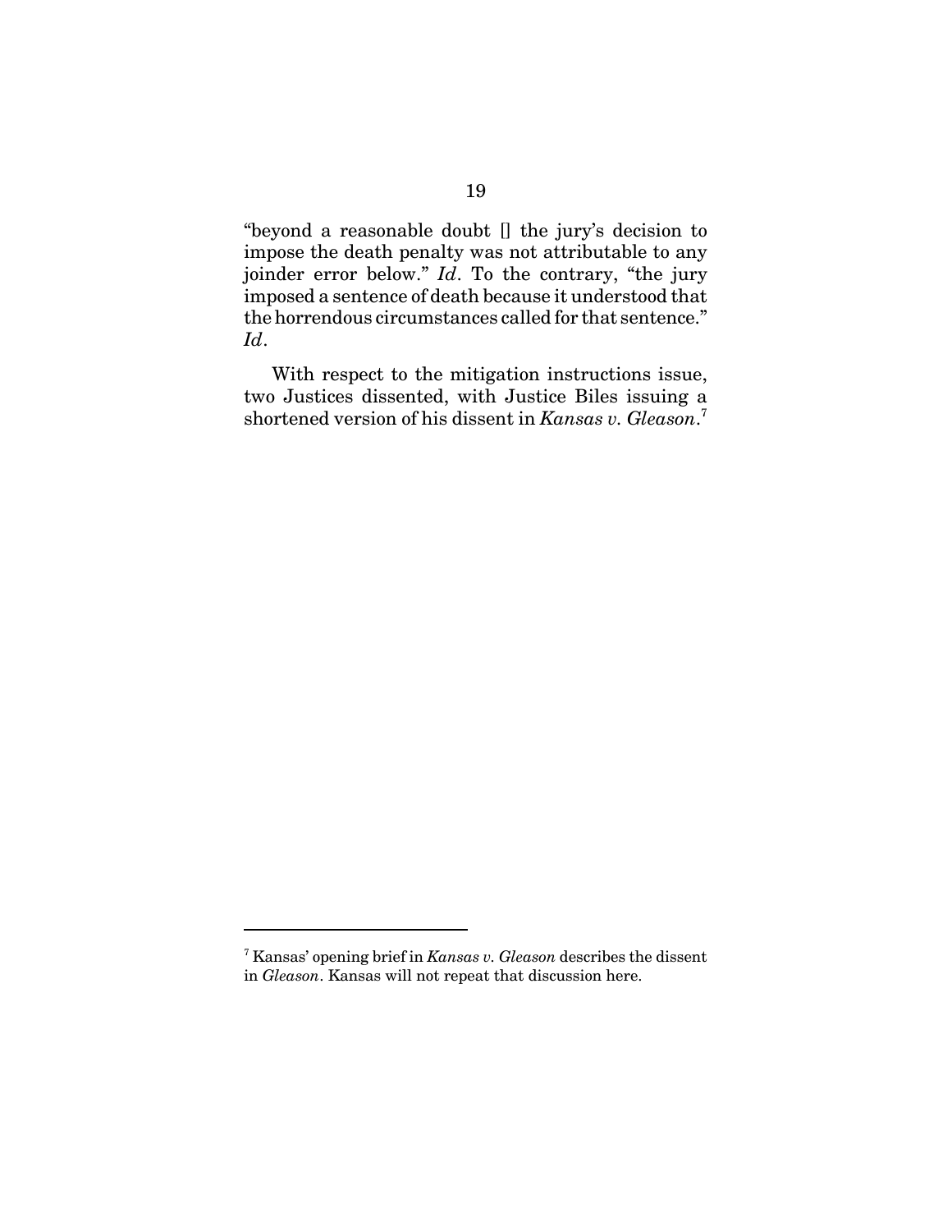"beyond a reasonable doubt [] the jury's decision to impose the death penalty was not attributable to any joinder error below." *Id*. To the contrary, "the jury imposed a sentence of death because it understood that the horrendous circumstances called for that sentence." *Id*.

With respect to the mitigation instructions issue, two Justices dissented, with Justice Biles issuing a shortened version of his dissent in *Kansas v. Gleason*.[7]

---

[7] Kansas' opening brief in *Kansas v. Gleason* describes the dissent in *Gleason*. Kansas will not repeat that discussion here.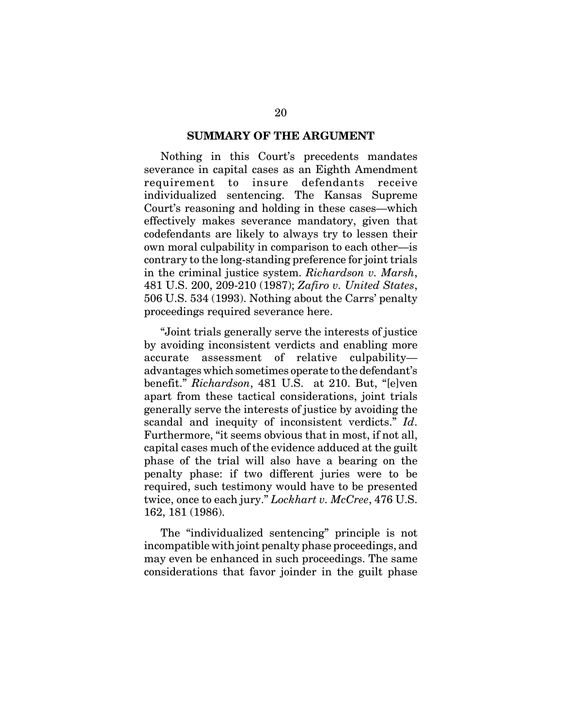## SUMMARY OF THE ARGUMENT

Nothing in this Court's precedents mandates severance in capital cases as an Eighth Amendment requirement to insure defendants receive individualized sentencing. The Kansas Supreme Court's reasoning and holding in these cases—which effectively makes severance mandatory, given that codefendants are likely to always try to lessen their own moral culpability in comparison to each other—is contrary to the long-standing preference for joint trials in the criminal justice system. *Richardson v. Marsh*, 481 U.S. 200, 209-210 (1987); *Zafiro v. United States*, 506 U.S. 534 (1993). Nothing about the Carrs' penalty proceedings required severance here.

"Joint trials generally serve the interests of justice by avoiding inconsistent verdicts and enabling more accurate assessment of relative culpability—advantages which sometimes operate to the defendant's benefit." *Richardson*, 481 U.S. at 210. But, "[e]ven apart from these tactical considerations, joint trials generally serve the interests of justice by avoiding the scandal and inequity of inconsistent verdicts." *Id*. Furthermore, "it seems obvious that in most, if not all, capital cases much of the evidence adduced at the guilt phase of the trial will also have a bearing on the penalty phase: if two different juries were to be required, such testimony would have to be presented twice, once to each jury." *Lockhart v. McCree*, 476 U.S. 162, 181 (1986).

The "individualized sentencing" principle is not incompatible with joint penalty phase proceedings, and may even be enhanced in such proceedings. The same considerations that favor joinder in the guilt phase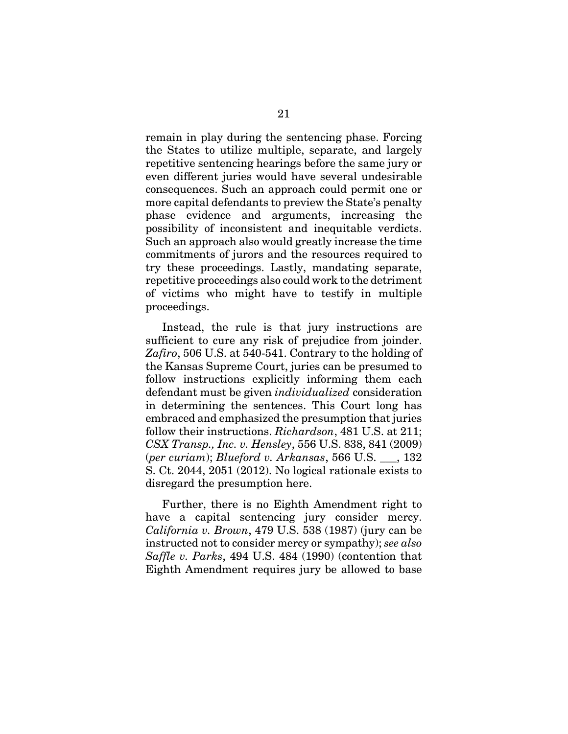remain in play during the sentencing phase. Forcing the States to utilize multiple, separate, and largely repetitive sentencing hearings before the same jury or even different juries would have several undesirable consequences. Such an approach could permit one or more capital defendants to preview the State's penalty phase evidence and arguments, increasing the possibility of inconsistent and inequitable verdicts. Such an approach also would greatly increase the time commitments of jurors and the resources required to try these proceedings. Lastly, mandating separate, repetitive proceedings also could work to the detriment of victims who might have to testify in multiple proceedings.

Instead, the rule is that jury instructions are sufficient to cure any risk of prejudice from joinder. *Zafiro*, 506 U.S. at 540-541. Contrary to the holding of the Kansas Supreme Court, juries can be presumed to follow instructions explicitly informing them each defendant must be given *individualized* consideration in determining the sentences. This Court long has embraced and emphasized the presumption that juries follow their instructions. *Richardson*, 481 U.S. at 211; *CSX Transp., Inc. v. Hensley*, 556 U.S. 838, 841 (2009) (*per curiam*); *Blueford v. Arkansas*, 566 U.S. ___, 132 S. Ct. 2044, 2051 (2012). No logical rationale exists to disregard the presumption here.

Further, there is no Eighth Amendment right to have a capital sentencing jury consider mercy. *California v. Brown*, 479 U.S. 538 (1987) (jury can be instructed not to consider mercy or sympathy); *see also Saffle v. Parks*, 494 U.S. 484 (1990) (contention that Eighth Amendment requires jury be allowed to base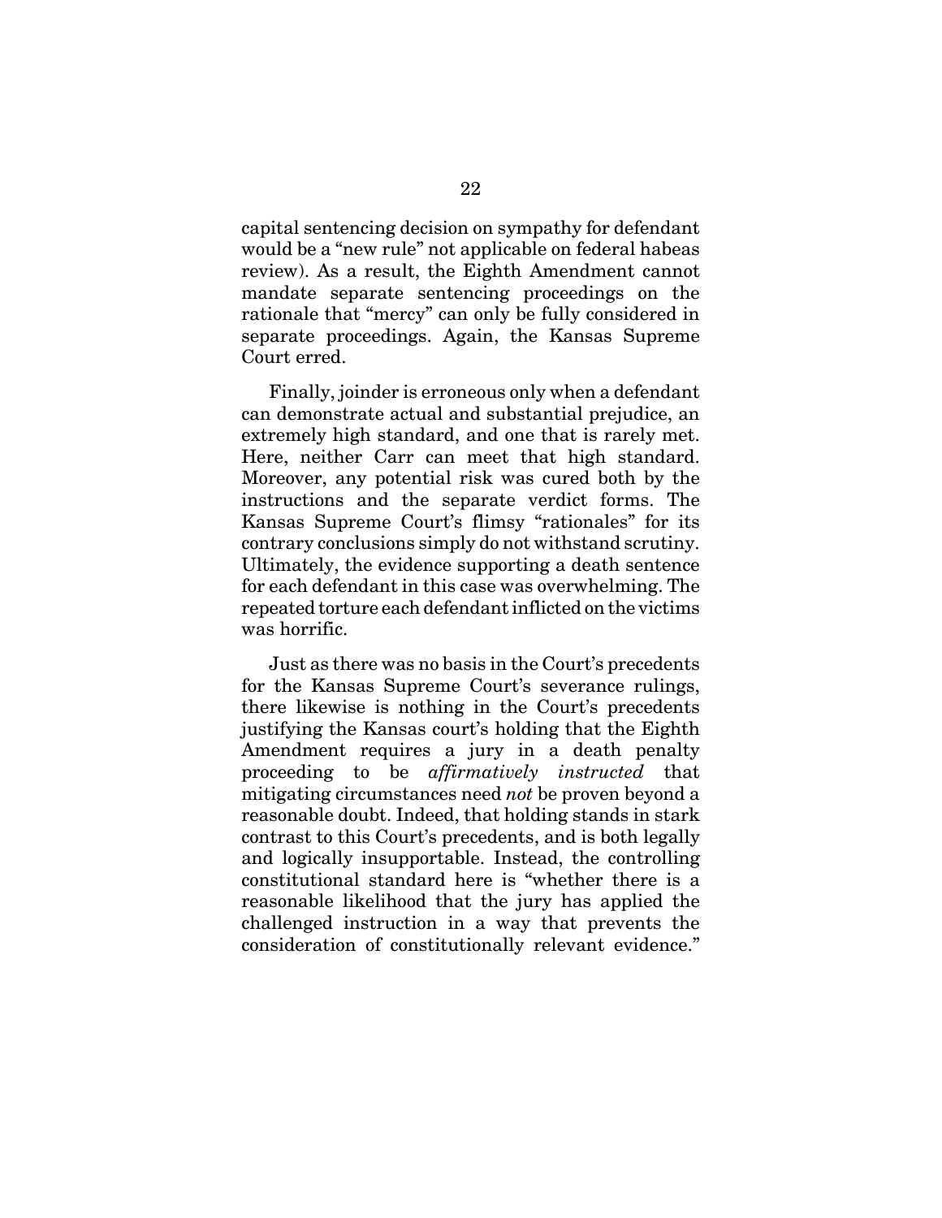capital sentencing decision on sympathy for defendant would be a "new rule" not applicable on federal habeas review). As a result, the Eighth Amendment cannot mandate separate sentencing proceedings on the rationale that "mercy" can only be fully considered in separate proceedings. Again, the Kansas Supreme Court erred.

Finally, joinder is erroneous only when a defendant can demonstrate actual and substantial prejudice, an extremely high standard, and one that is rarely met. Here, neither Carr can meet that high standard. Moreover, any potential risk was cured both by the instructions and the separate verdict forms. The Kansas Supreme Court's flimsy "rationales" for its contrary conclusions simply do not withstand scrutiny. Ultimately, the evidence supporting a death sentence for each defendant in this case was overwhelming. The repeated torture each defendant inflicted on the victims was horrific.

Just as there was no basis in the Court's precedents for the Kansas Supreme Court's severance rulings, there likewise is nothing in the Court's precedents justifying the Kansas court's holding that the Eighth Amendment requires a jury in a death penalty proceeding to be *affirmatively instructed* that mitigating circumstances need *not* be proven beyond a reasonable doubt. Indeed, that holding stands in stark contrast to this Court's precedents, and is both legally and logically insupportable. Instead, the controlling constitutional standard here is "whether there is a reasonable likelihood that the jury has applied the challenged instruction in a way that prevents the consideration of constitutionally relevant evidence."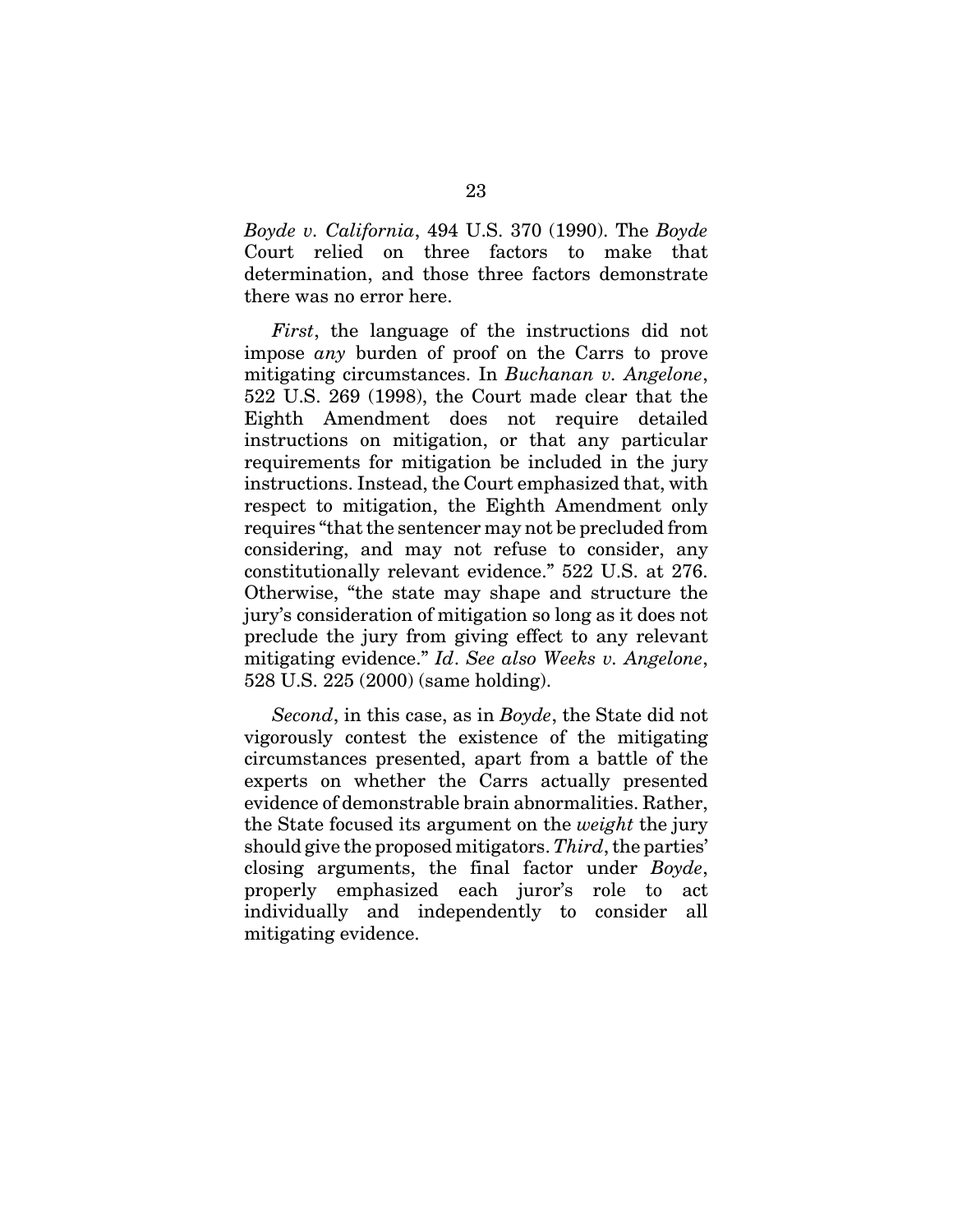*Boyde v. California*, 494 U.S. 370 (1990). The *Boyde* Court relied on three factors to make that determination, and those three factors demonstrate there was no error here.

*First*, the language of the instructions did not impose *any* burden of proof on the Carrs to prove mitigating circumstances. In *Buchanan v. Angelone*, 522 U.S. 269 (1998), the Court made clear that the Eighth Amendment does not require detailed instructions on mitigation, or that any particular requirements for mitigation be included in the jury instructions. Instead, the Court emphasized that, with respect to mitigation, the Eighth Amendment only requires "that the sentencer may not be precluded from considering, and may not refuse to consider, any constitutionally relevant evidence." 522 U.S. at 276. Otherwise, "the state may shape and structure the jury's consideration of mitigation so long as it does not preclude the jury from giving effect to any relevant mitigating evidence." *Id*. *See also Weeks v. Angelone*, 528 U.S. 225 (2000) (same holding).

*Second*, in this case, as in *Boyde*, the State did not vigorously contest the existence of the mitigating circumstances presented, apart from a battle of the experts on whether the Carrs actually presented evidence of demonstrable brain abnormalities. Rather, the State focused its argument on the *weight* the jury should give the proposed mitigators. *Third*, the parties' closing arguments, the final factor under *Boyde*, properly emphasized each juror's role to act individually and independently to consider all mitigating evidence.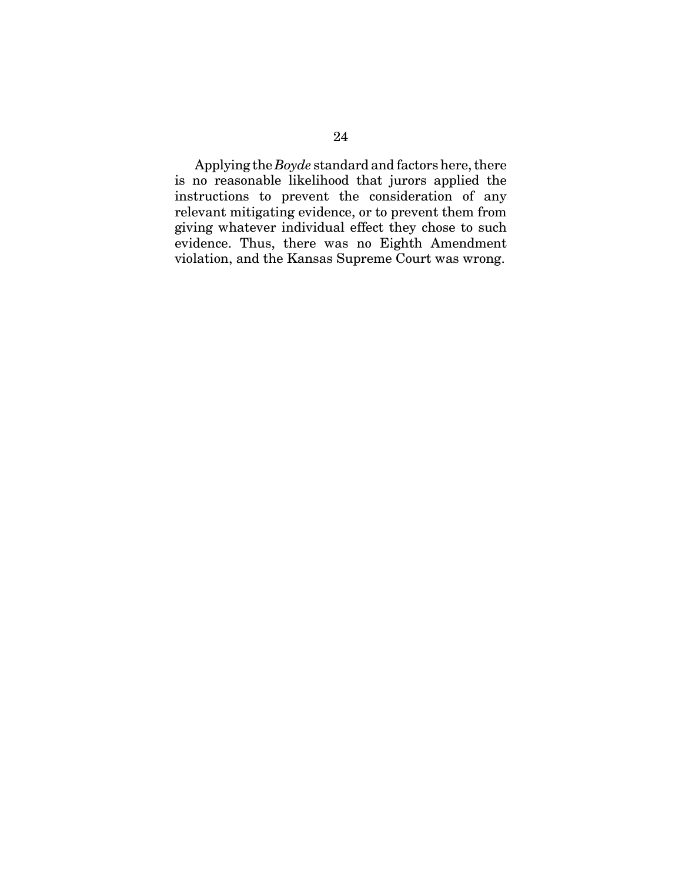Applying the *Boyde* standard and factors here, there is no reasonable likelihood that jurors applied the instructions to prevent the consideration of any relevant mitigating evidence, or to prevent them from giving whatever individual effect they chose to such evidence. Thus, there was no Eighth Amendment violation, and the Kansas Supreme Court was wrong.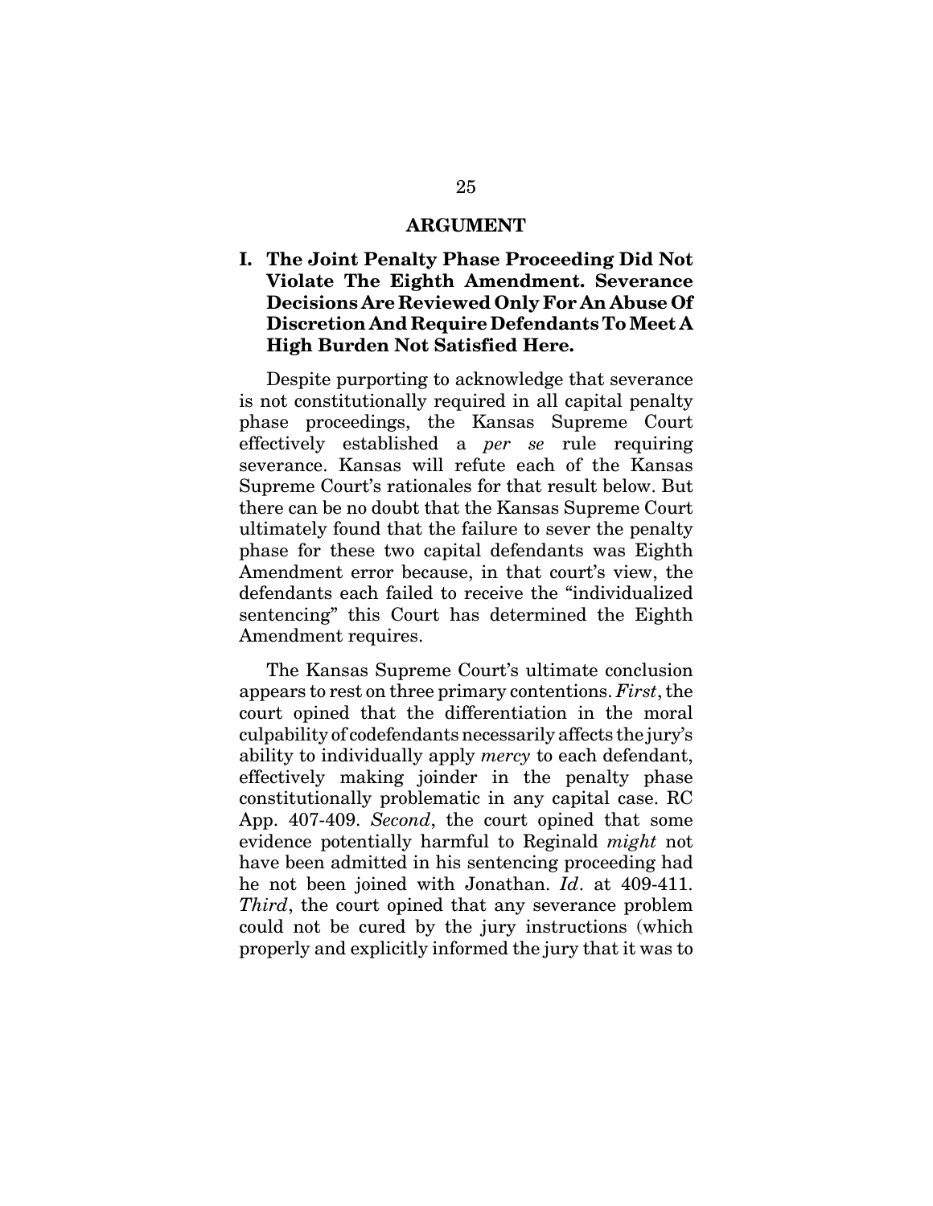## ARGUMENT

### I. The Joint Penalty Phase Proceeding Did Not Violate The Eighth Amendment. Severance Decisions Are Reviewed Only For An Abuse Of Discretion And Require Defendants To Meet A High Burden Not Satisfied Here.

Despite purporting to acknowledge that severance is not constitutionally required in all capital penalty phase proceedings, the Kansas Supreme Court effectively established a *per se* rule requiring severance. Kansas will refute each of the Kansas Supreme Court's rationales for that result below. But there can be no doubt that the Kansas Supreme Court ultimately found that the failure to sever the penalty phase for these two capital defendants was Eighth Amendment error because, in that court's view, the defendants each failed to receive the "individualized sentencing" this Court has determined the Eighth Amendment requires.

The Kansas Supreme Court's ultimate conclusion appears to rest on three primary contentions. *First*, the court opined that the differentiation in the moral culpability of codefendants necessarily affects the jury's ability to individually apply *mercy* to each defendant, effectively making joinder in the penalty phase constitutionally problematic in any capital case. RC App. 407-409. *Second*, the court opined that some evidence potentially harmful to Reginald *might* not have been admitted in his sentencing proceeding had he not been joined with Jonathan. *Id*. at 409-411. *Third*, the court opined that any severance problem could not be cured by the jury instructions (which properly and explicitly informed the jury that it was to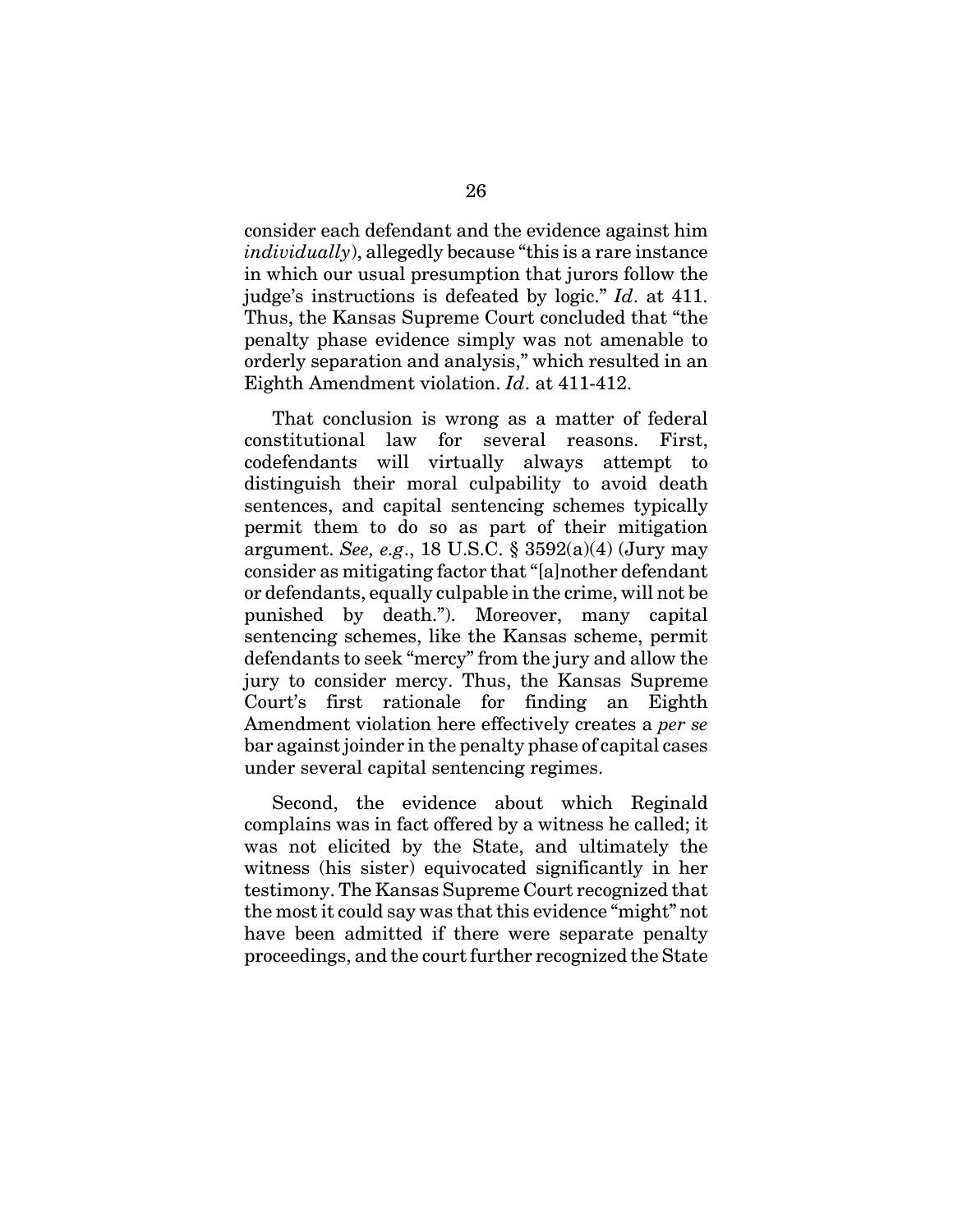consider each defendant and the evidence against him *individually*), allegedly because "this is a rare instance in which our usual presumption that jurors follow the judge's instructions is defeated by logic." *Id*. at 411. Thus, the Kansas Supreme Court concluded that "the penalty phase evidence simply was not amenable to orderly separation and analysis," which resulted in an Eighth Amendment violation. *Id*. at 411-412.

That conclusion is wrong as a matter of federal constitutional law for several reasons. First, codefendants will virtually always attempt to distinguish their moral culpability to avoid death sentences, and capital sentencing schemes typically permit them to do so as part of their mitigation argument. *See, e.g*., 18 U.S.C. § 3592(a)(4) (Jury may consider as mitigating factor that "[a]nother defendant or defendants, equally culpable in the crime, will not be punished by death."). Moreover, many capital sentencing schemes, like the Kansas scheme, permit defendants to seek "mercy" from the jury and allow the jury to consider mercy. Thus, the Kansas Supreme Court's first rationale for finding an Eighth Amendment violation here effectively creates a *per se* bar against joinder in the penalty phase of capital cases under several capital sentencing regimes.

Second, the evidence about which Reginald complains was in fact offered by a witness he called; it was not elicited by the State, and ultimately the witness (his sister) equivocated significantly in her testimony. The Kansas Supreme Court recognized that the most it could say was that this evidence "might" not have been admitted if there were separate penalty proceedings, and the court further recognized the State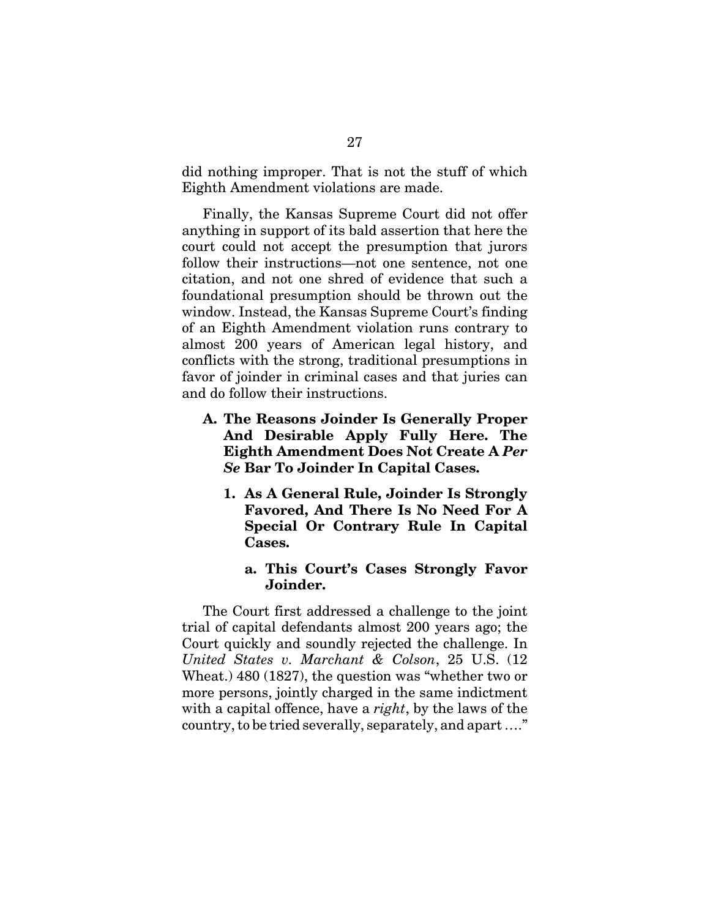did nothing improper. That is not the stuff of which Eighth Amendment violations are made.

Finally, the Kansas Supreme Court did not offer anything in support of its bald assertion that here the court could not accept the presumption that jurors follow their instructions—not one sentence, not one citation, and not one shred of evidence that such a foundational presumption should be thrown out the window. Instead, the Kansas Supreme Court's finding of an Eighth Amendment violation runs contrary to almost 200 years of American legal history, and conflicts with the strong, traditional presumptions in favor of joinder in criminal cases and that juries can and do follow their instructions.

## A. The Reasons Joinder Is Generally Proper And Desirable Apply Fully Here. The Eighth Amendment Does Not Create A *Per Se* Bar To Joinder In Capital Cases.

### 1. As A General Rule, Joinder Is Strongly Favored, And There Is No Need For A Special Or Contrary Rule In Capital Cases.

#### a. This Court's Cases Strongly Favor Joinder.

The Court first addressed a challenge to the joint trial of capital defendants almost 200 years ago; the Court quickly and soundly rejected the challenge. In *United States v. Marchant & Colson*, 25 U.S. (12 Wheat.) 480 (1827), the question was "whether two or more persons, jointly charged in the same indictment with a capital offence, have a *right*, by the laws of the country, to be tried severally, separately, and apart …."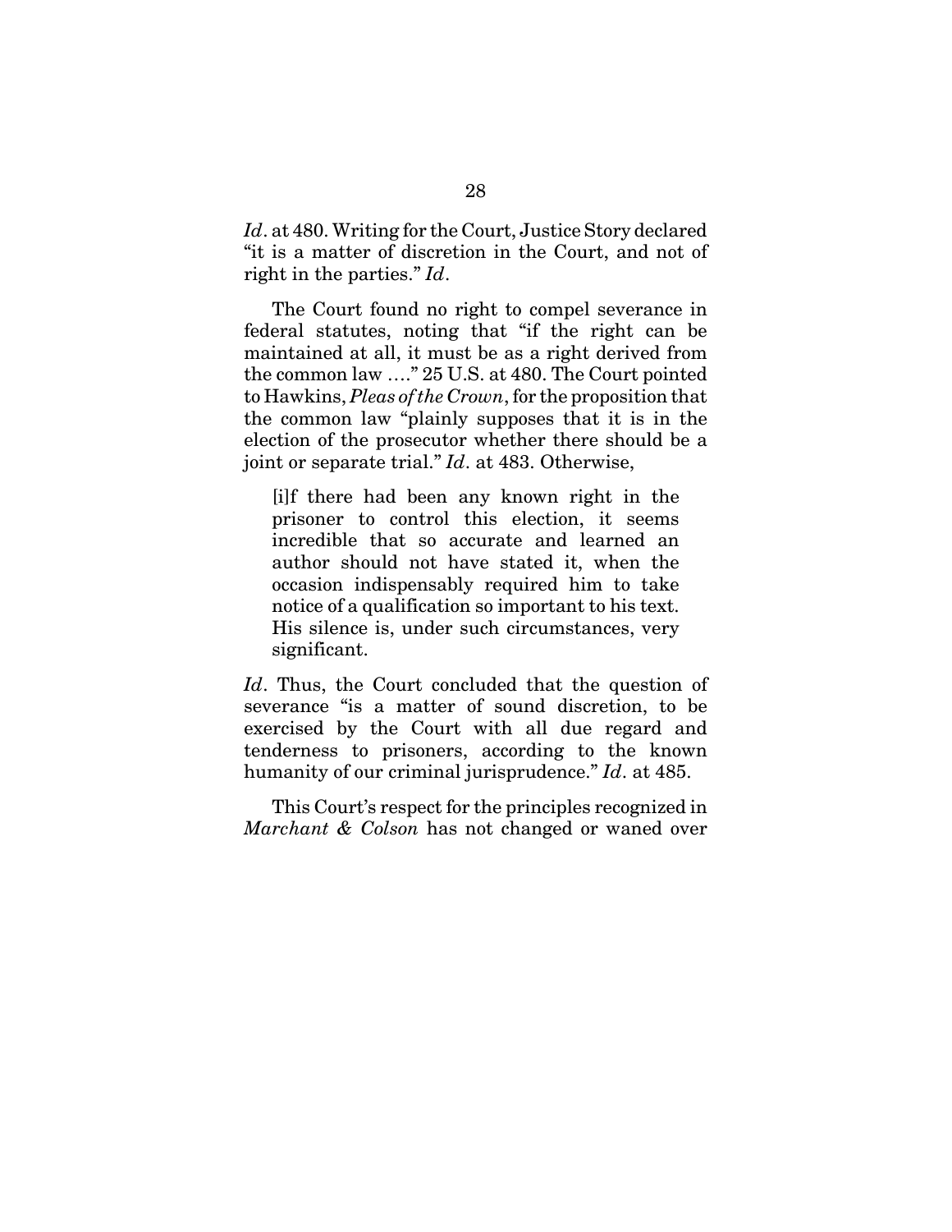*Id*. at 480. Writing for the Court, Justice Story declared "it is a matter of discretion in the Court, and not of right in the parties." *Id*.

The Court found no right to compel severance in federal statutes, noting that "if the right can be maintained at all, it must be as a right derived from the common law …." 25 U.S. at 480. The Court pointed to Hawkins, *Pleas of the Crown*, for the proposition that the common law "plainly supposes that it is in the election of the prosecutor whether there should be a joint or separate trial." *Id*. at 483. Otherwise,

> [i]f there had been any known right in the prisoner to control this election, it seems incredible that so accurate and learned an author should not have stated it, when the occasion indispensably required him to take notice of a qualification so important to his text. His silence is, under such circumstances, very significant.

*Id*. Thus, the Court concluded that the question of severance "is a matter of sound discretion, to be exercised by the Court with all due regard and tenderness to prisoners, according to the known humanity of our criminal jurisprudence." *Id*. at 485.

This Court's respect for the principles recognized in *Marchant & Colson* has not changed or waned over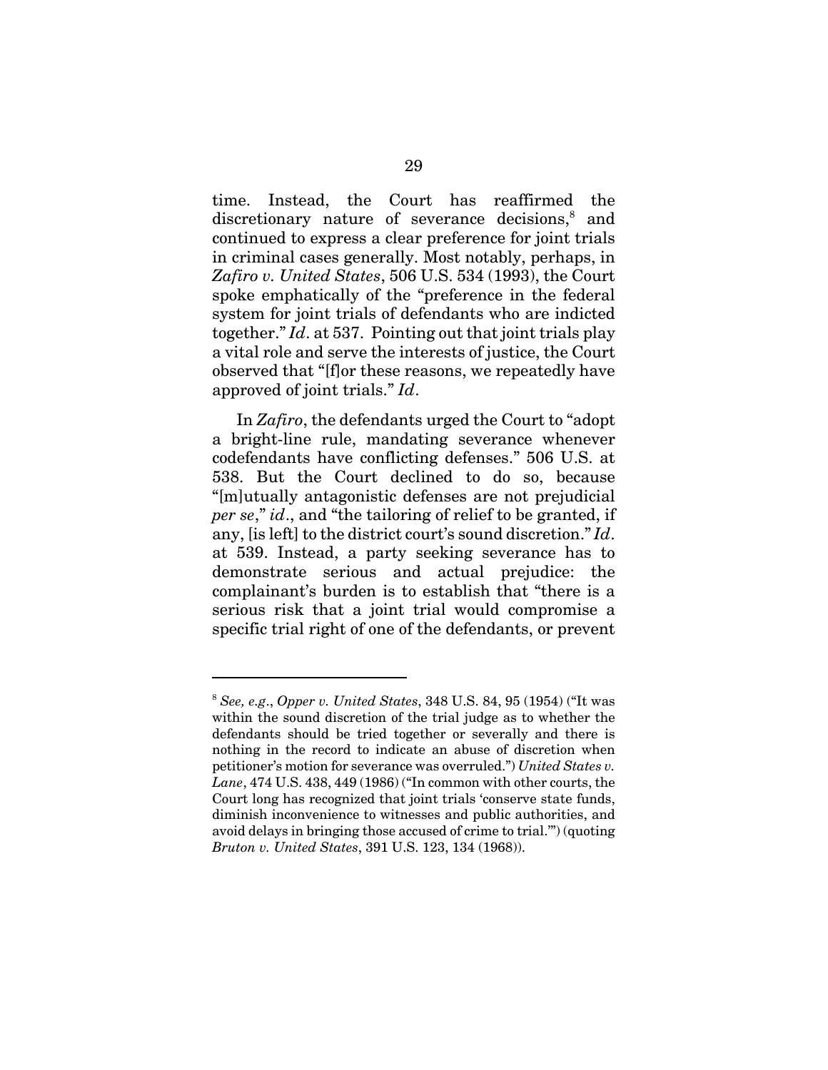time. Instead, the Court has reaffirmed the discretionary nature of severance decisions,[8] and continued to express a clear preference for joint trials in criminal cases generally. Most notably, perhaps, in *Zafiro v. United States*, 506 U.S. 534 (1993), the Court spoke emphatically of the "preference in the federal system for joint trials of defendants who are indicted together." *Id*. at 537. Pointing out that joint trials play a vital role and serve the interests of justice, the Court observed that "[f]or these reasons, we repeatedly have approved of joint trials." *Id*.

In *Zafiro*, the defendants urged the Court to "adopt a bright-line rule, mandating severance whenever codefendants have conflicting defenses." 506 U.S. at 538. But the Court declined to do so, because "[m]utually antagonistic defenses are not prejudicial *per se*," *id*., and "the tailoring of relief to be granted, if any, [is left] to the district court's sound discretion." *Id*. at 539. Instead, a party seeking severance has to demonstrate serious and actual prejudice: the complainant's burden is to establish that "there is a serious risk that a joint trial would compromise a specific trial right of one of the defendants, or prevent

---

[8] *See, e.g*., *Opper v. United States*, 348 U.S. 84, 95 (1954) ("It was within the sound discretion of the trial judge as to whether the defendants should be tried together or severally and there is nothing in the record to indicate an abuse of discretion when petitioner's motion for severance was overruled.") *United States v. Lane*, 474 U.S. 438, 449 (1986) ("In common with other courts, the Court long has recognized that joint trials 'conserve state funds, diminish inconvenience to witnesses and public authorities, and avoid delays in bringing those accused of crime to trial.'") (quoting *Bruton v. United States*, 391 U.S. 123, 134 (1968)).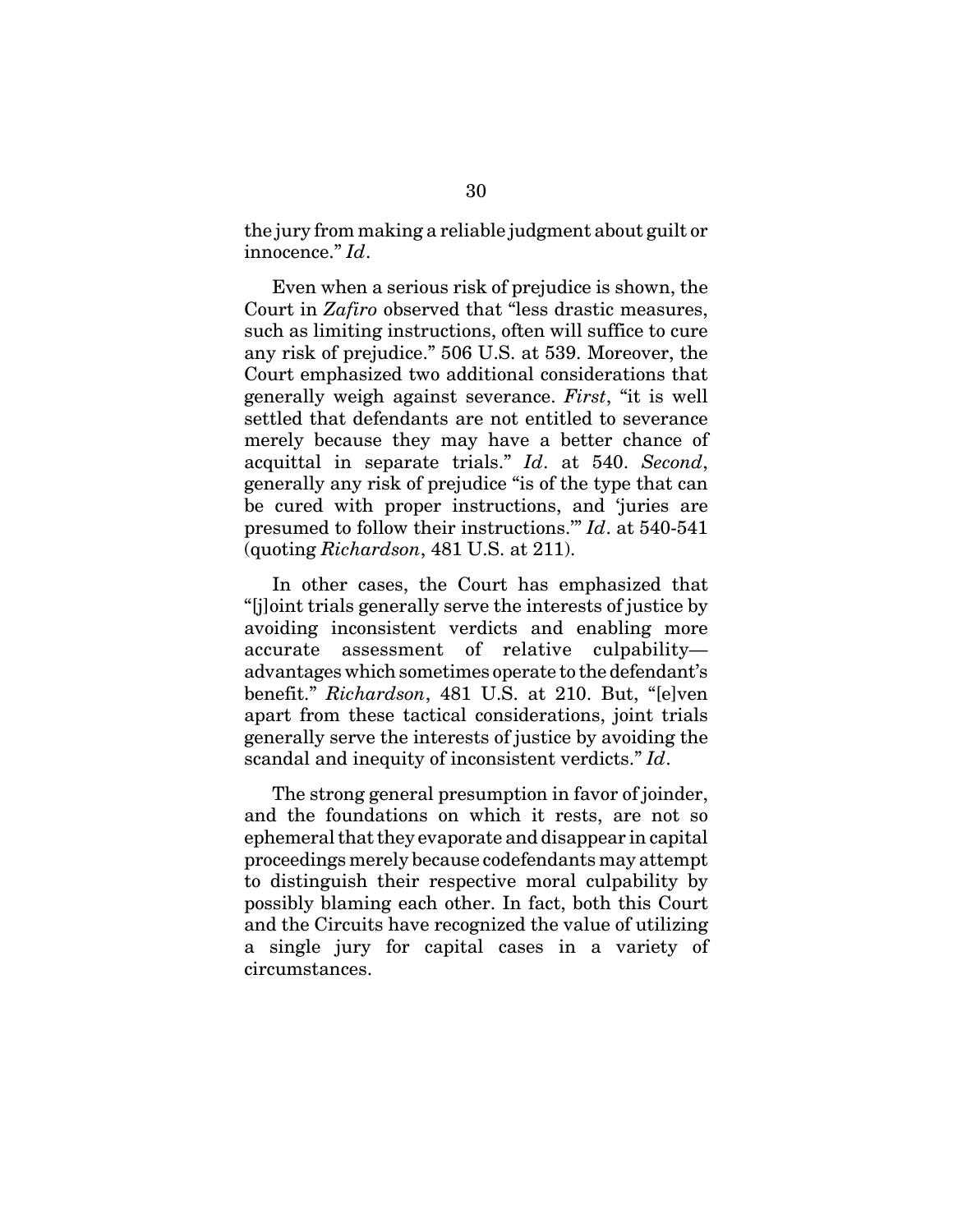the jury from making a reliable judgment about guilt or innocence." *Id*.

Even when a serious risk of prejudice is shown, the Court in *Zafiro* observed that "less drastic measures, such as limiting instructions, often will suffice to cure any risk of prejudice." 506 U.S. at 539. Moreover, the Court emphasized two additional considerations that generally weigh against severance. *First*, "it is well settled that defendants are not entitled to severance merely because they may have a better chance of acquittal in separate trials." *Id*. at 540. *Second*, generally any risk of prejudice "is of the type that can be cured with proper instructions, and 'juries are presumed to follow their instructions.'" *Id*. at 540-541 (quoting *Richardson*, 481 U.S. at 211).

In other cases, the Court has emphasized that "[j]oint trials generally serve the interests of justice by avoiding inconsistent verdicts and enabling more accurate assessment of relative culpability—advantages which sometimes operate to the defendant's benefit." *Richardson*, 481 U.S. at 210. But, "[e]ven apart from these tactical considerations, joint trials generally serve the interests of justice by avoiding the scandal and inequity of inconsistent verdicts." *Id*.

The strong general presumption in favor of joinder, and the foundations on which it rests, are not so ephemeral that they evaporate and disappear in capital proceedings merely because codefendants may attempt to distinguish their respective moral culpability by possibly blaming each other. In fact, both this Court and the Circuits have recognized the value of utilizing a single jury for capital cases in a variety of circumstances.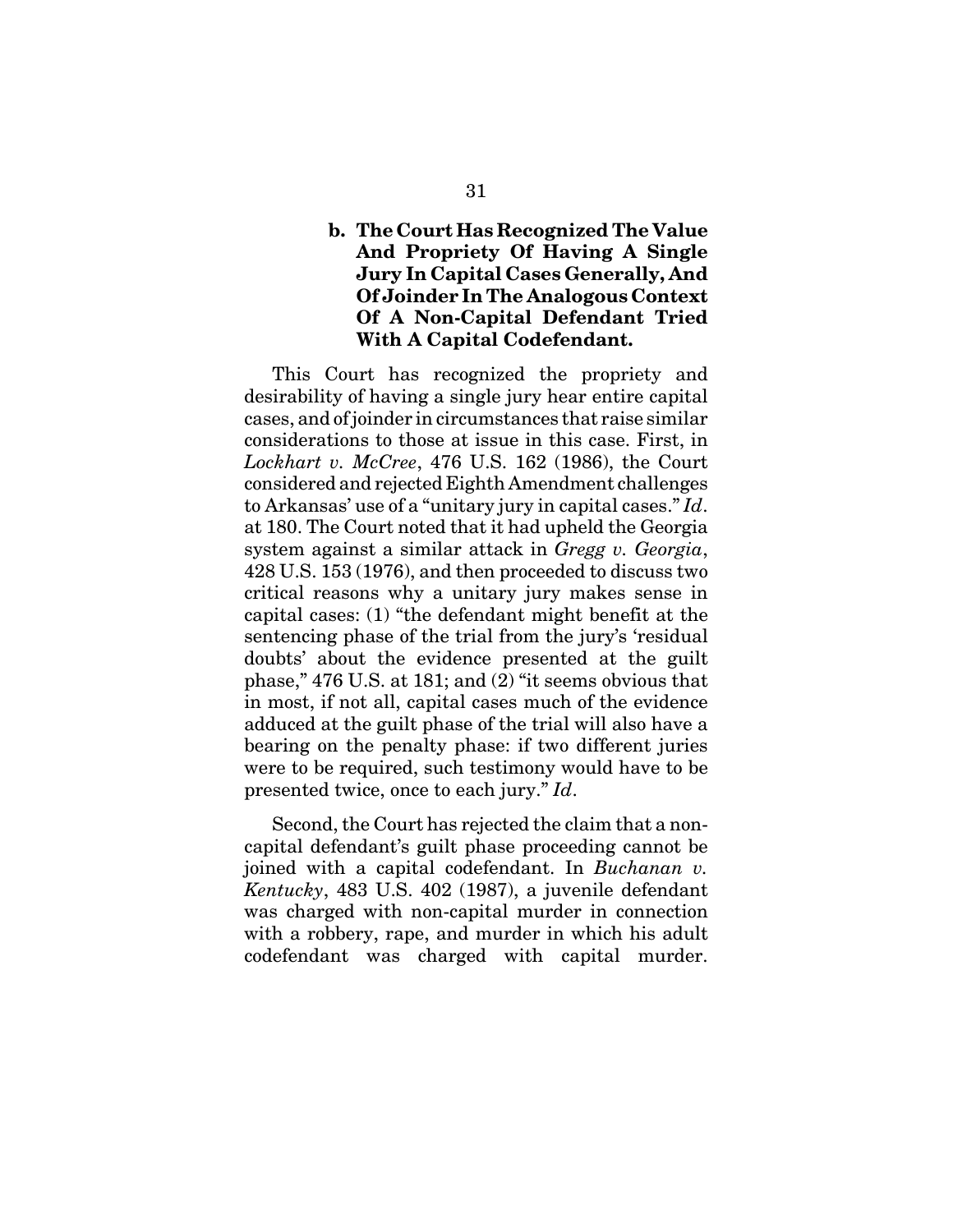### b. The Court Has Recognized The Value And Propriety Of Having A Single Jury In Capital Cases Generally, And Of Joinder In The Analogous Context Of A Non-Capital Defendant Tried With A Capital Codefendant.

This Court has recognized the propriety and desirability of having a single jury hear entire capital cases, and of joinder in circumstances that raise similar considerations to those at issue in this case. First, in *Lockhart v. McCree*, 476 U.S. 162 (1986), the Court considered and rejected Eighth Amendment challenges to Arkansas' use of a "unitary jury in capital cases." *Id*. at 180. The Court noted that it had upheld the Georgia system against a similar attack in *Gregg v. Georgia*, 428 U.S. 153 (1976), and then proceeded to discuss two critical reasons why a unitary jury makes sense in capital cases: (1) "the defendant might benefit at the sentencing phase of the trial from the jury's 'residual doubts' about the evidence presented at the guilt phase," 476 U.S. at 181; and (2) "it seems obvious that in most, if not all, capital cases much of the evidence adduced at the guilt phase of the trial will also have a bearing on the penalty phase: if two different juries were to be required, such testimony would have to be presented twice, once to each jury." *Id*.

Second, the Court has rejected the claim that a non-capital defendant's guilt phase proceeding cannot be joined with a capital codefendant. In *Buchanan v. Kentucky*, 483 U.S. 402 (1987), a juvenile defendant was charged with non-capital murder in connection with a robbery, rape, and murder in which his adult codefendant was charged with capital murder.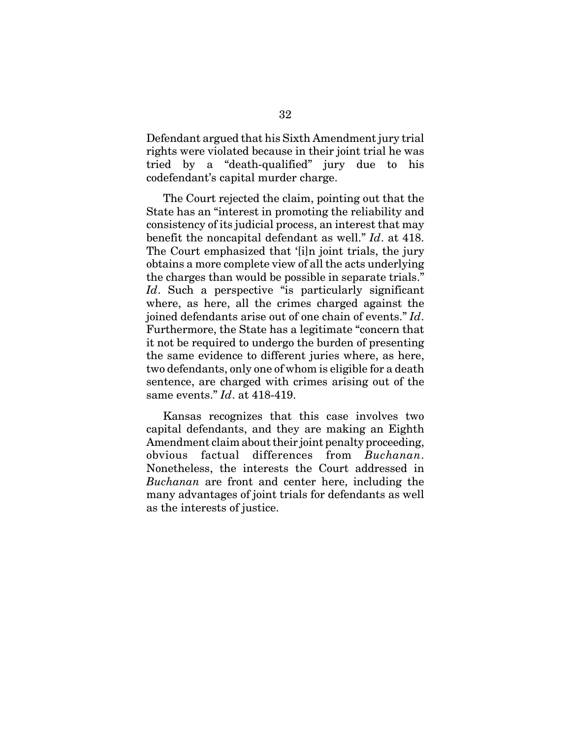Defendant argued that his Sixth Amendment jury trial rights were violated because in their joint trial he was tried by a "death-qualified" jury due to his codefendant's capital murder charge.

The Court rejected the claim, pointing out that the State has an "interest in promoting the reliability and consistency of its judicial process, an interest that may benefit the noncapital defendant as well." *Id*. at 418. The Court emphasized that '[i]n joint trials, the jury obtains a more complete view of all the acts underlying the charges than would be possible in separate trials." *Id*. Such a perspective "is particularly significant where, as here, all the crimes charged against the joined defendants arise out of one chain of events." *Id*. Furthermore, the State has a legitimate "concern that it not be required to undergo the burden of presenting the same evidence to different juries where, as here, two defendants, only one of whom is eligible for a death sentence, are charged with crimes arising out of the same events." *Id*. at 418-419.

Kansas recognizes that this case involves two capital defendants, and they are making an Eighth Amendment claim about their joint penalty proceeding, obvious factual differences from *Buchanan*. Nonetheless, the interests the Court addressed in *Buchanan* are front and center here, including the many advantages of joint trials for defendants as well as the interests of justice.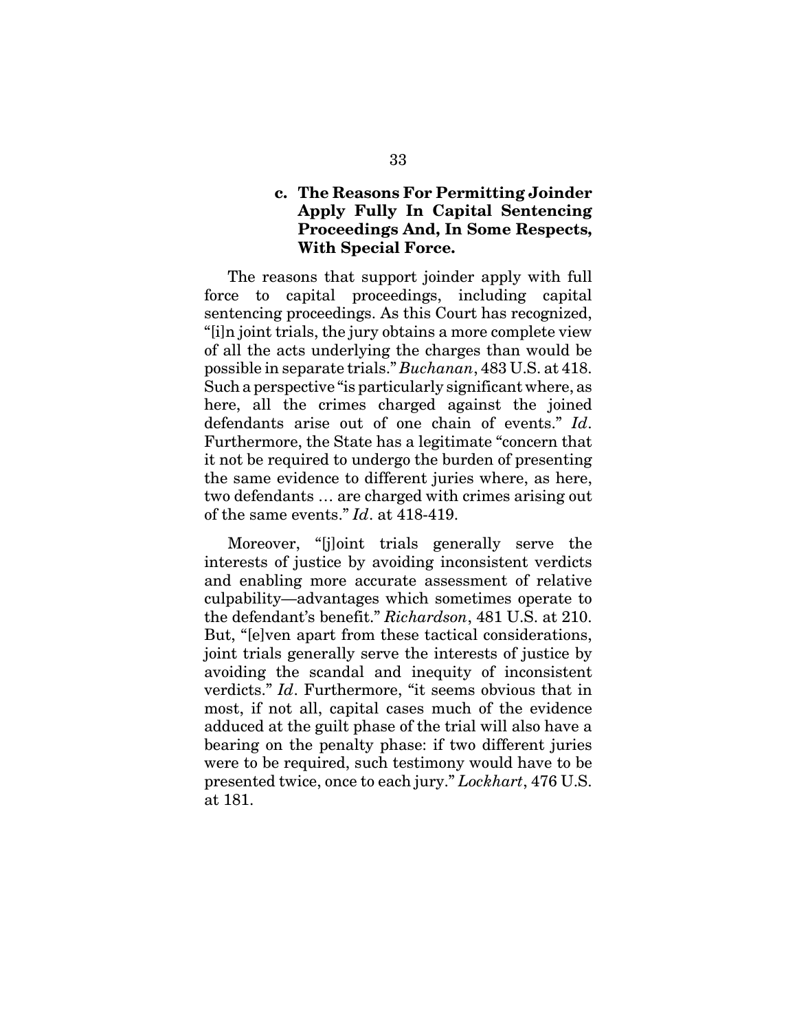### c. The Reasons For Permitting Joinder Apply Fully In Capital Sentencing Proceedings And, In Some Respects, With Special Force.

The reasons that support joinder apply with full force to capital proceedings, including capital sentencing proceedings. As this Court has recognized, "[i]n joint trials, the jury obtains a more complete view of all the acts underlying the charges than would be possible in separate trials." *Buchanan*, 483 U.S. at 418. Such a perspective "is particularly significant where, as here, all the crimes charged against the joined defendants arise out of one chain of events." *Id*. Furthermore, the State has a legitimate "concern that it not be required to undergo the burden of presenting the same evidence to different juries where, as here, two defendants … are charged with crimes arising out of the same events." *Id*. at 418-419.

Moreover, "[j]oint trials generally serve the interests of justice by avoiding inconsistent verdicts and enabling more accurate assessment of relative culpability—advantages which sometimes operate to the defendant's benefit." *Richardson*, 481 U.S. at 210. But, "[e]ven apart from these tactical considerations, joint trials generally serve the interests of justice by avoiding the scandal and inequity of inconsistent verdicts." *Id*. Furthermore, "it seems obvious that in most, if not all, capital cases much of the evidence adduced at the guilt phase of the trial will also have a bearing on the penalty phase: if two different juries were to be required, such testimony would have to be presented twice, once to each jury." *Lockhart*, 476 U.S. at 181.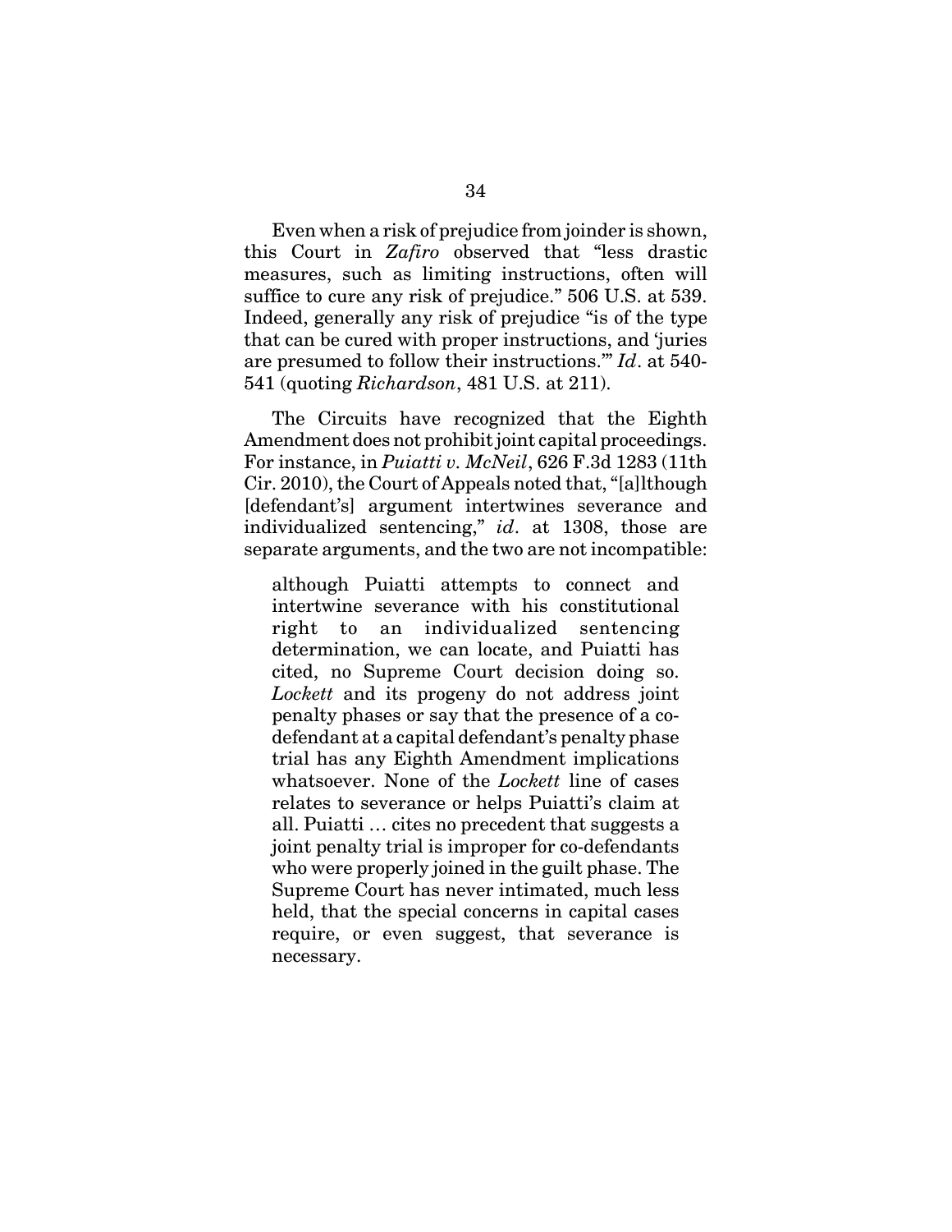Even when a risk of prejudice from joinder is shown, this Court in *Zafiro* observed that "less drastic measures, such as limiting instructions, often will suffice to cure any risk of prejudice." 506 U.S. at 539. Indeed, generally any risk of prejudice "is of the type that can be cured with proper instructions, and 'juries are presumed to follow their instructions.'" *Id*. at 540-541 (quoting *Richardson*, 481 U.S. at 211).

The Circuits have recognized that the Eighth Amendment does not prohibit joint capital proceedings. For instance, in *Puiatti v. McNeil*, 626 F.3d 1283 (11th Cir. 2010), the Court of Appeals noted that, "[a]lthough [defendant's] argument intertwines severance and individualized sentencing," *id*. at 1308, those are separate arguments, and the two are not incompatible:

> although Puiatti attempts to connect and intertwine severance with his constitutional right to an individualized sentencing determination, we can locate, and Puiatti has cited, no Supreme Court decision doing so. *Lockett* and its progeny do not address joint penalty phases or say that the presence of a co-defendant at a capital defendant's penalty phase trial has any Eighth Amendment implications whatsoever. None of the *Lockett* line of cases relates to severance or helps Puiatti's claim at all. Puiatti … cites no precedent that suggests a joint penalty trial is improper for co-defendants who were properly joined in the guilt phase. The Supreme Court has never intimated, much less held, that the special concerns in capital cases require, or even suggest, that severance is necessary.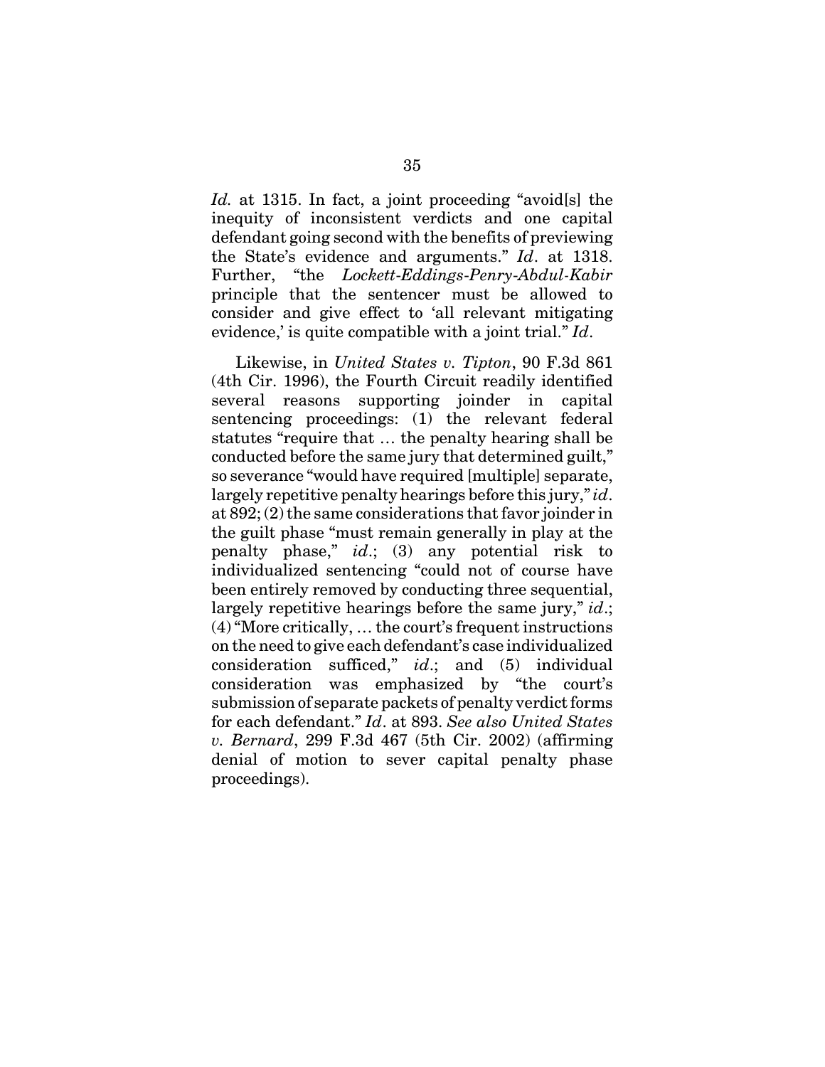*Id.* at 1315. In fact, a joint proceeding "avoid[s] the inequity of inconsistent verdicts and one capital defendant going second with the benefits of previewing the State's evidence and arguments." *Id*. at 1318. Further, "the *Lockett-Eddings-Penry-Abdul-Kabir* principle that the sentencer must be allowed to consider and give effect to 'all relevant mitigating evidence,' is quite compatible with a joint trial." *Id*.

Likewise, in *United States v. Tipton*, 90 F.3d 861 (4th Cir. 1996), the Fourth Circuit readily identified several reasons supporting joinder in capital sentencing proceedings: (1) the relevant federal statutes "require that … the penalty hearing shall be conducted before the same jury that determined guilt," so severance "would have required [multiple] separate, largely repetitive penalty hearings before this jury," *id*. at 892; (2) the same considerations that favor joinder in the guilt phase "must remain generally in play at the penalty phase," *id*.; (3) any potential risk to individualized sentencing "could not of course have been entirely removed by conducting three sequential, largely repetitive hearings before the same jury," *id*.; (4) "More critically, … the court's frequent instructions on the need to give each defendant's case individualized consideration sufficed," *id*.; and (5) individual consideration was emphasized by "the court's submission of separate packets of penalty verdict forms for each defendant." *Id*. at 893. *See also United States v. Bernard*, 299 F.3d 467 (5th Cir. 2002) (affirming denial of motion to sever capital penalty phase proceedings).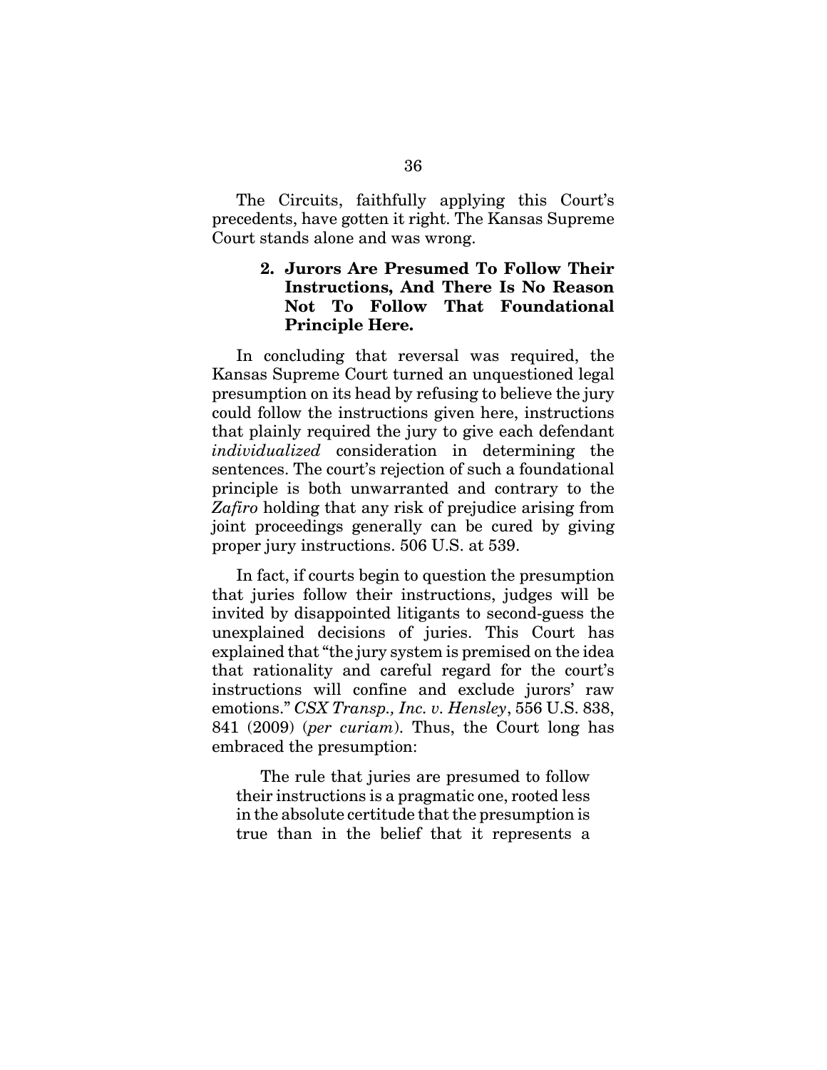The Circuits, faithfully applying this Court's precedents, have gotten it right. The Kansas Supreme Court stands alone and was wrong.

### 2. Jurors Are Presumed To Follow Their Instructions, And There Is No Reason Not To Follow That Foundational Principle Here.

In concluding that reversal was required, the Kansas Supreme Court turned an unquestioned legal presumption on its head by refusing to believe the jury could follow the instructions given here, instructions that plainly required the jury to give each defendant *individualized* consideration in determining the sentences. The court's rejection of such a foundational principle is both unwarranted and contrary to the *Zafiro* holding that any risk of prejudice arising from joint proceedings generally can be cured by giving proper jury instructions. 506 U.S. at 539.

In fact, if courts begin to question the presumption that juries follow their instructions, judges will be invited by disappointed litigants to second-guess the unexplained decisions of juries. This Court has explained that "the jury system is premised on the idea that rationality and careful regard for the court's instructions will confine and exclude jurors' raw emotions." *CSX Transp., Inc. v. Hensley*, 556 U.S. 838, 841 (2009) (*per curiam*). Thus, the Court long has embraced the presumption:

> The rule that juries are presumed to follow their instructions is a pragmatic one, rooted less in the absolute certitude that the presumption is true than in the belief that it represents a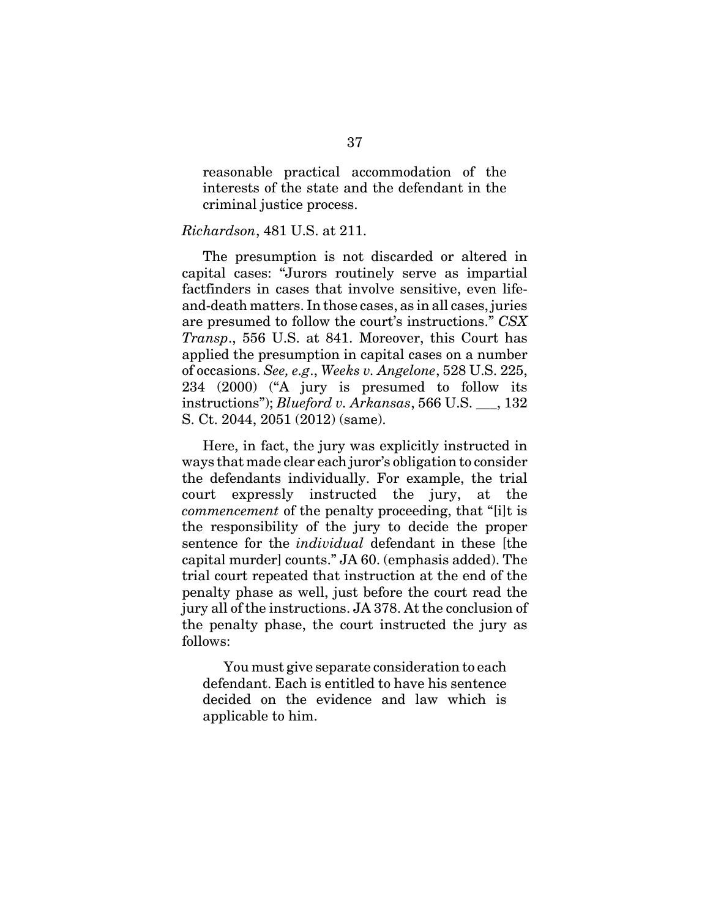> reasonable practical accommodation of the interests of the state and the defendant in the criminal justice process.

*Richardson*, 481 U.S. at 211.

The presumption is not discarded or altered in capital cases: "Jurors routinely serve as impartial factfinders in cases that involve sensitive, even life-and-death matters. In those cases, as in all cases, juries are presumed to follow the court's instructions." *CSX Transp*., 556 U.S. at 841. Moreover, this Court has applied the presumption in capital cases on a number of occasions. *See, e.g*., *Weeks v. Angelone*, 528 U.S. 225, 234 (2000) ("A jury is presumed to follow its instructions"); *Blueford v. Arkansas*, 566 U.S. ___, 132 S. Ct. 2044, 2051 (2012) (same).

Here, in fact, the jury was explicitly instructed in ways that made clear each juror's obligation to consider the defendants individually. For example, the trial court expressly instructed the jury, at the *commencement* of the penalty proceeding, that "[i]t is the responsibility of the jury to decide the proper sentence for the *individual* defendant in these [the capital murder] counts." JA 60. (emphasis added). The trial court repeated that instruction at the end of the penalty phase as well, just before the court read the jury all of the instructions. JA 378. At the conclusion of the penalty phase, the court instructed the jury as follows:

> You must give separate consideration to each defendant. Each is entitled to have his sentence decided on the evidence and law which is applicable to him.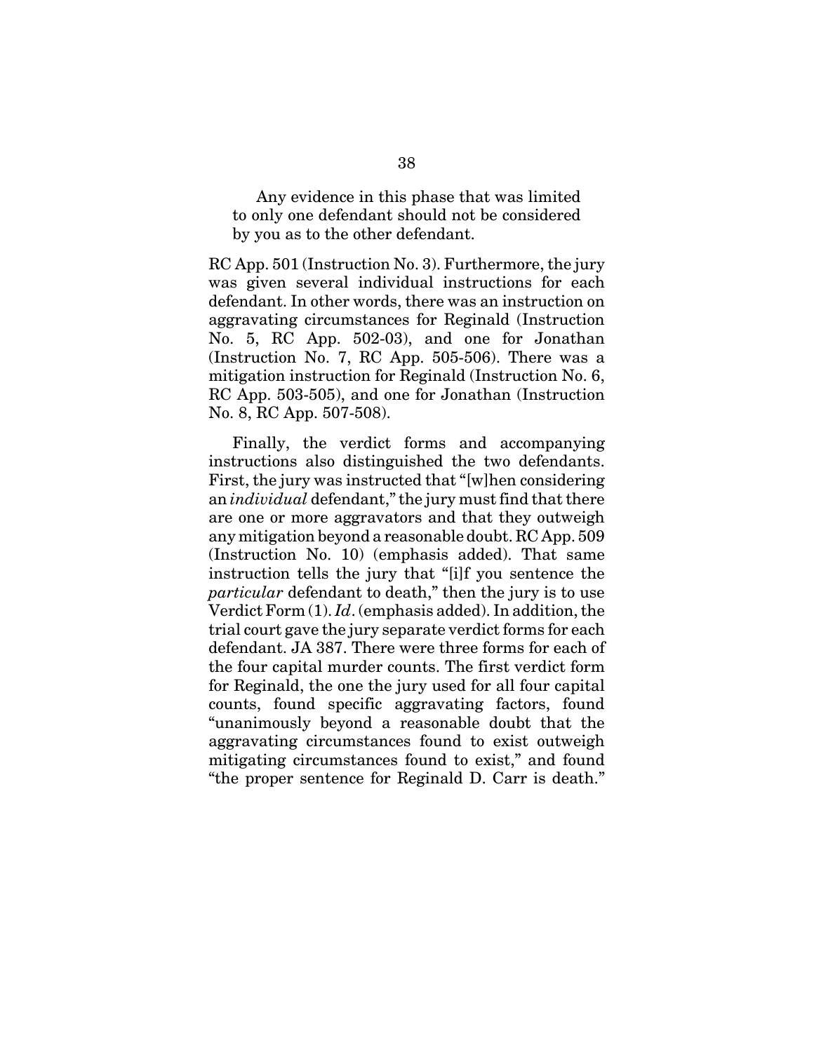> Any evidence in this phase that was limited to only one defendant should not be considered by you as to the other defendant.

RC App. 501 (Instruction No. 3). Furthermore, the jury was given several individual instructions for each defendant. In other words, there was an instruction on aggravating circumstances for Reginald (Instruction No. 5, RC App. 502-03), and one for Jonathan (Instruction No. 7, RC App. 505-506). There was a mitigation instruction for Reginald (Instruction No. 6, RC App. 503-505), and one for Jonathan (Instruction No. 8, RC App. 507-508).

Finally, the verdict forms and accompanying instructions also distinguished the two defendants. First, the jury was instructed that "[w]hen considering an *individual* defendant," the jury must find that there are one or more aggravators and that they outweigh any mitigation beyond a reasonable doubt. RC App. 509 (Instruction No. 10) (emphasis added). That same instruction tells the jury that "[i]f you sentence the *particular* defendant to death," then the jury is to use Verdict Form (1). *Id*. (emphasis added). In addition, the trial court gave the jury separate verdict forms for each defendant. JA 387. There were three forms for each of the four capital murder counts. The first verdict form for Reginald, the one the jury used for all four capital counts, found specific aggravating factors, found "unanimously beyond a reasonable doubt that the aggravating circumstances found to exist outweigh mitigating circumstances found to exist," and found "the proper sentence for Reginald D. Carr is death."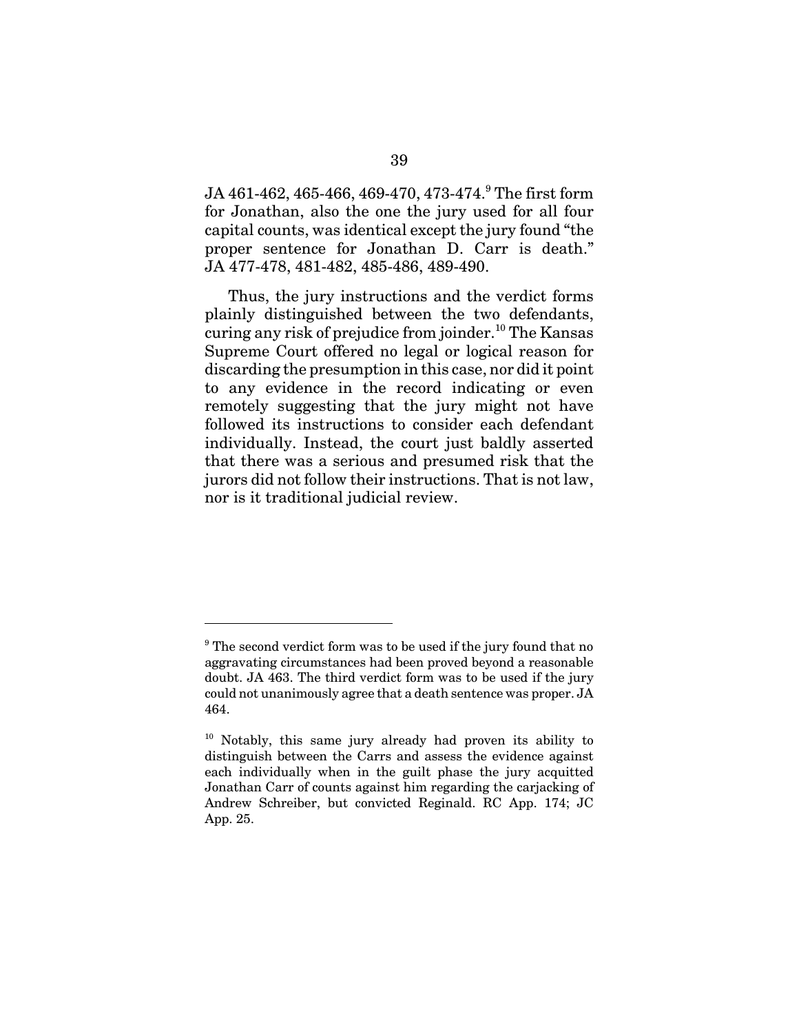JA 461-462, 465-466, 469-470, 473-474.[9] The first form for Jonathan, also the one the jury used for all four capital counts, was identical except the jury found "the proper sentence for Jonathan D. Carr is death." JA 477-478, 481-482, 485-486, 489-490.

Thus, the jury instructions and the verdict forms plainly distinguished between the two defendants, curing any risk of prejudice from joinder.[10] The Kansas Supreme Court offered no legal or logical reason for discarding the presumption in this case, nor did it point to any evidence in the record indicating or even remotely suggesting that the jury might not have followed its instructions to consider each defendant individually. Instead, the court just baldly asserted that there was a serious and presumed risk that the jurors did not follow their instructions. That is not law, nor is it traditional judicial review.

---

[9] The second verdict form was to be used if the jury found that no aggravating circumstances had been proved beyond a reasonable doubt. JA 463. The third verdict form was to be used if the jury could not unanimously agree that a death sentence was proper. JA 464.

[10] Notably, this same jury already had proven its ability to distinguish between the Carrs and assess the evidence against each individually when in the guilt phase the jury acquitted Jonathan Carr of counts against him regarding the carjacking of Andrew Schreiber, but convicted Reginald. RC App. 174; JC App. 25.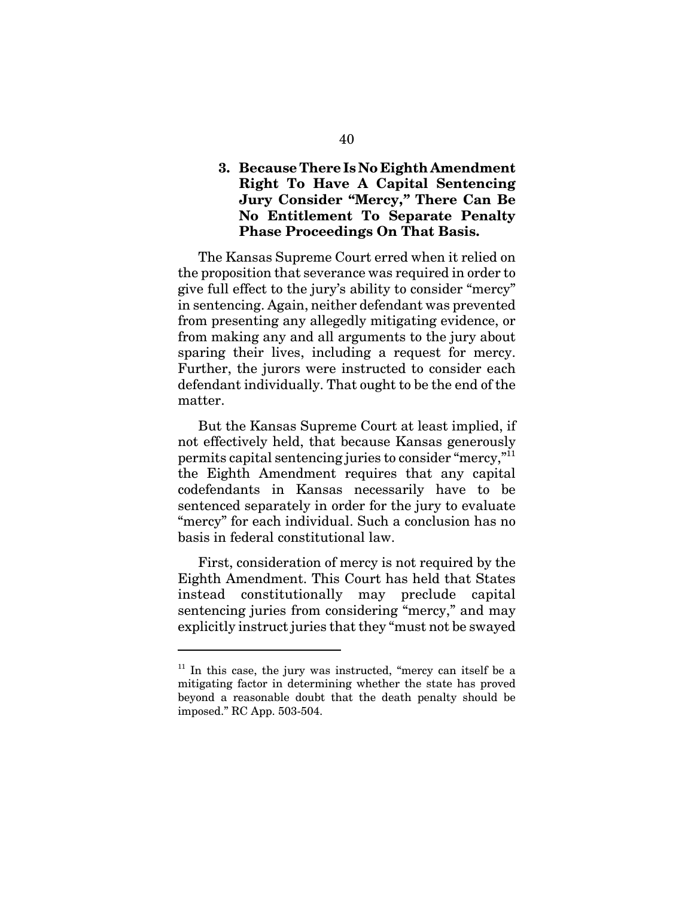### 3. Because There Is No Eighth Amendment Right To Have A Capital Sentencing Jury Consider "Mercy," There Can Be No Entitlement To Separate Penalty Phase Proceedings On That Basis.

The Kansas Supreme Court erred when it relied on the proposition that severance was required in order to give full effect to the jury's ability to consider "mercy" in sentencing. Again, neither defendant was prevented from presenting any allegedly mitigating evidence, or from making any and all arguments to the jury about sparing their lives, including a request for mercy. Further, the jurors were instructed to consider each defendant individually. That ought to be the end of the matter.

But the Kansas Supreme Court at least implied, if not effectively held, that because Kansas generously permits capital sentencing juries to consider "mercy,"[11] the Eighth Amendment requires that any capital codefendants in Kansas necessarily have to be sentenced separately in order for the jury to evaluate "mercy" for each individual. Such a conclusion has no basis in federal constitutional law.

First, consideration of mercy is not required by the Eighth Amendment. This Court has held that States instead constitutionally may preclude capital sentencing juries from considering "mercy," and may explicitly instruct juries that they "must not be swayed

---

[11] In this case, the jury was instructed, "mercy can itself be a mitigating factor in determining whether the state has proved beyond a reasonable doubt that the death penalty should be imposed." RC App. 503-504.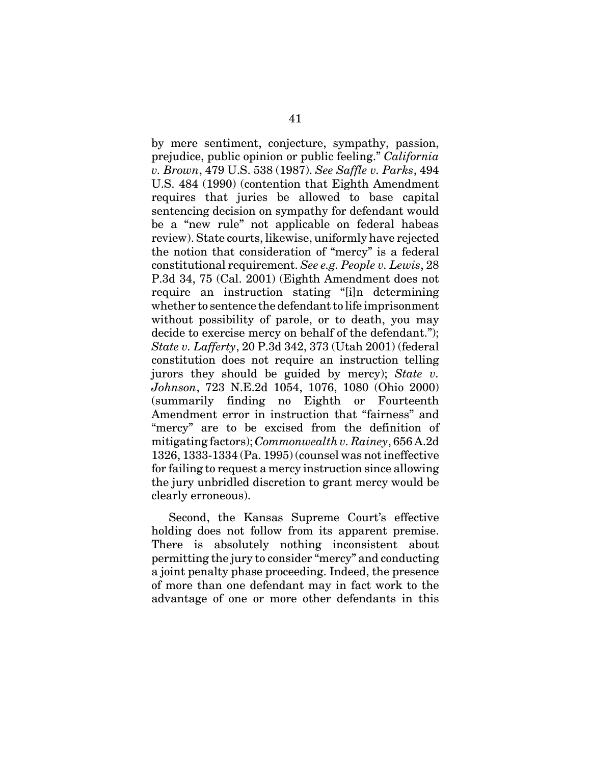by mere sentiment, conjecture, sympathy, passion, prejudice, public opinion or public feeling." *California v. Brown*, 479 U.S. 538 (1987). *See Saffle v. Parks*, 494 U.S. 484 (1990) (contention that Eighth Amendment requires that juries be allowed to base capital sentencing decision on sympathy for defendant would be a "new rule" not applicable on federal habeas review). State courts, likewise, uniformly have rejected the notion that consideration of "mercy" is a federal constitutional requirement. *See e.g. People v. Lewis*, 28 P.3d 34, 75 (Cal. 2001) (Eighth Amendment does not require an instruction stating "[i]n determining whether to sentence the defendant to life imprisonment without possibility of parole, or to death, you may decide to exercise mercy on behalf of the defendant."); *State v. Lafferty*, 20 P.3d 342, 373 (Utah 2001) (federal constitution does not require an instruction telling jurors they should be guided by mercy); *State v. Johnson*, 723 N.E.2d 1054, 1076, 1080 (Ohio 2000) (summarily finding no Eighth or Fourteenth Amendment error in instruction that "fairness" and "mercy" are to be excised from the definition of mitigating factors); *Commonwealth v. Rainey*, 656 A.2d 1326, 1333-1334 (Pa. 1995) (counsel was not ineffective for failing to request a mercy instruction since allowing the jury unbridled discretion to grant mercy would be clearly erroneous).

Second, the Kansas Supreme Court's effective holding does not follow from its apparent premise. There is absolutely nothing inconsistent about permitting the jury to consider "mercy" and conducting a joint penalty phase proceeding. Indeed, the presence of more than one defendant may in fact work to the advantage of one or more other defendants in this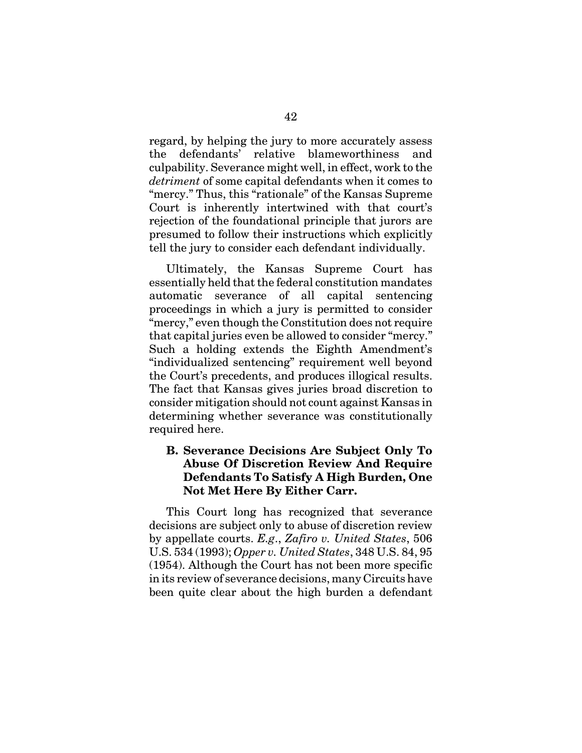regard, by helping the jury to more accurately assess the defendants' relative blameworthiness and culpability. Severance might well, in effect, work to the *detriment* of some capital defendants when it comes to "mercy." Thus, this "rationale" of the Kansas Supreme Court is inherently intertwined with that court's rejection of the foundational principle that jurors are presumed to follow their instructions which explicitly tell the jury to consider each defendant individually.

Ultimately, the Kansas Supreme Court has essentially held that the federal constitution mandates automatic severance of all capital sentencing proceedings in which a jury is permitted to consider "mercy," even though the Constitution does not require that capital juries even be allowed to consider "mercy." Such a holding extends the Eighth Amendment's "individualized sentencing" requirement well beyond the Court's precedents, and produces illogical results. The fact that Kansas gives juries broad discretion to consider mitigation should not count against Kansas in determining whether severance was constitutionally required here.

### B. Severance Decisions Are Subject Only To Abuse Of Discretion Review And Require Defendants To Satisfy A High Burden, One Not Met Here By Either Carr.

This Court long has recognized that severance decisions are subject only to abuse of discretion review by appellate courts. *E.g.*, *Zafiro v. United States*, 506 U.S. 534 (1993); *Opper v. United States*, 348 U.S. 84, 95 (1954). Although the Court has not been more specific in its review of severance decisions, many Circuits have been quite clear about the high burden a defendant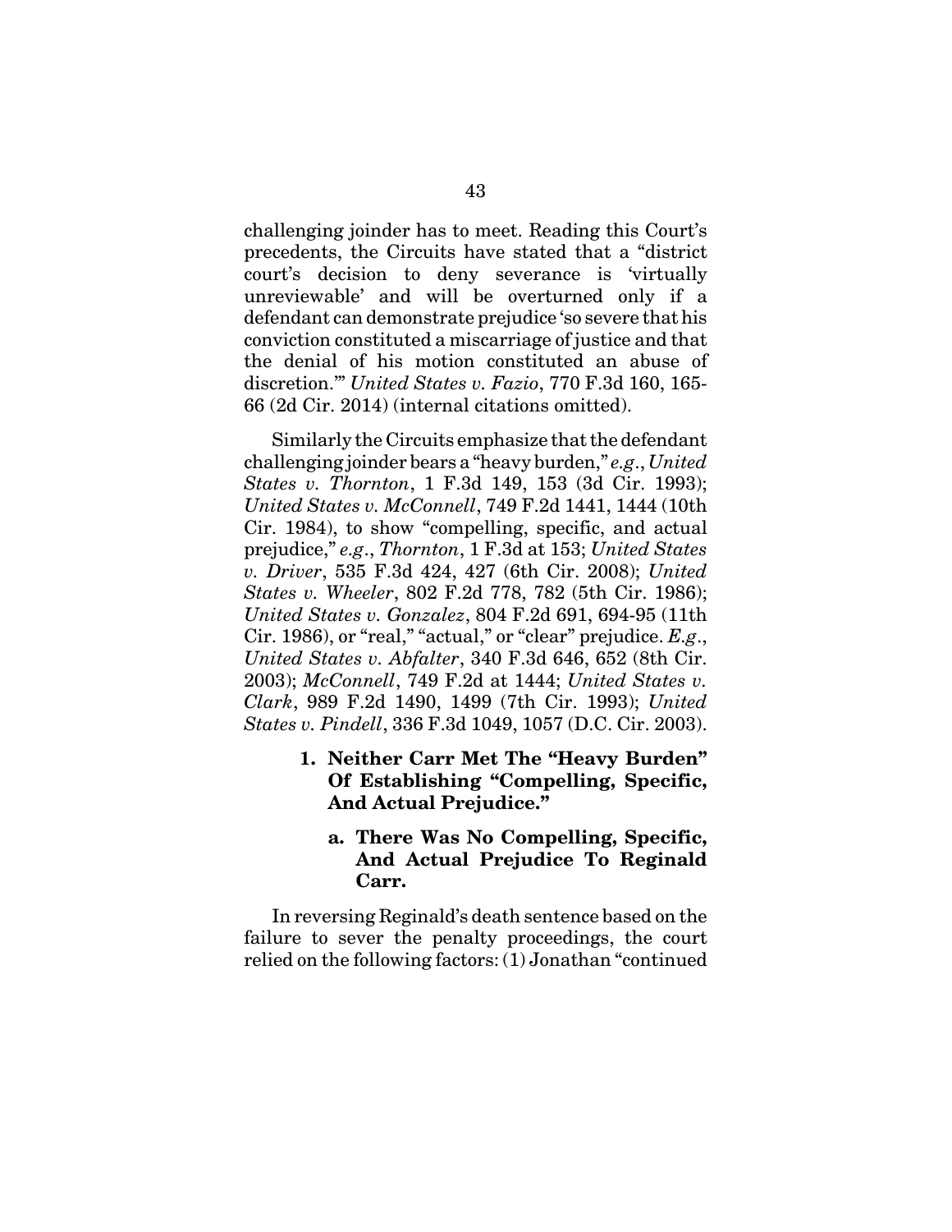challenging joinder has to meet. Reading this Court's precedents, the Circuits have stated that a "district court's decision to deny severance is 'virtually unreviewable' and will be overturned only if a defendant can demonstrate prejudice 'so severe that his conviction constituted a miscarriage of justice and that the denial of his motion constituted an abuse of discretion.'" *United States v. Fazio*, 770 F.3d 160, 165-66 (2d Cir. 2014) (internal citations omitted).

Similarly the Circuits emphasize that the defendant challenging joinder bears a "heavy burden," *e.g.*, *United States v. Thornton*, 1 F.3d 149, 153 (3d Cir. 1993); *United States v. McConnell*, 749 F.2d 1441, 1444 (10th Cir. 1984), to show "compelling, specific, and actual prejudice," *e.g.*, *Thornton*, 1 F.3d at 153; *United States v. Driver*, 535 F.3d 424, 427 (6th Cir. 2008); *United States v. Wheeler*, 802 F.2d 778, 782 (5th Cir. 1986); *United States v. Gonzalez*, 804 F.2d 691, 694-95 (11th Cir. 1986), or "real," "actual," or "clear" prejudice. *E.g.*, *United States v. Abfalter*, 340 F.3d 646, 652 (8th Cir. 2003); *McConnell*, 749 F.2d at 1444; *United States v. Clark*, 989 F.2d 1490, 1499 (7th Cir. 1993); *United States v. Pindell*, 336 F.3d 1049, 1057 (D.C. Cir. 2003).

### 1. Neither Carr Met The "Heavy Burden" Of Establishing "Compelling, Specific, And Actual Prejudice."

#### a. There Was No Compelling, Specific, And Actual Prejudice To Reginald Carr.

In reversing Reginald's death sentence based on the failure to sever the penalty proceedings, the court relied on the following factors: (1) Jonathan "continued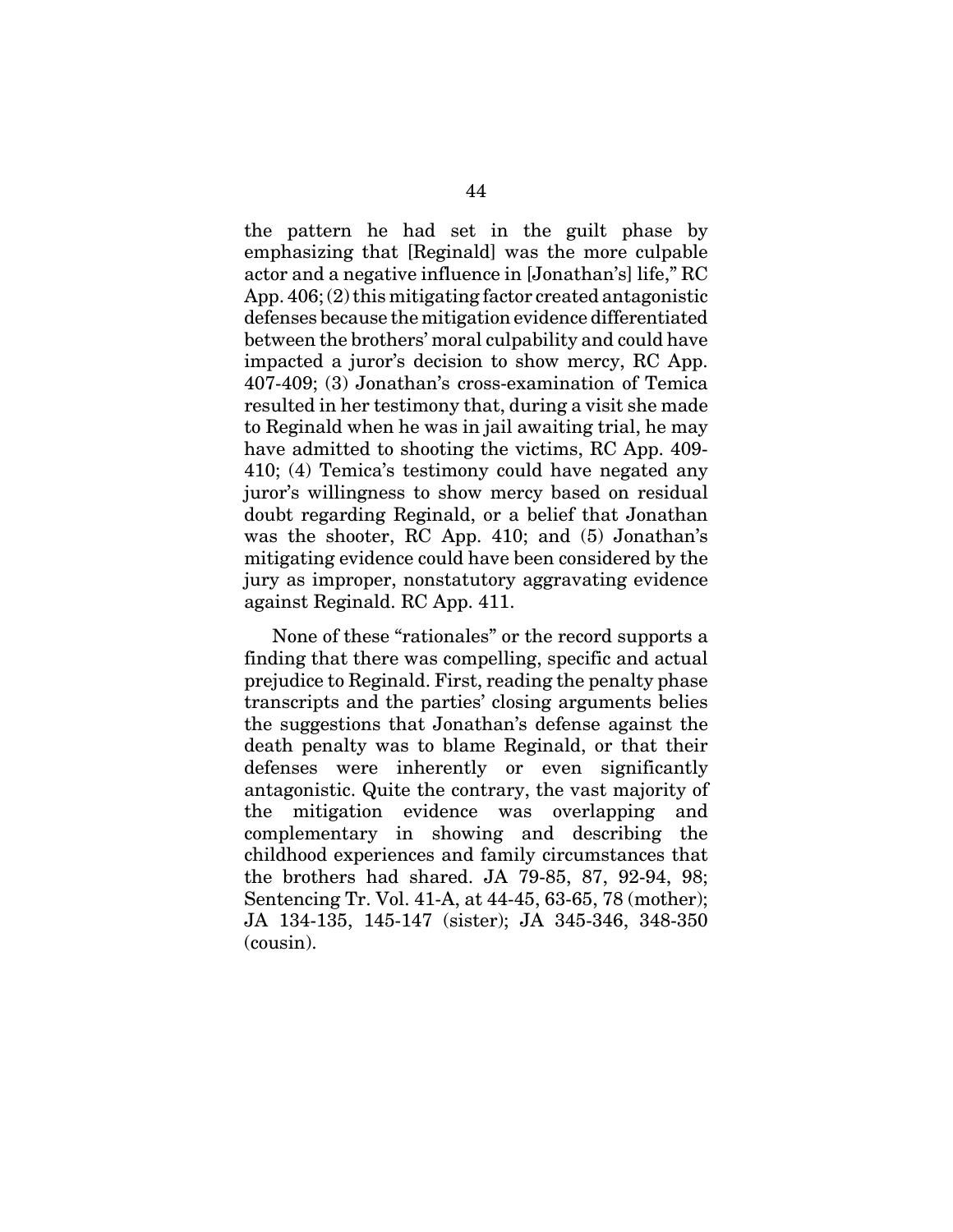the pattern he had set in the guilt phase by emphasizing that [Reginald] was the more culpable actor and a negative influence in [Jonathan's] life," RC App. 406; (2) this mitigating factor created antagonistic defenses because the mitigation evidence differentiated between the brothers' moral culpability and could have impacted a juror's decision to show mercy, RC App. 407-409; (3) Jonathan's cross-examination of Temica resulted in her testimony that, during a visit she made to Reginald when he was in jail awaiting trial, he may have admitted to shooting the victims, RC App. 409-410; (4) Temica's testimony could have negated any juror's willingness to show mercy based on residual doubt regarding Reginald, or a belief that Jonathan was the shooter, RC App. 410; and (5) Jonathan's mitigating evidence could have been considered by the jury as improper, nonstatutory aggravating evidence against Reginald. RC App. 411.

None of these "rationales" or the record supports a finding that there was compelling, specific and actual prejudice to Reginald. First, reading the penalty phase transcripts and the parties' closing arguments belies the suggestions that Jonathan's defense against the death penalty was to blame Reginald, or that their defenses were inherently or even significantly antagonistic. Quite the contrary, the vast majority of the mitigation evidence was overlapping and complementary in showing and describing the childhood experiences and family circumstances that the brothers had shared. JA 79-85, 87, 92-94, 98; Sentencing Tr. Vol. 41-A, at 44-45, 63-65, 78 (mother); JA 134-135, 145-147 (sister); JA 345-346, 348-350 (cousin).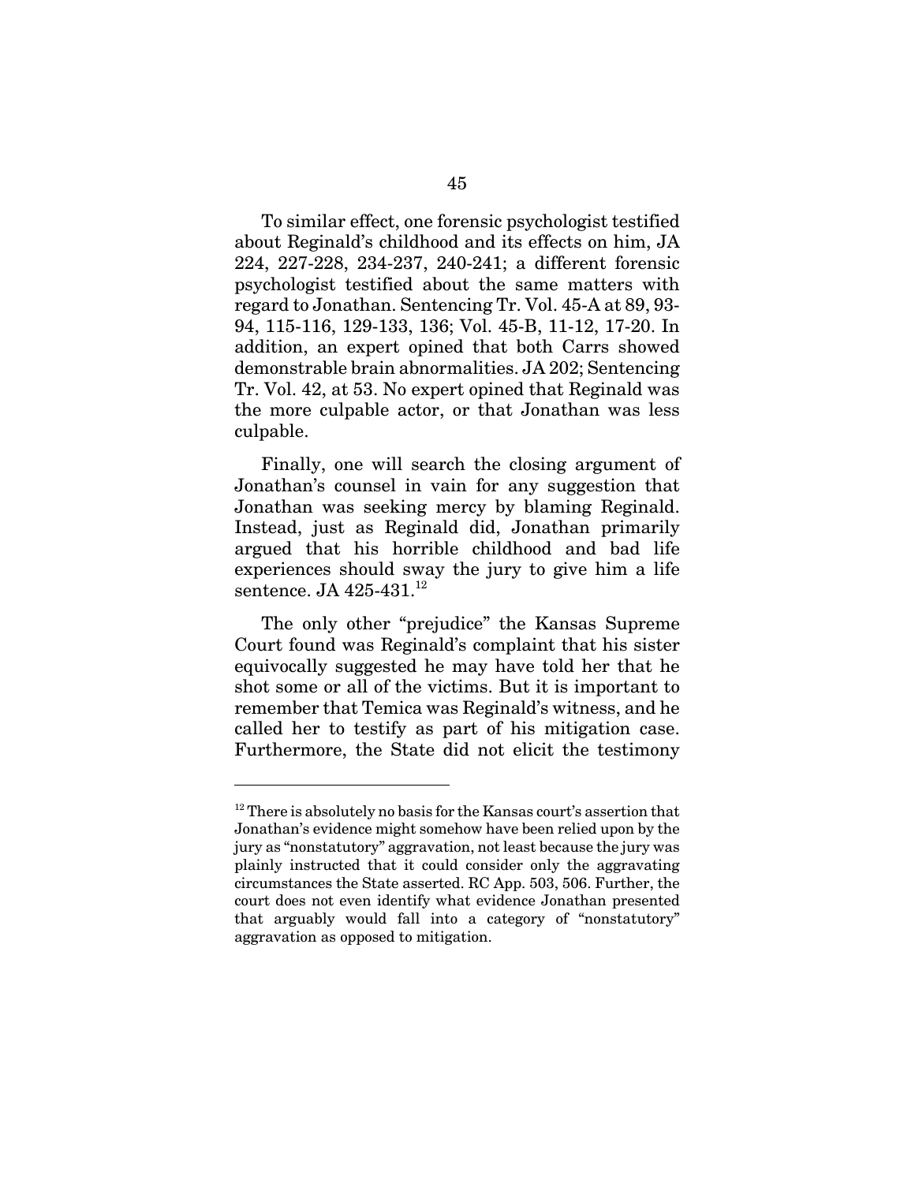To similar effect, one forensic psychologist testified about Reginald's childhood and its effects on him, JA 224, 227-228, 234-237, 240-241; a different forensic psychologist testified about the same matters with regard to Jonathan. Sentencing Tr. Vol. 45-A at 89, 93-94, 115-116, 129-133, 136; Vol. 45-B, 11-12, 17-20. In addition, an expert opined that both Carrs showed demonstrable brain abnormalities. JA 202; Sentencing Tr. Vol. 42, at 53. No expert opined that Reginald was the more culpable actor, or that Jonathan was less culpable.

Finally, one will search the closing argument of Jonathan's counsel in vain for any suggestion that Jonathan was seeking mercy by blaming Reginald. Instead, just as Reginald did, Jonathan primarily argued that his horrible childhood and bad life experiences should sway the jury to give him a life sentence. JA 425-431.[12]

The only other "prejudice" the Kansas Supreme Court found was Reginald's complaint that his sister equivocally suggested he may have told her that he shot some or all of the victims. But it is important to remember that Temica was Reginald's witness, and he called her to testify as part of his mitigation case. Furthermore, the State did not elicit the testimony

---

[12] There is absolutely no basis for the Kansas court's assertion that Jonathan's evidence might somehow have been relied upon by the jury as "nonstatutory" aggravation, not least because the jury was plainly instructed that it could consider only the aggravating circumstances the State asserted. RC App. 503, 506. Further, the court does not even identify what evidence Jonathan presented that arguably would fall into a category of "nonstatutory" aggravation as opposed to mitigation.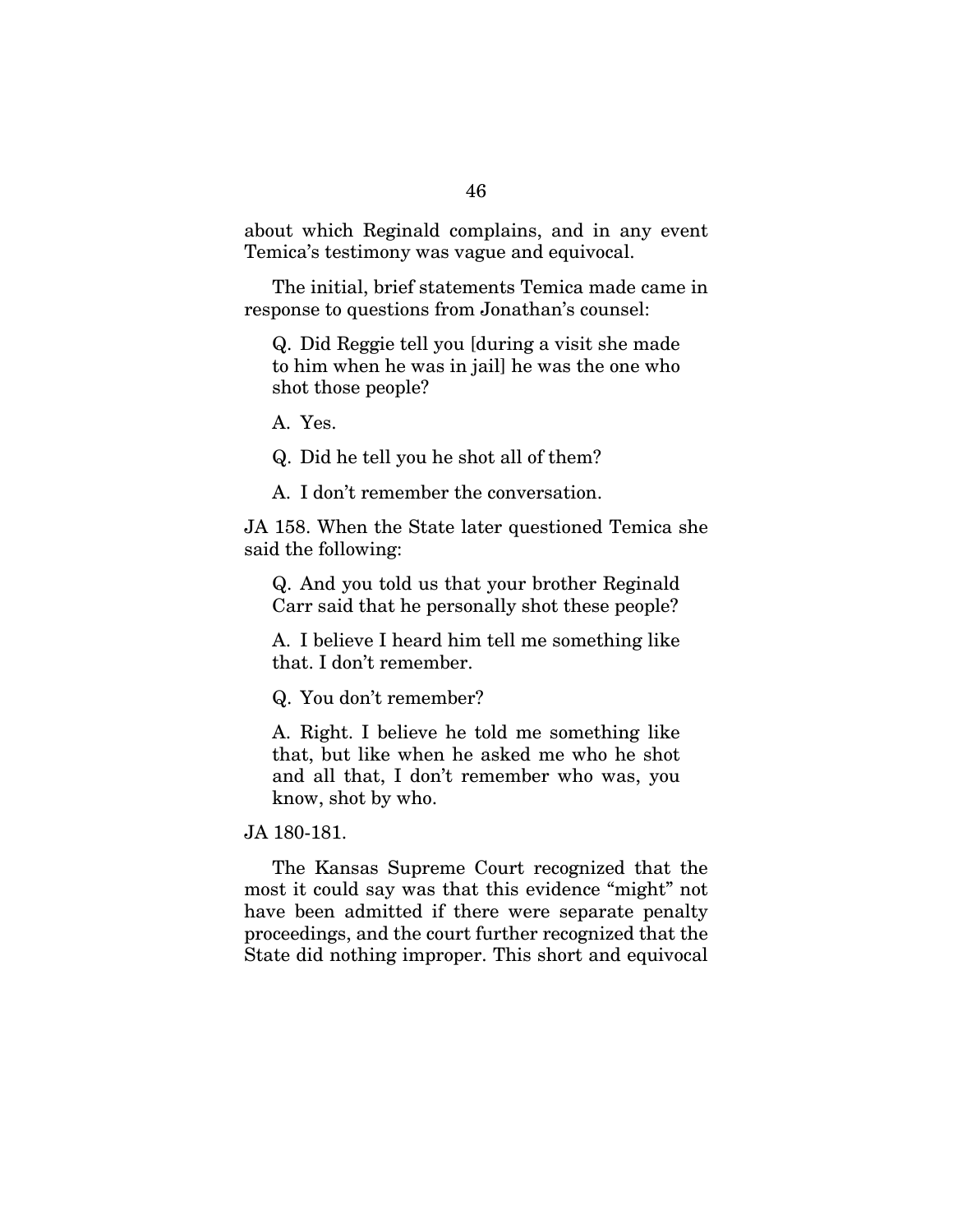about which Reginald complains, and in any event Temica's testimony was vague and equivocal.

The initial, brief statements Temica made came in response to questions from Jonathan's counsel:

> Q. Did Reggie tell you [during a visit she made to him when he was in jail] he was the one who shot those people?
>
> A. Yes.
>
> Q. Did he tell you he shot all of them?
>
> A. I don't remember the conversation.

JA 158. When the State later questioned Temica she said the following:

> Q. And you told us that your brother Reginald Carr said that he personally shot these people?
>
> A. I believe I heard him tell me something like that. I don't remember.
>
> Q. You don't remember?
>
> A. Right. I believe he told me something like that, but like when he asked me who he shot and all that, I don't remember who was, you know, shot by who.

JA 180-181.

The Kansas Supreme Court recognized that the most it could say was that this evidence "might" not have been admitted if there were separate penalty proceedings, and the court further recognized that the State did nothing improper. This short and equivocal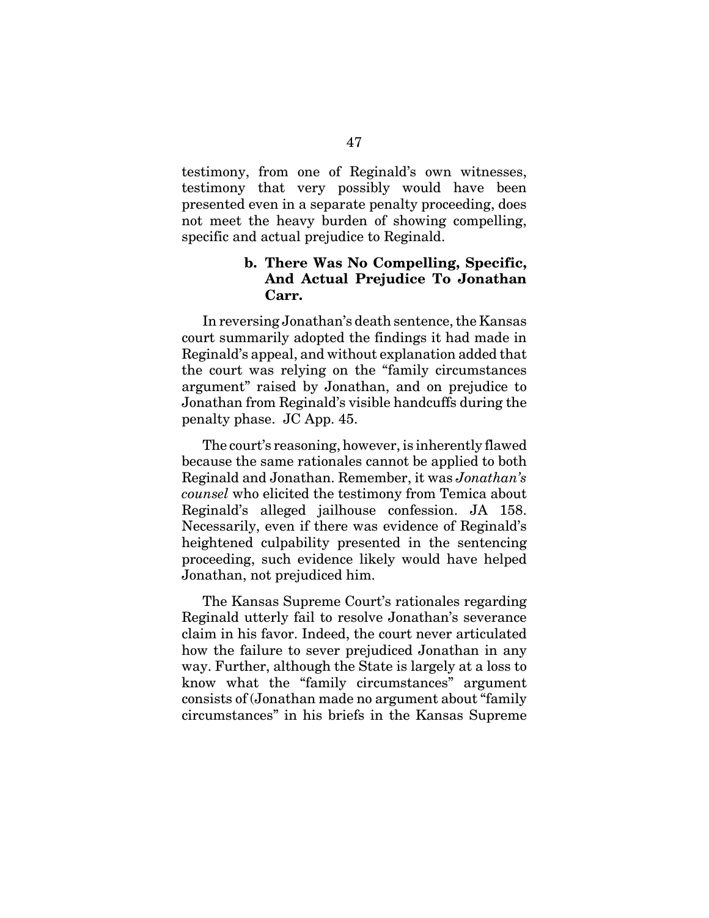testimony, from one of Reginald's own witnesses, testimony that very possibly would have been presented even in a separate penalty proceeding, does not meet the heavy burden of showing compelling, specific and actual prejudice to Reginald.

#### b. There Was No Compelling, Specific, And Actual Prejudice To Jonathan Carr.

In reversing Jonathan's death sentence, the Kansas court summarily adopted the findings it had made in Reginald's appeal, and without explanation added that the court was relying on the "family circumstances argument" raised by Jonathan, and on prejudice to Jonathan from Reginald's visible handcuffs during the penalty phase. JC App. 45.

The court's reasoning, however, is inherently flawed because the same rationales cannot be applied to both Reginald and Jonathan. Remember, it was *Jonathan's counsel* who elicited the testimony from Temica about Reginald's alleged jailhouse confession. JA 158. Necessarily, even if there was evidence of Reginald's heightened culpability presented in the sentencing proceeding, such evidence likely would have helped Jonathan, not prejudiced him.

The Kansas Supreme Court's rationales regarding Reginald utterly fail to resolve Jonathan's severance claim in his favor. Indeed, the court never articulated how the failure to sever prejudiced Jonathan in any way. Further, although the State is largely at a loss to know what the "family circumstances" argument consists of (Jonathan made no argument about "family circumstances" in his briefs in the Kansas Supreme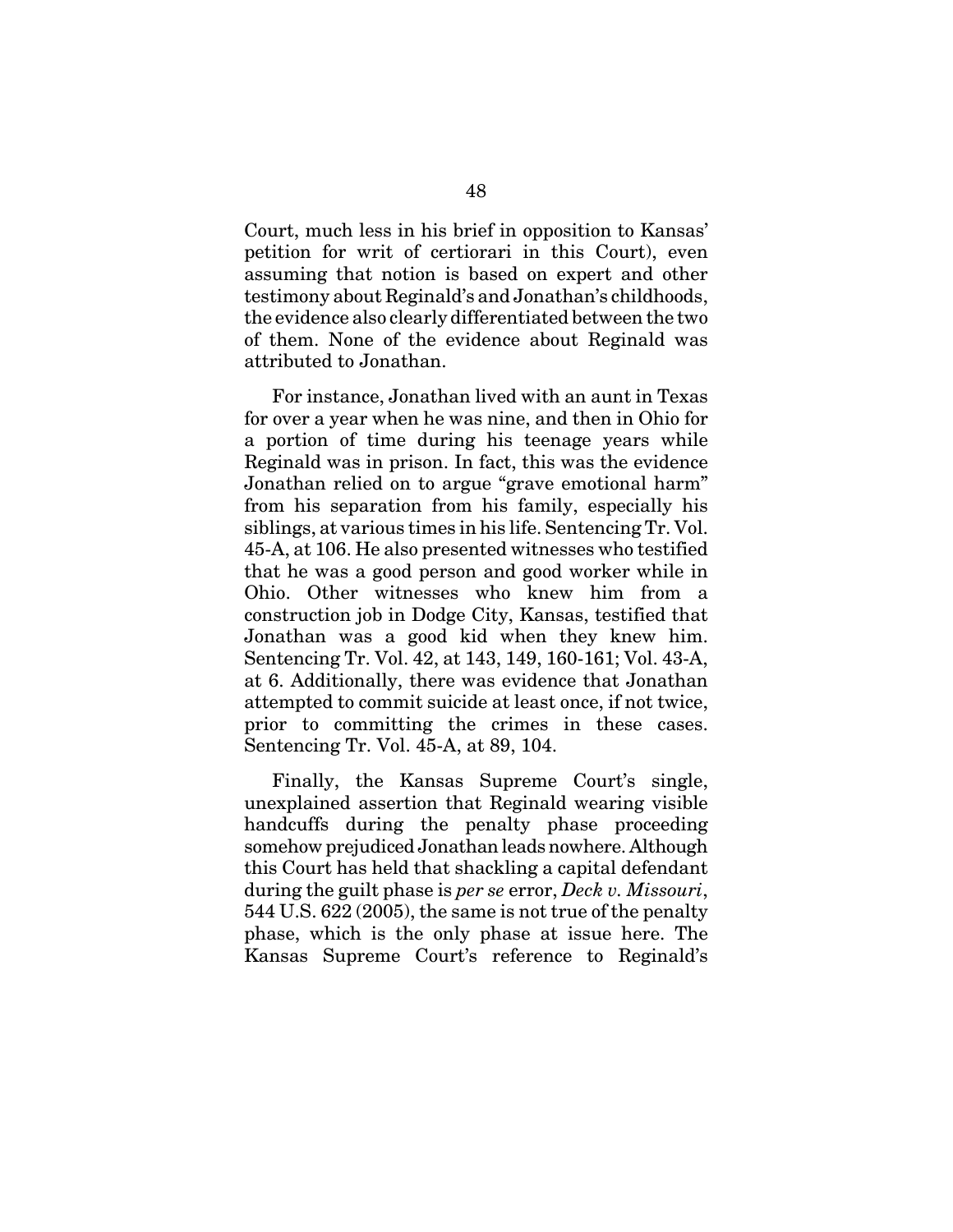Court, much less in his brief in opposition to Kansas' petition for writ of certiorari in this Court), even assuming that notion is based on expert and other testimony about Reginald's and Jonathan's childhoods, the evidence also clearly differentiated between the two of them. None of the evidence about Reginald was attributed to Jonathan.

For instance, Jonathan lived with an aunt in Texas for over a year when he was nine, and then in Ohio for a portion of time during his teenage years while Reginald was in prison. In fact, this was the evidence Jonathan relied on to argue "grave emotional harm" from his separation from his family, especially his siblings, at various times in his life. Sentencing Tr. Vol. 45-A, at 106. He also presented witnesses who testified that he was a good person and good worker while in Ohio. Other witnesses who knew him from a construction job in Dodge City, Kansas, testified that Jonathan was a good kid when they knew him. Sentencing Tr. Vol. 42, at 143, 149, 160-161; Vol. 43-A, at 6. Additionally, there was evidence that Jonathan attempted to commit suicide at least once, if not twice, prior to committing the crimes in these cases. Sentencing Tr. Vol. 45-A, at 89, 104.

Finally, the Kansas Supreme Court's single, unexplained assertion that Reginald wearing visible handcuffs during the penalty phase proceeding somehow prejudiced Jonathan leads nowhere. Although this Court has held that shackling a capital defendant during the guilt phase is *per se* error, *Deck v. Missouri*, 544 U.S. 622 (2005), the same is not true of the penalty phase, which is the only phase at issue here. The Kansas Supreme Court's reference to Reginald's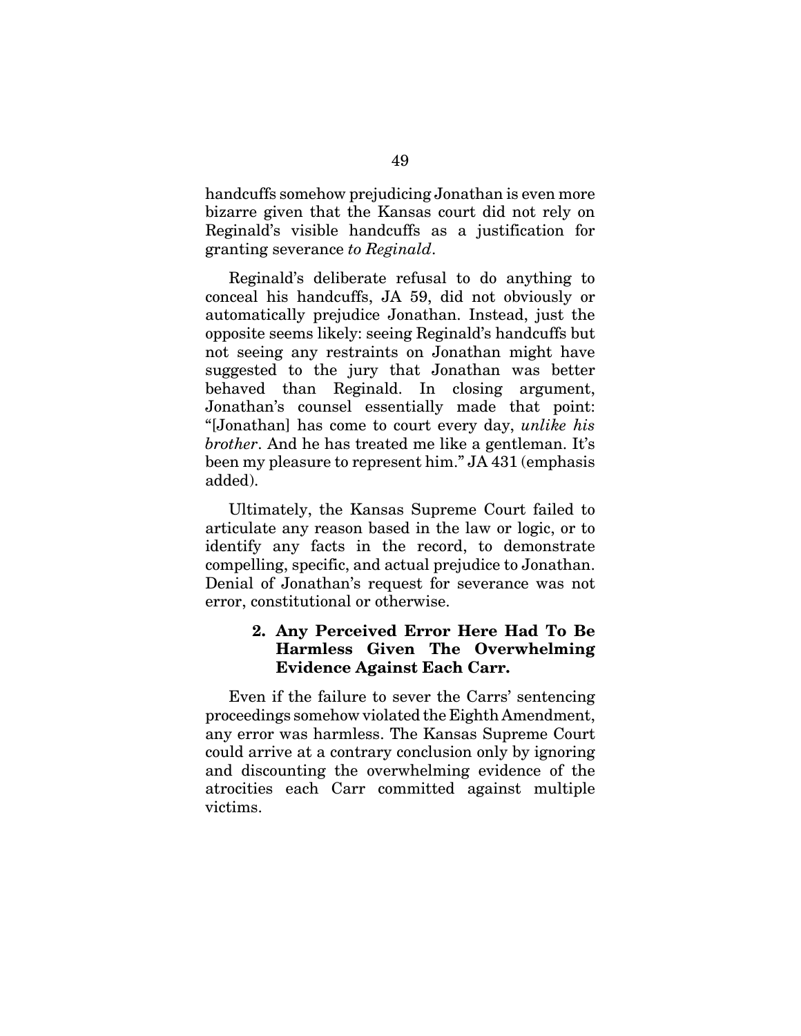handcuffs somehow prejudicing Jonathan is even more bizarre given that the Kansas court did not rely on Reginald's visible handcuffs as a justification for granting severance *to Reginald*.

Reginald's deliberate refusal to do anything to conceal his handcuffs, JA 59, did not obviously or automatically prejudice Jonathan. Instead, just the opposite seems likely: seeing Reginald's handcuffs but not seeing any restraints on Jonathan might have suggested to the jury that Jonathan was better behaved than Reginald. In closing argument, Jonathan's counsel essentially made that point: "[Jonathan] has come to court every day, *unlike his brother*. And he has treated me like a gentleman. It's been my pleasure to represent him." JA 431 (emphasis added).

Ultimately, the Kansas Supreme Court failed to articulate any reason based in the law or logic, or to identify any facts in the record, to demonstrate compelling, specific, and actual prejudice to Jonathan. Denial of Jonathan's request for severance was not error, constitutional or otherwise.

#### 2. Any Perceived Error Here Had To Be Harmless Given The Overwhelming Evidence Against Each Carr.

Even if the failure to sever the Carrs' sentencing proceedings somehow violated the Eighth Amendment, any error was harmless. The Kansas Supreme Court could arrive at a contrary conclusion only by ignoring and discounting the overwhelming evidence of the atrocities each Carr committed against multiple victims.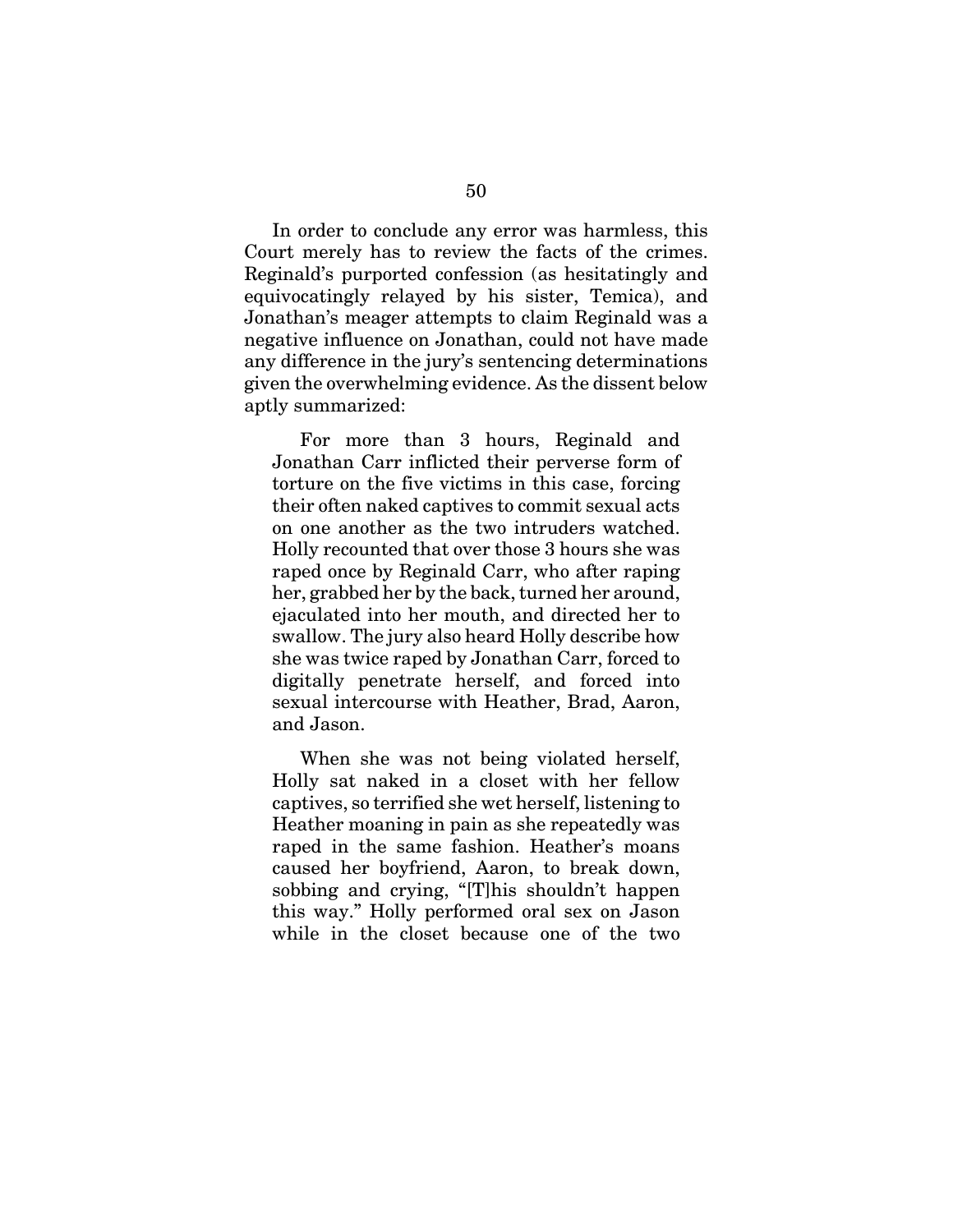In order to conclude any error was harmless, this Court merely has to review the facts of the crimes. Reginald's purported confession (as hesitatingly and equivocatingly relayed by his sister, Temica), and Jonathan's meager attempts to claim Reginald was a negative influence on Jonathan, could not have made any difference in the jury's sentencing determinations given the overwhelming evidence. As the dissent below aptly summarized:

> For more than 3 hours, Reginald and Jonathan Carr inflicted their perverse form of torture on the five victims in this case, forcing their often naked captives to commit sexual acts on one another as the two intruders watched. Holly recounted that over those 3 hours she was raped once by Reginald Carr, who after raping her, grabbed her by the back, turned her around, ejaculated into her mouth, and directed her to swallow. The jury also heard Holly describe how she was twice raped by Jonathan Carr, forced to digitally penetrate herself, and forced into sexual intercourse with Heather, Brad, Aaron, and Jason.
>
> When she was not being violated herself, Holly sat naked in a closet with her fellow captives, so terrified she wet herself, listening to Heather moaning in pain as she repeatedly was raped in the same fashion. Heather's moans caused her boyfriend, Aaron, to break down, sobbing and crying, "[T]his shouldn't happen this way." Holly performed oral sex on Jason while in the closet because one of the two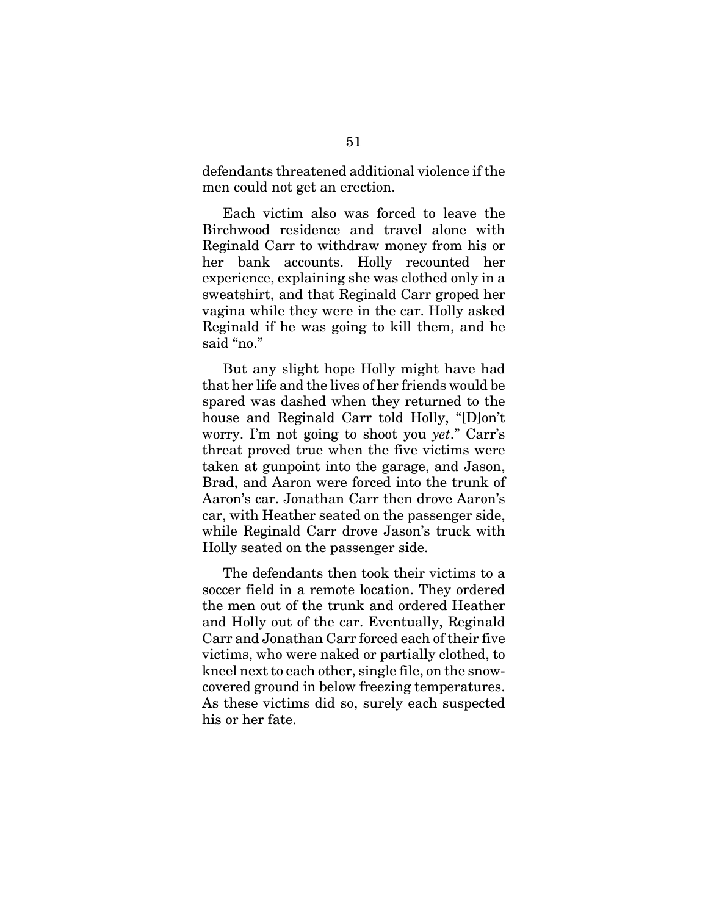defendants threatened additional violence if the men could not get an erection.

Each victim also was forced to leave the Birchwood residence and travel alone with Reginald Carr to withdraw money from his or her bank accounts. Holly recounted her experience, explaining she was clothed only in a sweatshirt, and that Reginald Carr groped her vagina while they were in the car. Holly asked Reginald if he was going to kill them, and he said "no."

But any slight hope Holly might have had that her life and the lives of her friends would be spared was dashed when they returned to the house and Reginald Carr told Holly, "[D]on't worry. I'm not going to shoot you *yet*." Carr's threat proved true when the five victims were taken at gunpoint into the garage, and Jason, Brad, and Aaron were forced into the trunk of Aaron's car. Jonathan Carr then drove Aaron's car, with Heather seated on the passenger side, while Reginald Carr drove Jason's truck with Holly seated on the passenger side.

The defendants then took their victims to a soccer field in a remote location. They ordered the men out of the trunk and ordered Heather and Holly out of the car. Eventually, Reginald Carr and Jonathan Carr forced each of their five victims, who were naked or partially clothed, to kneel next to each other, single file, on the snow-covered ground in below freezing temperatures. As these victims did so, surely each suspected his or her fate.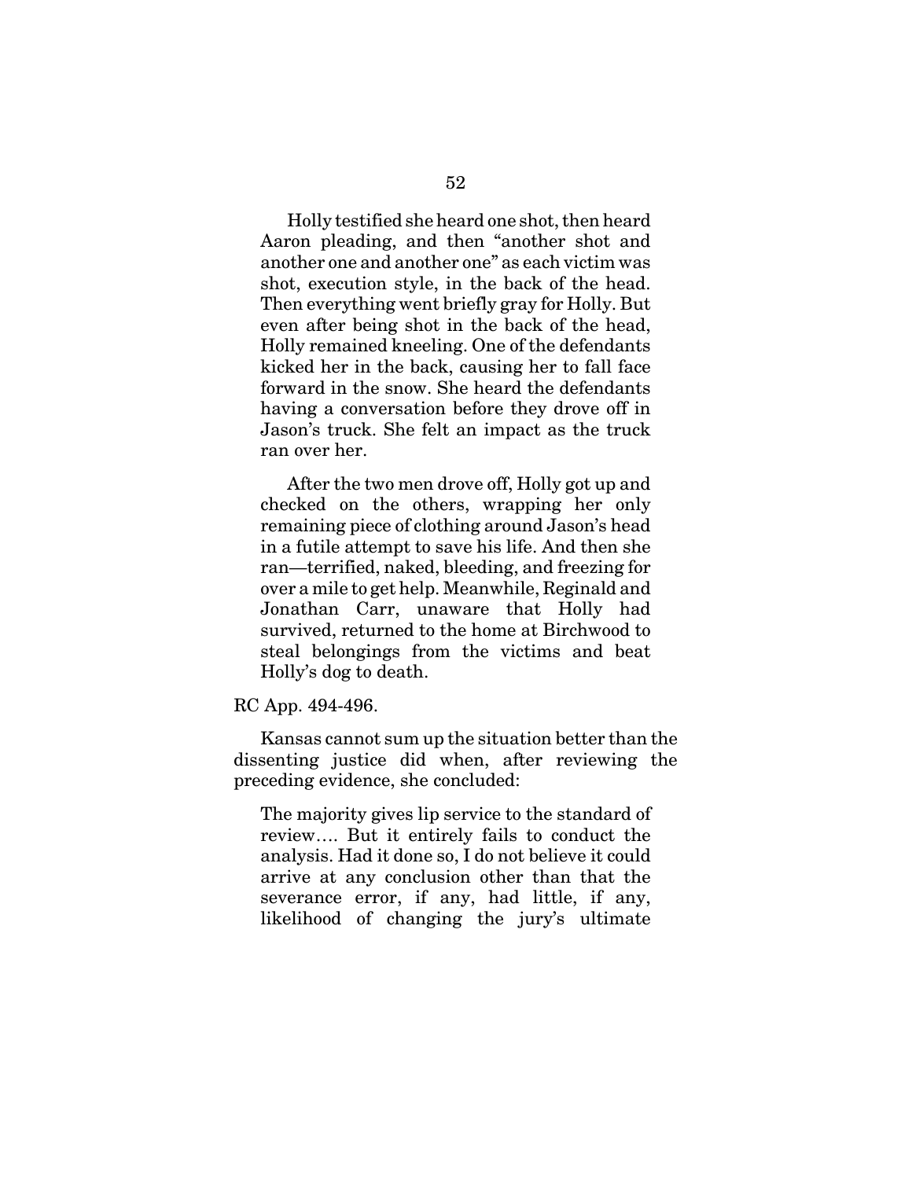> Holly testified she heard one shot, then heard Aaron pleading, and then "another shot and another one and another one" as each victim was shot, execution style, in the back of the head. Then everything went briefly gray for Holly. But even after being shot in the back of the head, Holly remained kneeling. One of the defendants kicked her in the back, causing her to fall face forward in the snow. She heard the defendants having a conversation before they drove off in Jason's truck. She felt an impact as the truck ran over her.
>
> After the two men drove off, Holly got up and checked on the others, wrapping her only remaining piece of clothing around Jason's head in a futile attempt to save his life. And then she ran—terrified, naked, bleeding, and freezing for over a mile to get help. Meanwhile, Reginald and Jonathan Carr, unaware that Holly had survived, returned to the home at Birchwood to steal belongings from the victims and beat Holly's dog to death.

RC App. 494-496.

Kansas cannot sum up the situation better than the dissenting justice did when, after reviewing the preceding evidence, she concluded:

> The majority gives lip service to the standard of review…. But it entirely fails to conduct the analysis. Had it done so, I do not believe it could arrive at any conclusion other than that the severance error, if any, had little, if any, likelihood of changing the jury's ultimate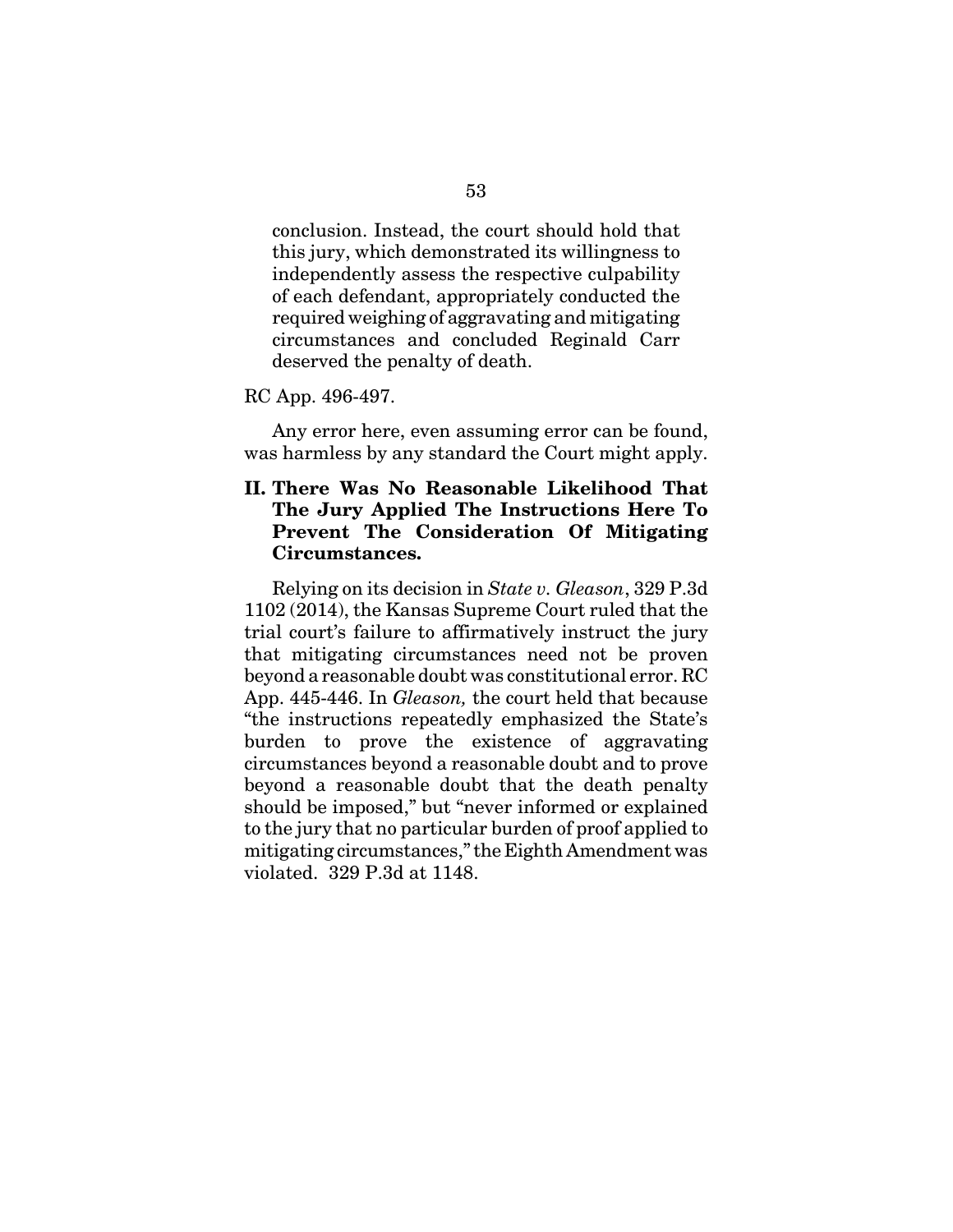> conclusion. Instead, the court should hold that this jury, which demonstrated its willingness to independently assess the respective culpability of each defendant, appropriately conducted the required weighing of aggravating and mitigating circumstances and concluded Reginald Carr deserved the penalty of death.

RC App. 496-497.

Any error here, even assuming error can be found, was harmless by any standard the Court might apply.

## II. There Was No Reasonable Likelihood That The Jury Applied The Instructions Here To Prevent The Consideration Of Mitigating Circumstances.

Relying on its decision in *State v. Gleason*, 329 P.3d 1102 (2014), the Kansas Supreme Court ruled that the trial court's failure to affirmatively instruct the jury that mitigating circumstances need not be proven beyond a reasonable doubt was constitutional error. RC App. 445-446. In *Gleason,* the court held that because "the instructions repeatedly emphasized the State's burden to prove the existence of aggravating circumstances beyond a reasonable doubt and to prove beyond a reasonable doubt that the death penalty should be imposed," but "never informed or explained to the jury that no particular burden of proof applied to mitigating circumstances," the Eighth Amendment was violated. 329 P.3d at 1148.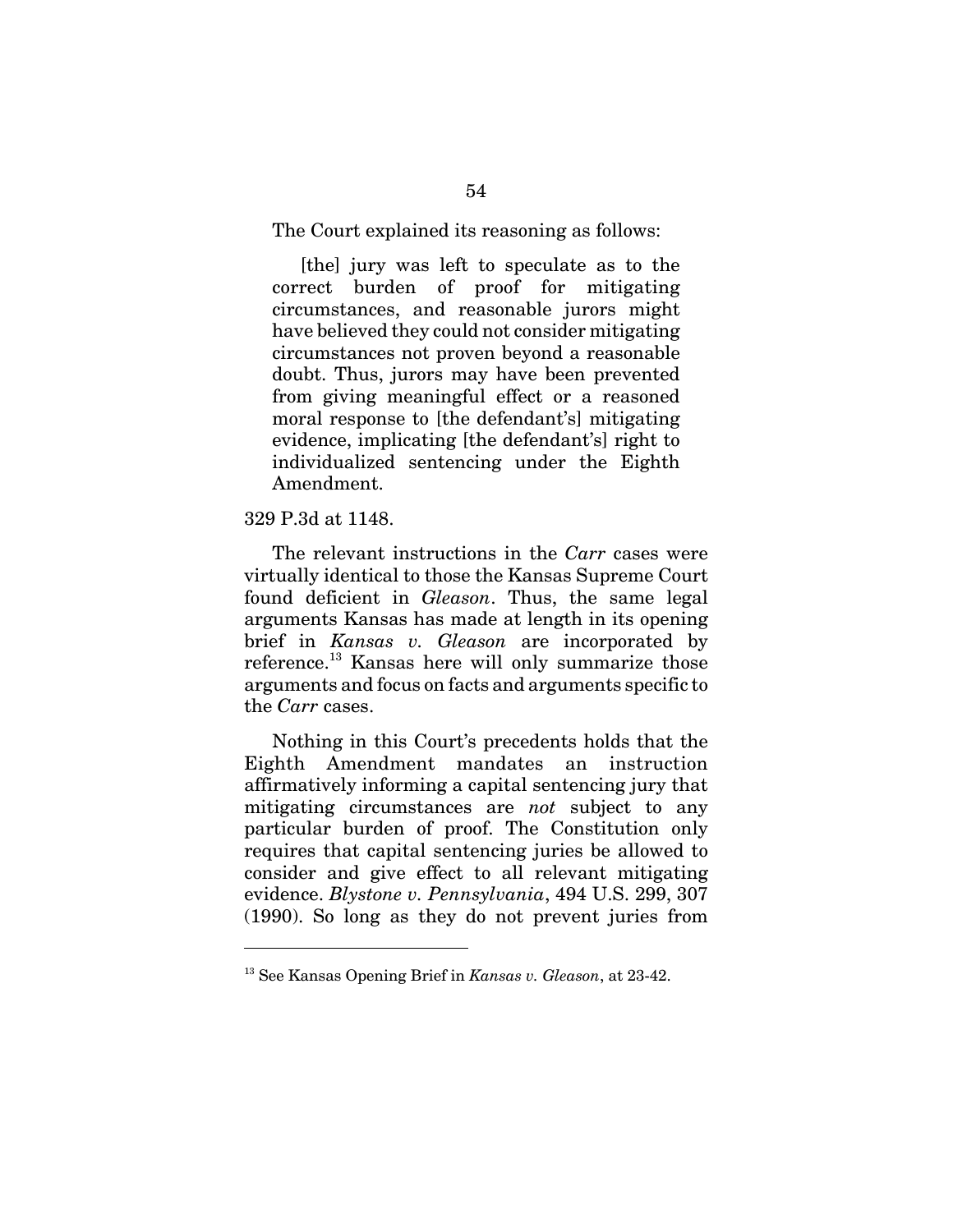The Court explained its reasoning as follows:

> [the] jury was left to speculate as to the correct burden of proof for mitigating circumstances, and reasonable jurors might have believed they could not consider mitigating circumstances not proven beyond a reasonable doubt. Thus, jurors may have been prevented from giving meaningful effect or a reasoned moral response to [the defendant's] mitigating evidence, implicating [the defendant's] right to individualized sentencing under the Eighth Amendment.

329 P.3d at 1148.

The relevant instructions in the *Carr* cases were virtually identical to those the Kansas Supreme Court found deficient in *Gleason*. Thus, the same legal arguments Kansas has made at length in its opening brief in *Kansas v. Gleason* are incorporated by reference.[13] Kansas here will only summarize those arguments and focus on facts and arguments specific to the *Carr* cases.

Nothing in this Court's precedents holds that the Eighth Amendment mandates an instruction affirmatively informing a capital sentencing jury that mitigating circumstances are *not* subject to any particular burden of proof. The Constitution only requires that capital sentencing juries be allowed to consider and give effect to all relevant mitigating evidence. *Blystone v. Pennsylvania*, 494 U.S. 299, 307 (1990). So long as they do not prevent juries from

---

[13] See Kansas Opening Brief in *Kansas v. Gleason*, at 23-42.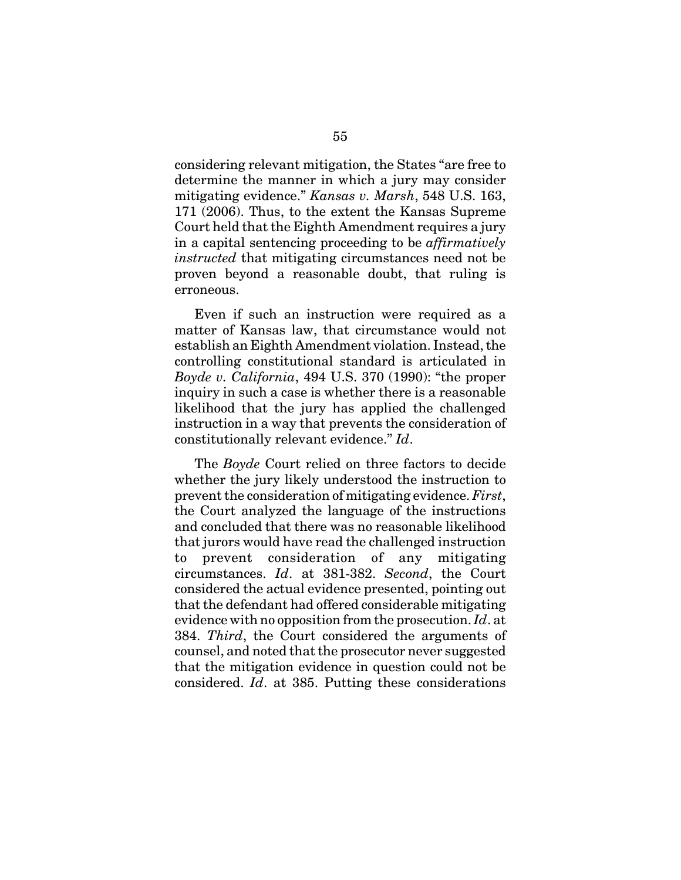considering relevant mitigation, the States "are free to determine the manner in which a jury may consider mitigating evidence." *Kansas v. Marsh*, 548 U.S. 163, 171 (2006). Thus, to the extent the Kansas Supreme Court held that the Eighth Amendment requires a jury in a capital sentencing proceeding to be *affirmatively instructed* that mitigating circumstances need not be proven beyond a reasonable doubt, that ruling is erroneous.

Even if such an instruction were required as a matter of Kansas law, that circumstance would not establish an Eighth Amendment violation. Instead, the controlling constitutional standard is articulated in *Boyde v. California*, 494 U.S. 370 (1990): "the proper inquiry in such a case is whether there is a reasonable likelihood that the jury has applied the challenged instruction in a way that prevents the consideration of constitutionally relevant evidence." *Id*.

The *Boyde* Court relied on three factors to decide whether the jury likely understood the instruction to prevent the consideration of mitigating evidence. *First*, the Court analyzed the language of the instructions and concluded that there was no reasonable likelihood that jurors would have read the challenged instruction to prevent consideration of any mitigating circumstances. *Id*. at 381-382. *Second*, the Court considered the actual evidence presented, pointing out that the defendant had offered considerable mitigating evidence with no opposition from the prosecution. *Id*. at 384. *Third*, the Court considered the arguments of counsel, and noted that the prosecutor never suggested that the mitigation evidence in question could not be considered. *Id*. at 385. Putting these considerations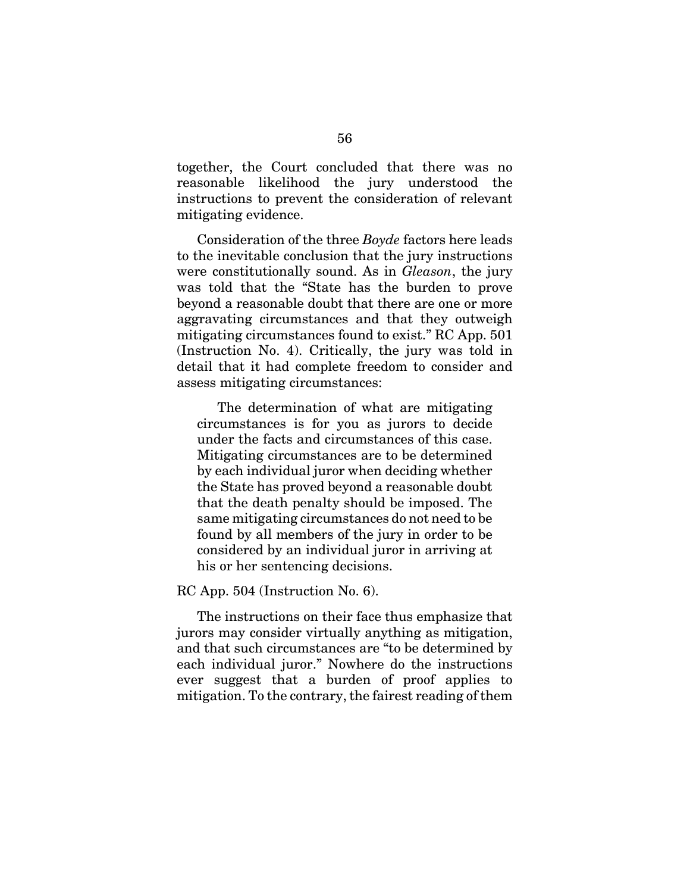together, the Court concluded that there was no reasonable likelihood the jury understood the instructions to prevent the consideration of relevant mitigating evidence.

Consideration of the three *Boyde* factors here leads to the inevitable conclusion that the jury instructions were constitutionally sound. As in *Gleason*, the jury was told that the "State has the burden to prove beyond a reasonable doubt that there are one or more aggravating circumstances and that they outweigh mitigating circumstances found to exist." RC App. 501 (Instruction No. 4). Critically, the jury was told in detail that it had complete freedom to consider and assess mitigating circumstances:

> The determination of what are mitigating circumstances is for you as jurors to decide under the facts and circumstances of this case. Mitigating circumstances are to be determined by each individual juror when deciding whether the State has proved beyond a reasonable doubt that the death penalty should be imposed. The same mitigating circumstances do not need to be found by all members of the jury in order to be considered by an individual juror in arriving at his or her sentencing decisions.

RC App. 504 (Instruction No. 6).

The instructions on their face thus emphasize that jurors may consider virtually anything as mitigation, and that such circumstances are "to be determined by each individual juror." Nowhere do the instructions ever suggest that a burden of proof applies to mitigation. To the contrary, the fairest reading of them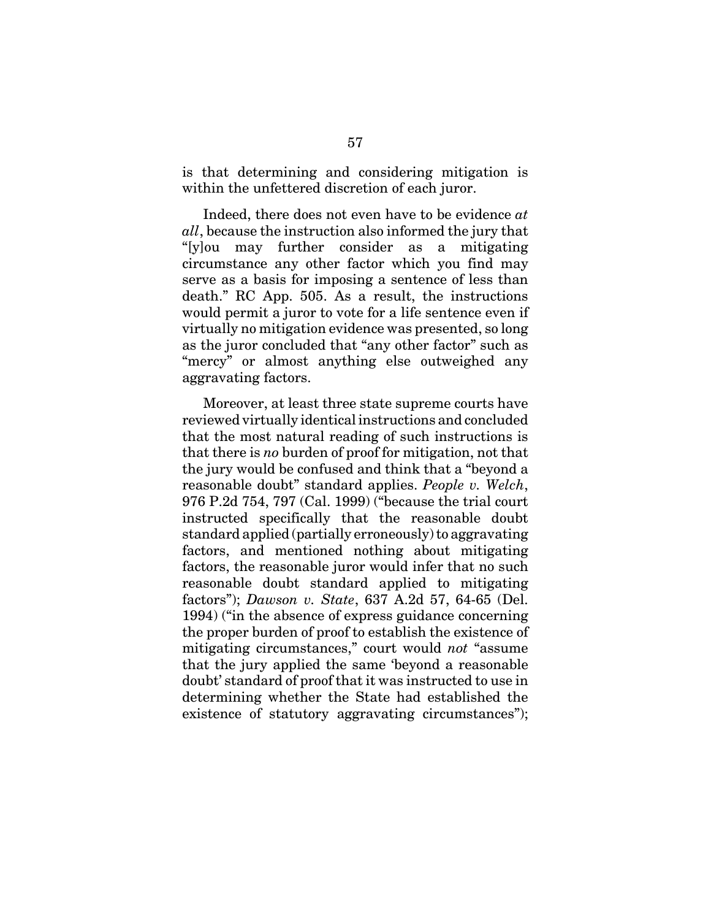is that determining and considering mitigation is within the unfettered discretion of each juror.

Indeed, there does not even have to be evidence *at all*, because the instruction also informed the jury that "[y]ou may further consider as a mitigating circumstance any other factor which you find may serve as a basis for imposing a sentence of less than death." RC App. 505. As a result, the instructions would permit a juror to vote for a life sentence even if virtually no mitigation evidence was presented, so long as the juror concluded that "any other factor" such as "mercy" or almost anything else outweighed any aggravating factors.

Moreover, at least three state supreme courts have reviewed virtually identical instructions and concluded that the most natural reading of such instructions is that there is *no* burden of proof for mitigation, not that the jury would be confused and think that a "beyond a reasonable doubt" standard applies. *People v. Welch*, 976 P.2d 754, 797 (Cal. 1999) ("because the trial court instructed specifically that the reasonable doubt standard applied (partially erroneously) to aggravating factors, and mentioned nothing about mitigating factors, the reasonable juror would infer that no such reasonable doubt standard applied to mitigating factors"); *Dawson v. State*, 637 A.2d 57, 64-65 (Del. 1994) ("in the absence of express guidance concerning the proper burden of proof to establish the existence of mitigating circumstances," court would *not* "assume that the jury applied the same 'beyond a reasonable doubt' standard of proof that it was instructed to use in determining whether the State had established the existence of statutory aggravating circumstances");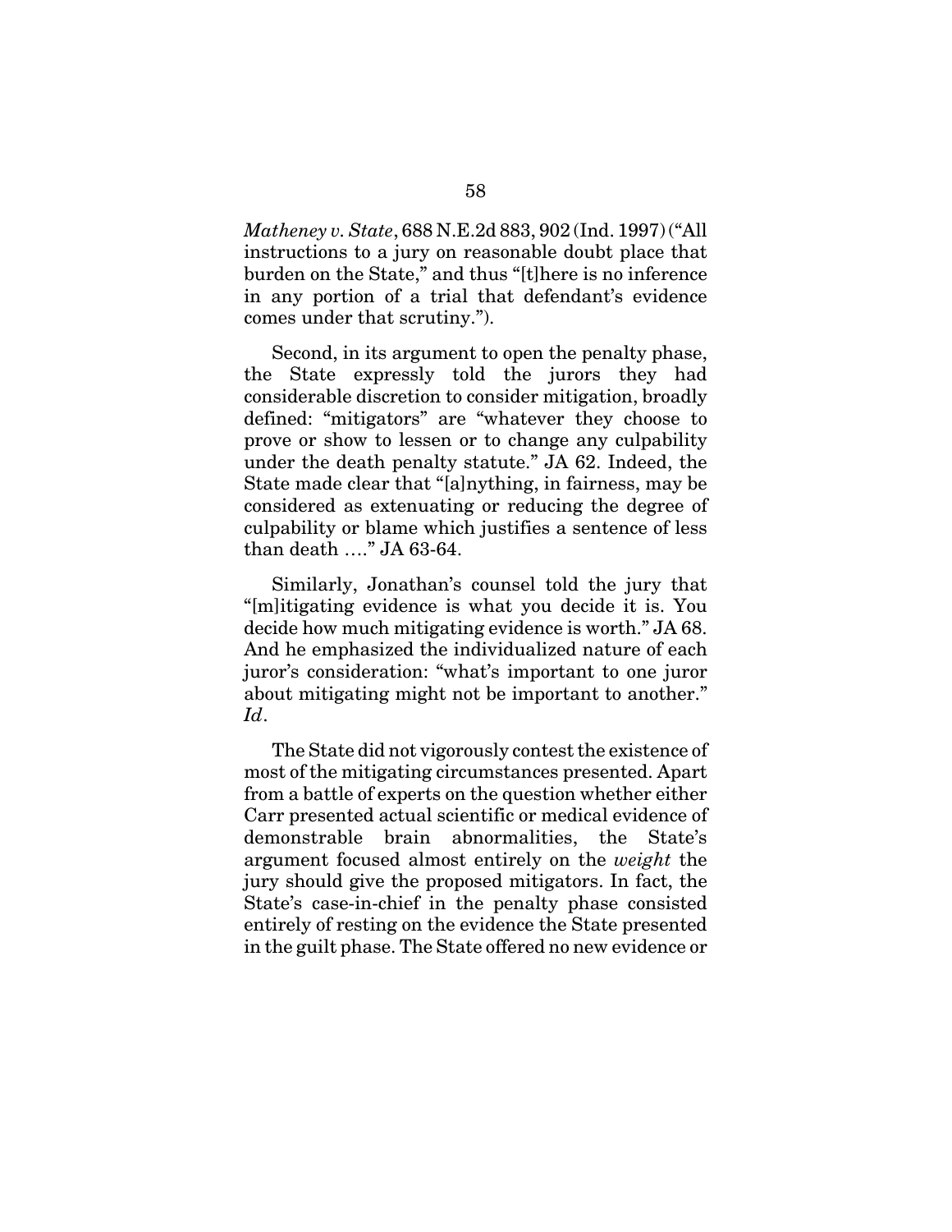*Matheney v. State*, 688 N.E.2d 883, 902 (Ind. 1997) ("All instructions to a jury on reasonable doubt place that burden on the State," and thus "[t]here is no inference in any portion of a trial that defendant's evidence comes under that scrutiny.").

Second, in its argument to open the penalty phase, the State expressly told the jurors they had considerable discretion to consider mitigation, broadly defined: "mitigators" are "whatever they choose to prove or show to lessen or to change any culpability under the death penalty statute." JA 62. Indeed, the State made clear that "[a]nything, in fairness, may be considered as extenuating or reducing the degree of culpability or blame which justifies a sentence of less than death …." JA 63-64.

Similarly, Jonathan's counsel told the jury that "[m]itigating evidence is what you decide it is. You decide how much mitigating evidence is worth." JA 68. And he emphasized the individualized nature of each juror's consideration: "what's important to one juror about mitigating might not be important to another." *Id*.

The State did not vigorously contest the existence of most of the mitigating circumstances presented. Apart from a battle of experts on the question whether either Carr presented actual scientific or medical evidence of demonstrable brain abnormalities, the State's argument focused almost entirely on the *weight* the jury should give the proposed mitigators. In fact, the State's case-in-chief in the penalty phase consisted entirely of resting on the evidence the State presented in the guilt phase. The State offered no new evidence or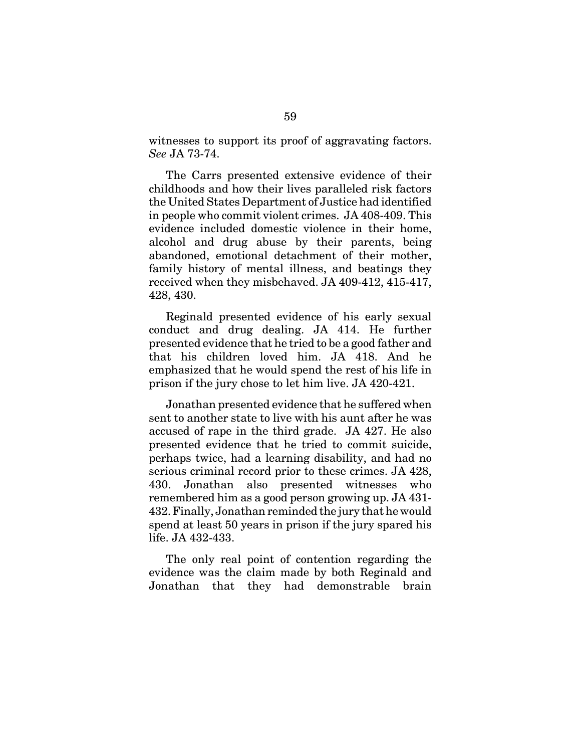witnesses to support its proof of aggravating factors. *See* JA 73-74.

The Carrs presented extensive evidence of their childhoods and how their lives paralleled risk factors the United States Department of Justice had identified in people who commit violent crimes. JA 408-409. This evidence included domestic violence in their home, alcohol and drug abuse by their parents, being abandoned, emotional detachment of their mother, family history of mental illness, and beatings they received when they misbehaved. JA 409-412, 415-417, 428, 430.

Reginald presented evidence of his early sexual conduct and drug dealing. JA 414. He further presented evidence that he tried to be a good father and that his children loved him. JA 418. And he emphasized that he would spend the rest of his life in prison if the jury chose to let him live. JA 420-421.

Jonathan presented evidence that he suffered when sent to another state to live with his aunt after he was accused of rape in the third grade. JA 427. He also presented evidence that he tried to commit suicide, perhaps twice, had a learning disability, and had no serious criminal record prior to these crimes. JA 428, 430. Jonathan also presented witnesses who remembered him as a good person growing up. JA 431-432. Finally, Jonathan reminded the jury that he would spend at least 50 years in prison if the jury spared his life. JA 432-433.

The only real point of contention regarding the evidence was the claim made by both Reginald and Jonathan that they had demonstrable brain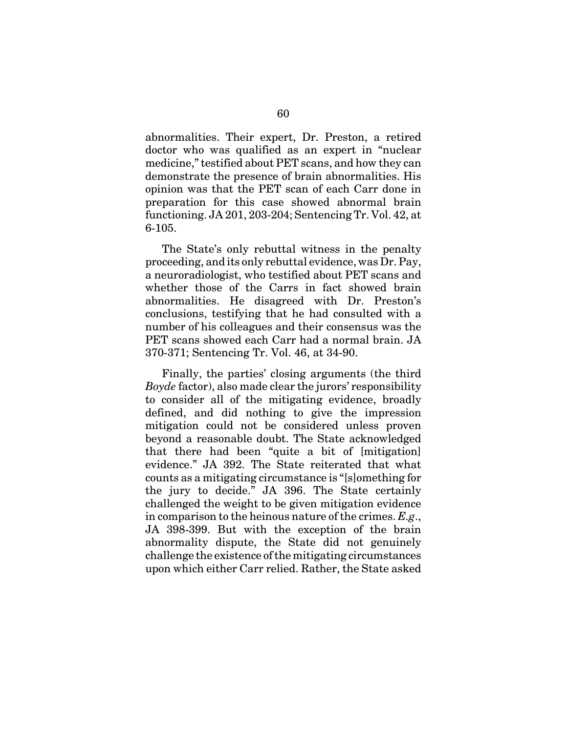abnormalities. Their expert, Dr. Preston, a retired doctor who was qualified as an expert in "nuclear medicine," testified about PET scans, and how they can demonstrate the presence of brain abnormalities. His opinion was that the PET scan of each Carr done in preparation for this case showed abnormal brain functioning. JA 201, 203-204; Sentencing Tr. Vol. 42, at 6-105.

The State's only rebuttal witness in the penalty proceeding, and its only rebuttal evidence, was Dr. Pay, a neuroradiologist, who testified about PET scans and whether those of the Carrs in fact showed brain abnormalities. He disagreed with Dr. Preston's conclusions, testifying that he had consulted with a number of his colleagues and their consensus was the PET scans showed each Carr had a normal brain. JA 370-371; Sentencing Tr. Vol. 46, at 34-90.

Finally, the parties' closing arguments (the third *Boyde* factor), also made clear the jurors' responsibility to consider all of the mitigating evidence, broadly defined, and did nothing to give the impression mitigation could not be considered unless proven beyond a reasonable doubt. The State acknowledged that there had been "quite a bit of [mitigation] evidence." JA 392. The State reiterated that what counts as a mitigating circumstance is "[s]omething for the jury to decide." JA 396. The State certainly challenged the weight to be given mitigation evidence in comparison to the heinous nature of the crimes. *E.g.*, JA 398-399. But with the exception of the brain abnormality dispute, the State did not genuinely challenge the existence of the mitigating circumstances upon which either Carr relied. Rather, the State asked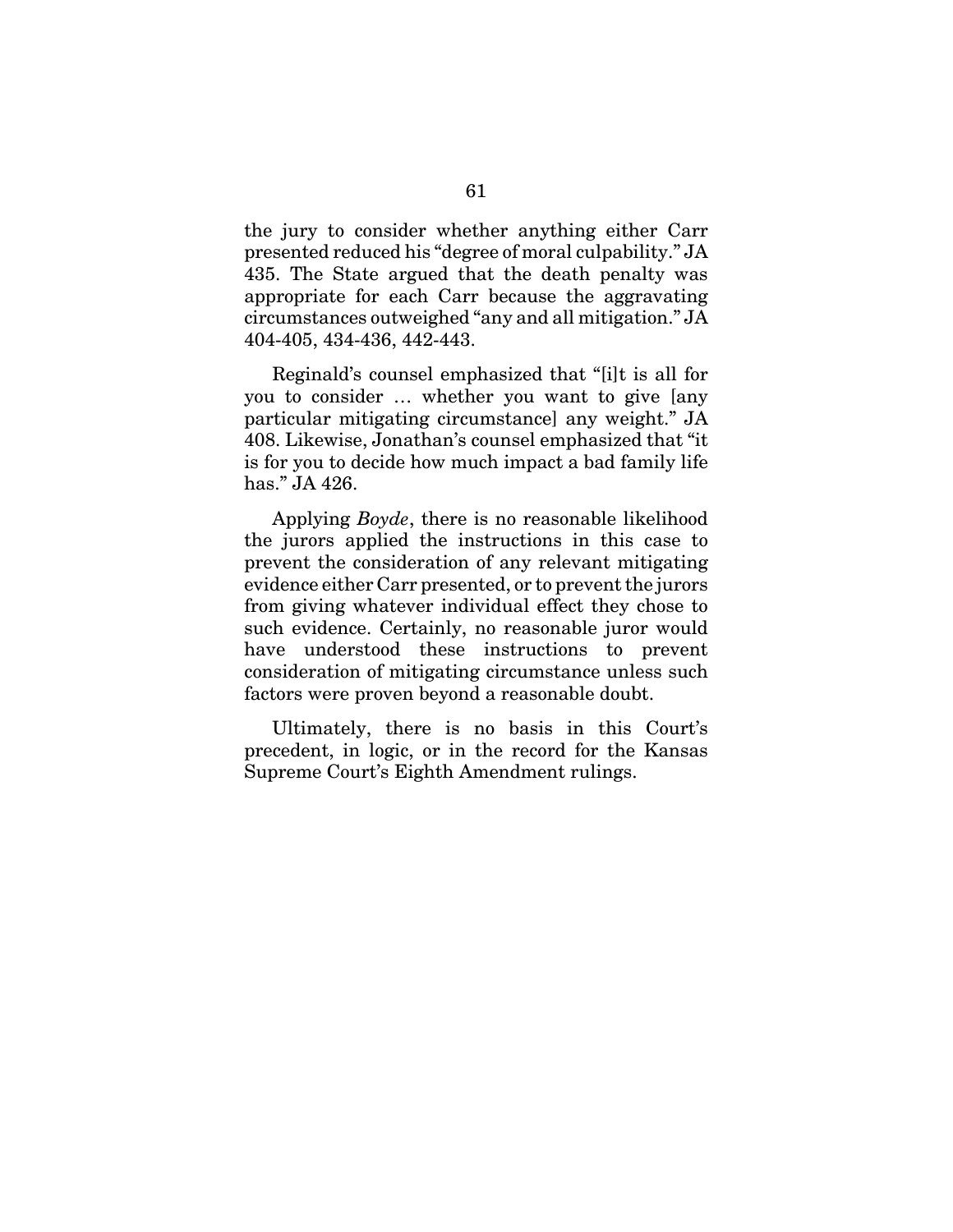the jury to consider whether anything either Carr presented reduced his "degree of moral culpability." JA 435. The State argued that the death penalty was appropriate for each Carr because the aggravating circumstances outweighed "any and all mitigation." JA 404-405, 434-436, 442-443.

Reginald's counsel emphasized that "[i]t is all for you to consider … whether you want to give [any particular mitigating circumstance] any weight." JA 408. Likewise, Jonathan's counsel emphasized that "it is for you to decide how much impact a bad family life has." JA 426.

Applying *Boyde*, there is no reasonable likelihood the jurors applied the instructions in this case to prevent the consideration of any relevant mitigating evidence either Carr presented, or to prevent the jurors from giving whatever individual effect they chose to such evidence. Certainly, no reasonable juror would have understood these instructions to prevent consideration of mitigating circumstance unless such factors were proven beyond a reasonable doubt.

Ultimately, there is no basis in this Court's precedent, in logic, or in the record for the Kansas Supreme Court's Eighth Amendment rulings.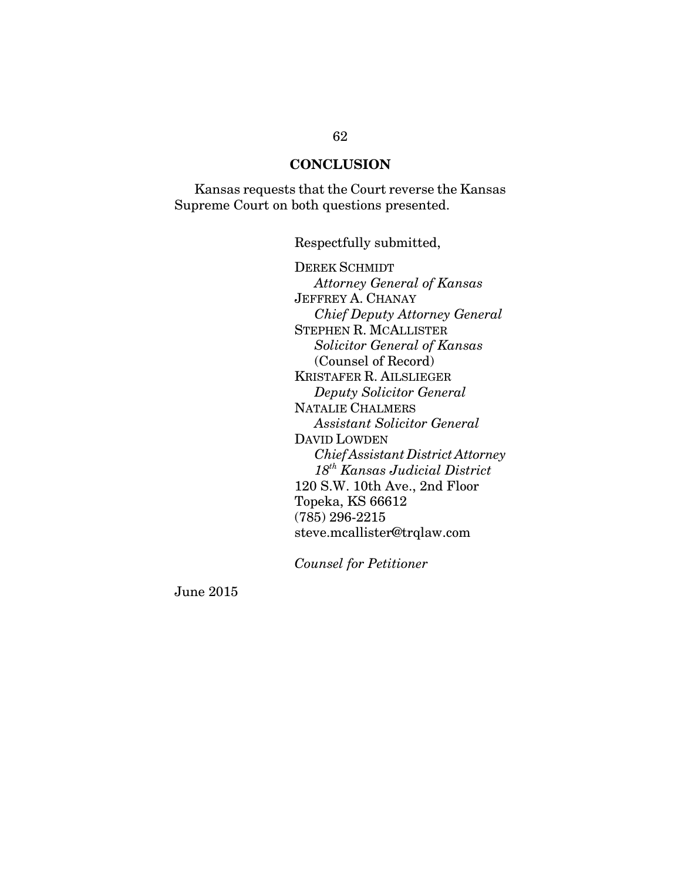## CONCLUSION

Kansas requests that the Court reverse the Kansas Supreme Court on both questions presented.

Respectfully submitted,

DEREK SCHMIDT
*Attorney General of Kansas*
JEFFREY A. CHANAY
*Chief Deputy Attorney General*
STEPHEN R. MCALLISTER
*Solicitor General of Kansas*
(Counsel of Record)
KRISTAFER R. AILSLIEGER
*Deputy Solicitor General*
NATALIE CHALMERS
*Assistant Solicitor General*
DAVID LOWDEN
*Chief Assistant District Attorney*
*18th Kansas Judicial District*
120 S.W. 10th Ave., 2nd Floor
Topeka, KS 66612
(785) 296-2215
steve.mcallister@trqlaw.com

*Counsel for Petitioner*

June 2015